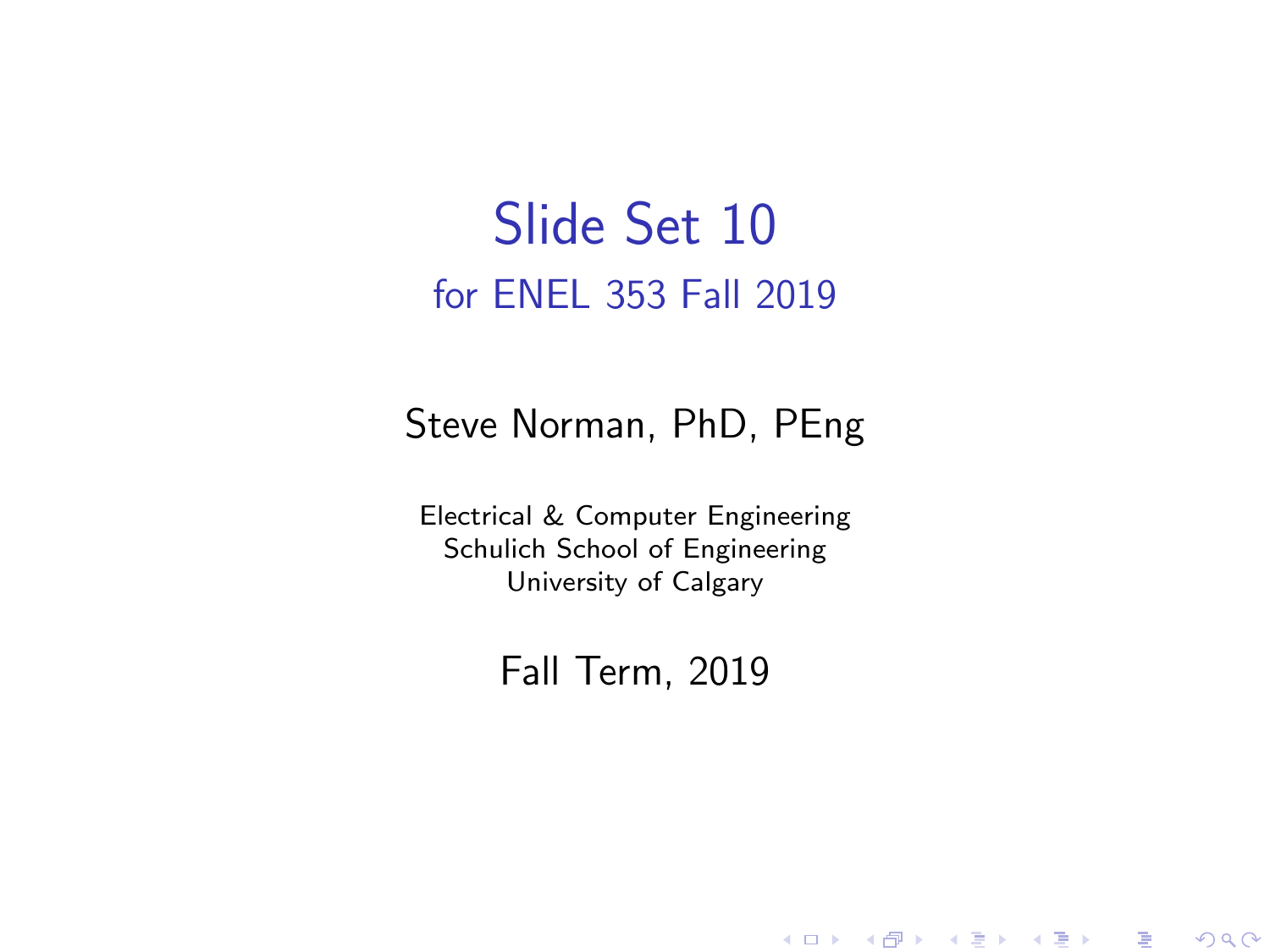# Slide Set 10

## for ENEL 353 Fall 2019

Steve Norman, PhD, PEng

Electrical & Computer Engineering
Schulich School of Engineering
University of Calgary

Fall Term, 2019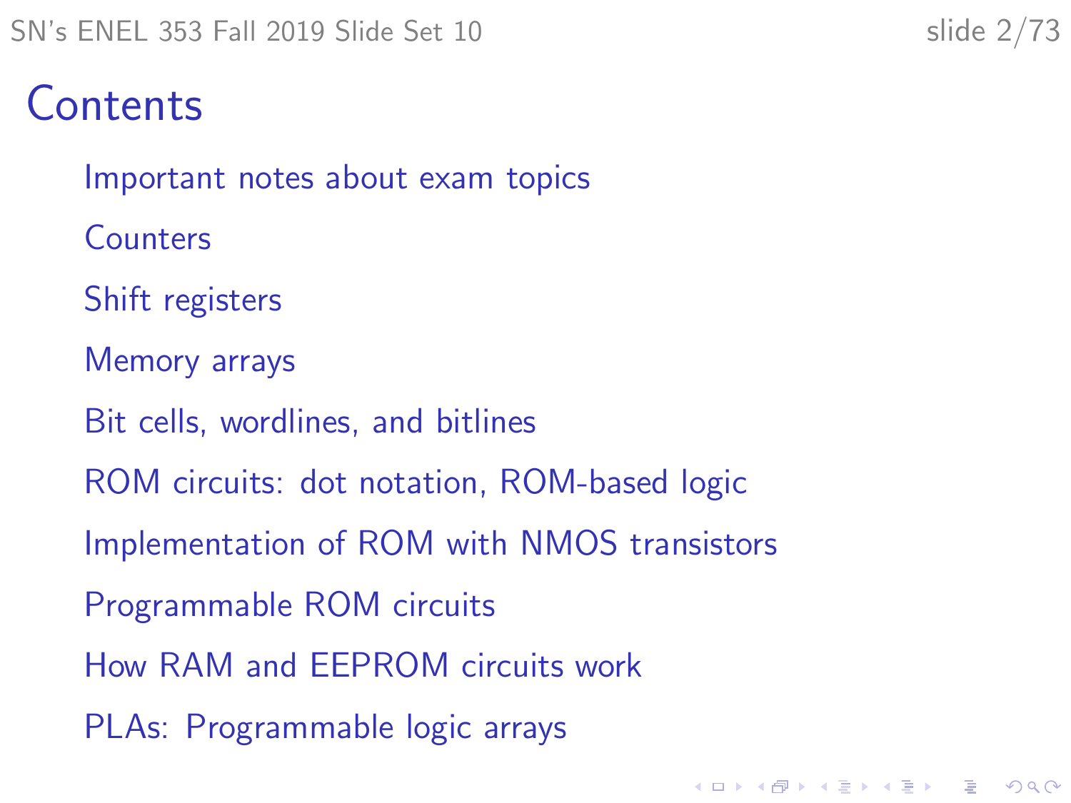# Contents

- Important notes about exam topics
- Counters
- Shift registers
- Memory arrays
- Bit cells, wordlines, and bitlines
- ROM circuits: dot notation, ROM-based logic
- Implementation of ROM with NMOS transistors
- Programmable ROM circuits
- How RAM and EEPROM circuits work
- PLAs: Programmable logic arrays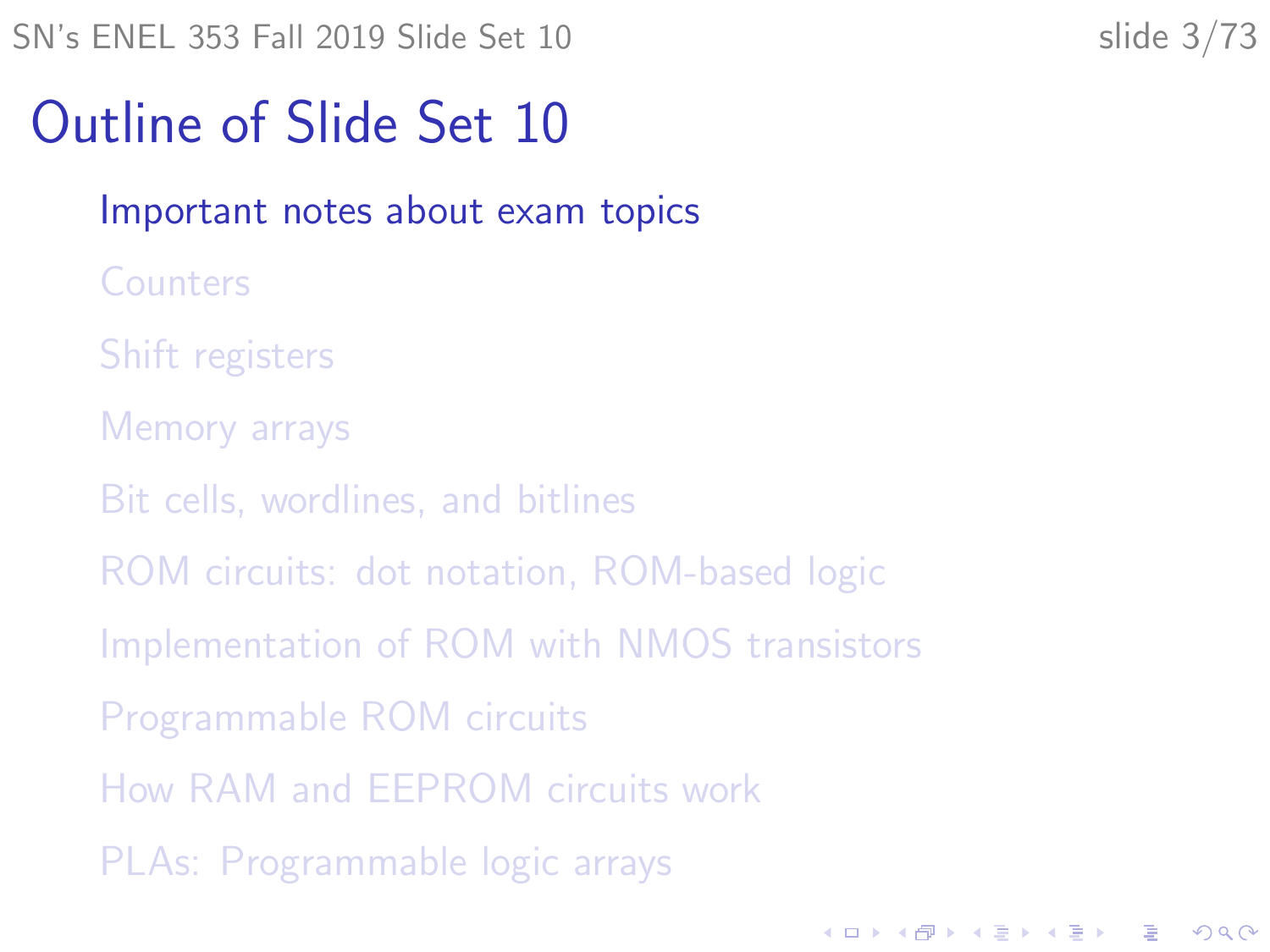# Outline of Slide Set 10

- Important notes about exam topics
- Counters
- Shift registers
- Memory arrays
- Bit cells, wordlines, and bitlines
- ROM circuits: dot notation, ROM-based logic
- Implementation of ROM with NMOS transistors
- Programmable ROM circuits
- How RAM and EEPROM circuits work
- PLAs: Programmable logic arrays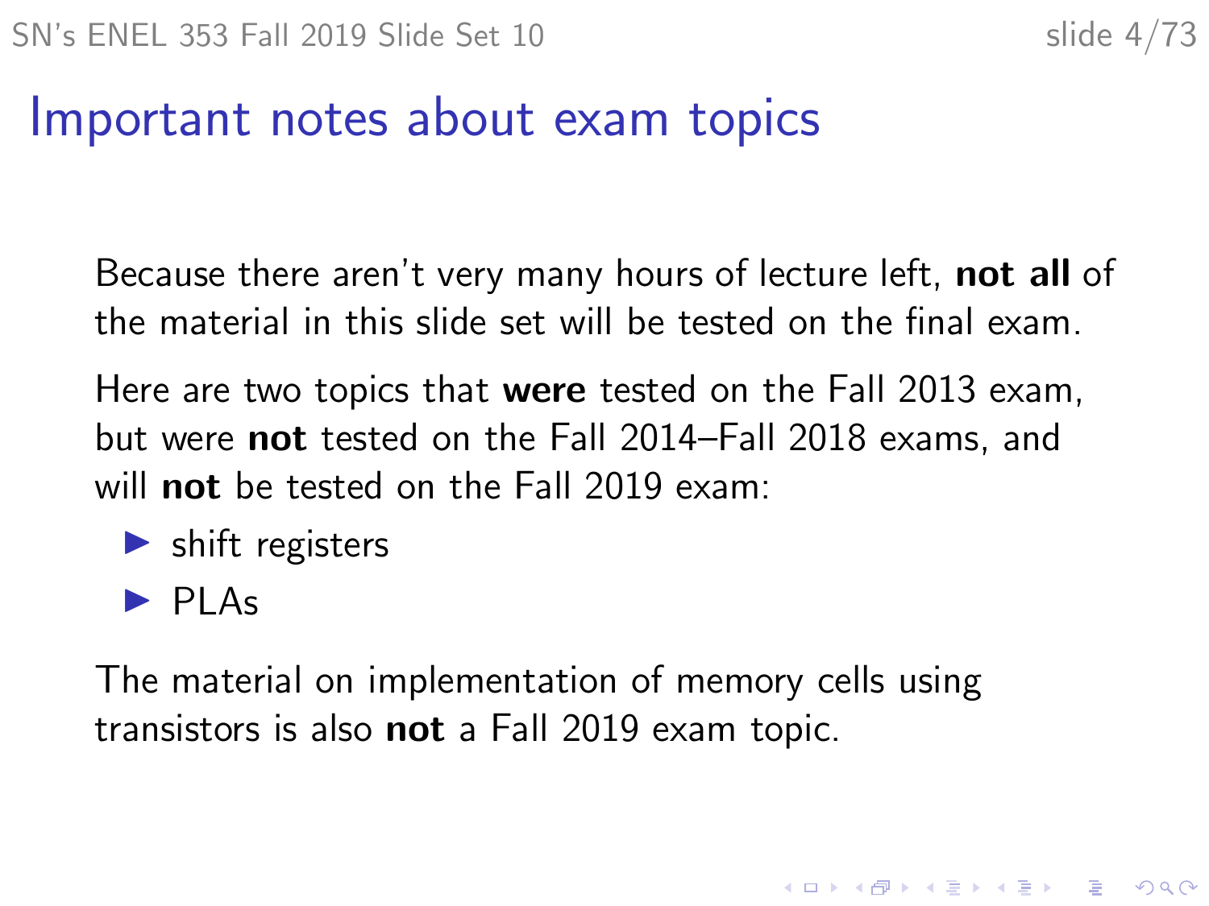# Important notes about exam topics

Because there aren't very many hours of lecture left, **not all** of the material in this slide set will be tested on the final exam.

Here are two topics that **were** tested on the Fall 2013 exam, but were **not** tested on the Fall 2014–Fall 2018 exams, and will **not** be tested on the Fall 2019 exam:

- shift registers
- PLAs

The material on implementation of memory cells using transistors is also **not** a Fall 2019 exam topic.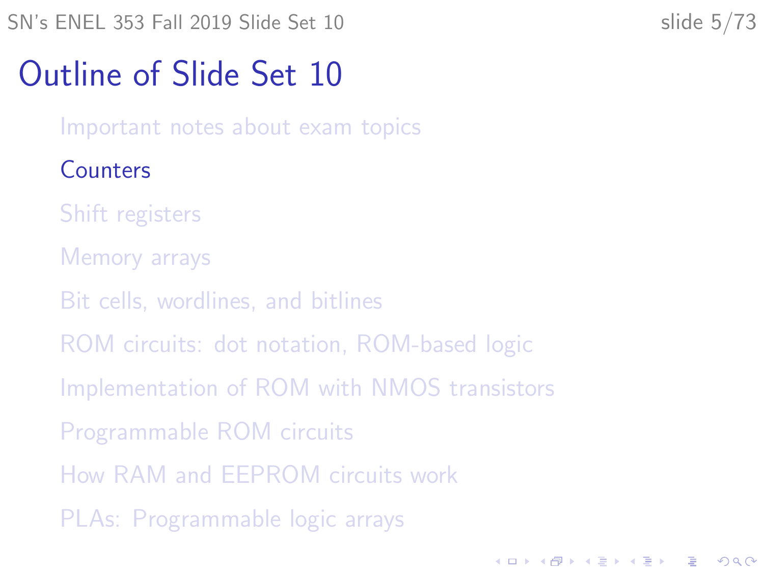# Outline of Slide Set 10

- Important notes about exam topics
- **Counters**
- Shift registers
- Memory arrays
- Bit cells, wordlines, and bitlines
- ROM circuits: dot notation, ROM-based logic
- Implementation of ROM with NMOS transistors
- Programmable ROM circuits
- How RAM and EEPROM circuits work
- PLAs: Programmable logic arrays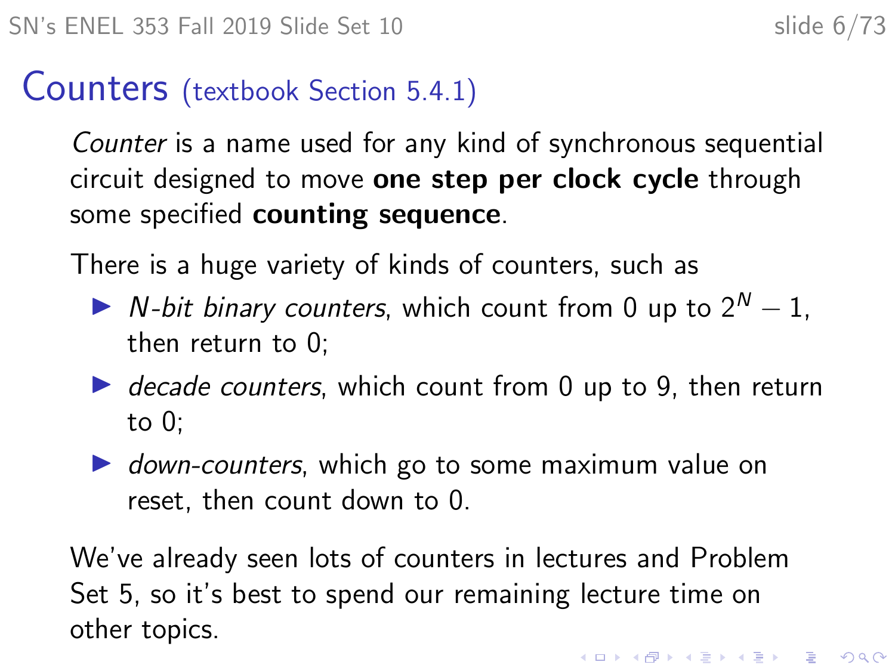# Counters (textbook Section 5.4.1)

*Counter* is a name used for any kind of synchronous sequential circuit designed to move **one step per clock cycle** through some specified **counting sequence**.

There is a huge variety of kinds of counters, such as

- *N-bit binary counters*, which count from 0 up to $2^N - 1$, then return to 0;
- *decade counters*, which count from 0 up to 9, then return to 0;
- *down-counters*, which go to some maximum value on reset, then count down to 0.

We've already seen lots of counters in lectures and Problem Set 5, so it's best to spend our remaining lecture time on other topics.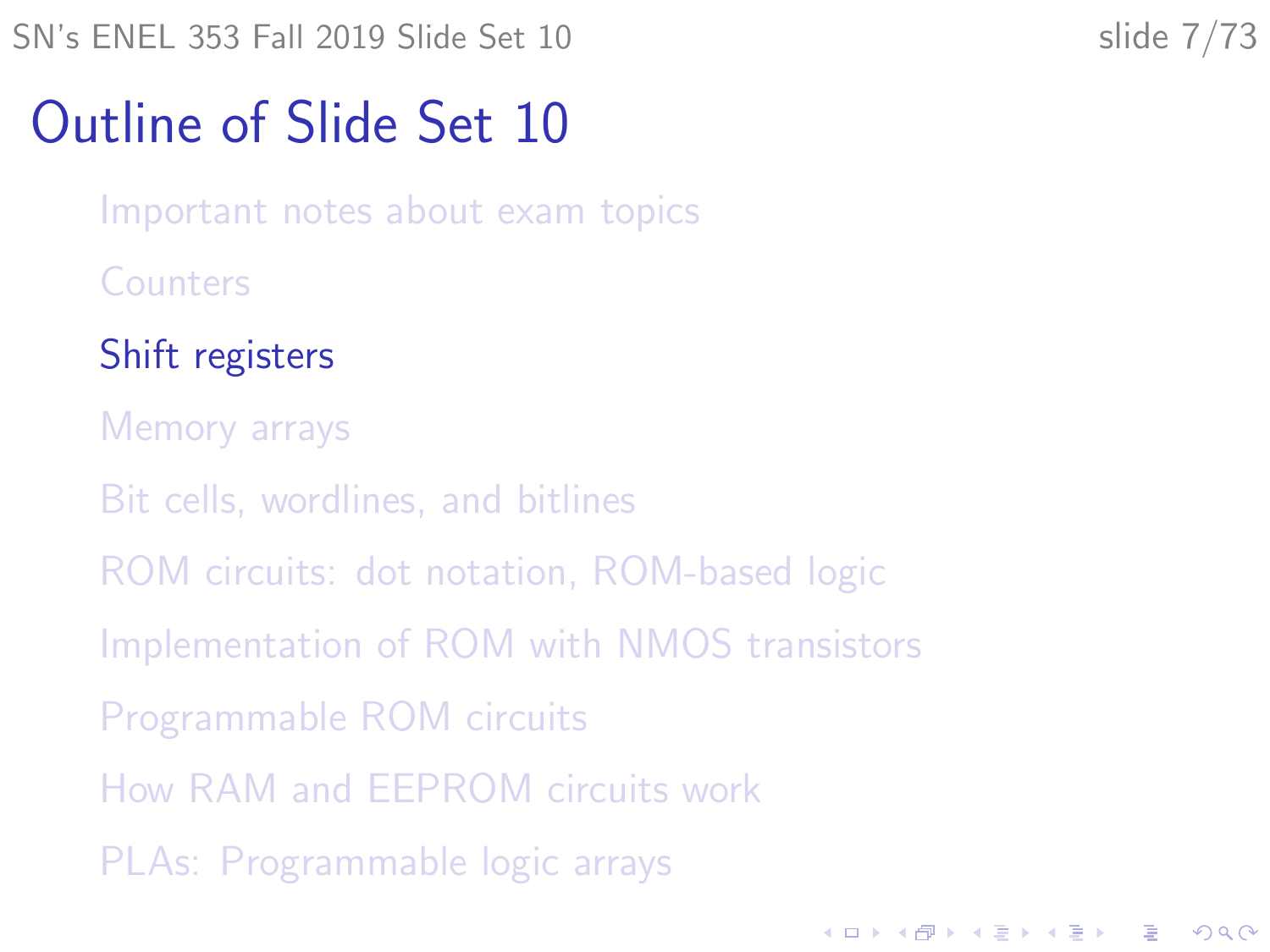# Outline of Slide Set 10

- Important notes about exam topics
- Counters
- **Shift registers**
- Memory arrays
- Bit cells, wordlines, and bitlines
- ROM circuits: dot notation, ROM-based logic
- Implementation of ROM with NMOS transistors
- Programmable ROM circuits
- How RAM and EEPROM circuits work
- PLAs: Programmable logic arrays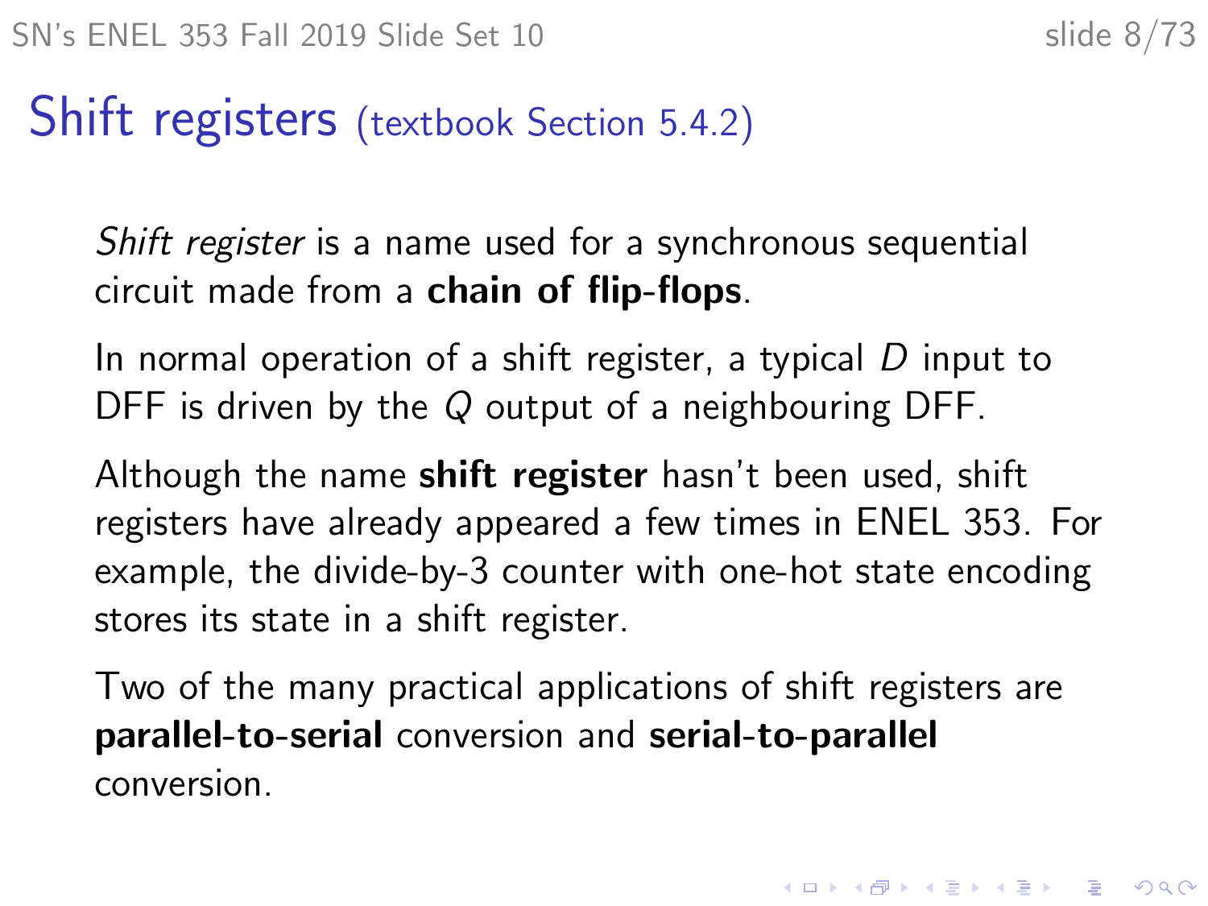# Shift registers (textbook Section 5.4.2)

*Shift register* is a name used for a synchronous sequential circuit made from a **chain of flip-flops**.

In normal operation of a shift register, a typical $D$ input to DFF is driven by the $Q$ output of a neighbouring DFF.

Although the name **shift register** hasn't been used, shift registers have already appeared a few times in ENEL 353. For example, the divide-by-3 counter with one-hot state encoding stores its state in a shift register.

Two of the many practical applications of shift registers are **parallel-to-serial** conversion and **serial-to-parallel** conversion.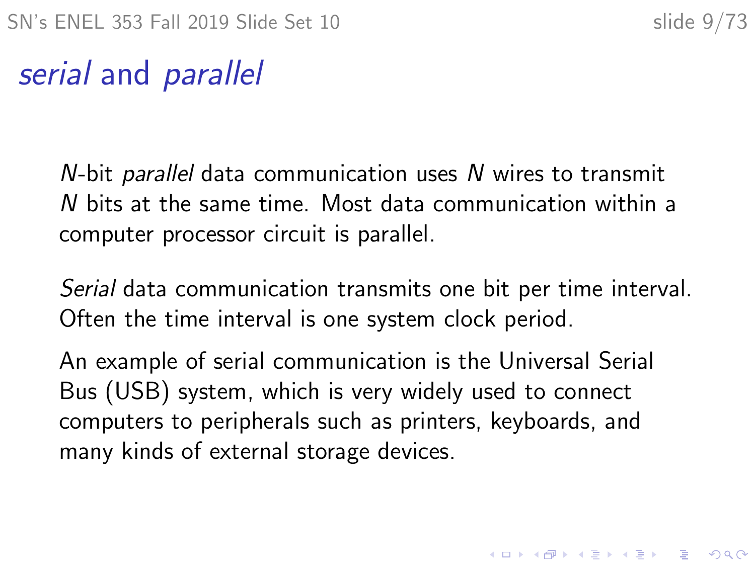# *serial* and *parallel*

$N$-bit *parallel* data communication uses $N$ wires to transmit $N$ bits at the same time. Most data communication within a computer processor circuit is parallel.

*Serial* data communication transmits one bit per time interval. Often the time interval is one system clock period.

An example of serial communication is the Universal Serial Bus (USB) system, which is very widely used to connect computers to peripherals such as printers, keyboards, and many kinds of external storage devices.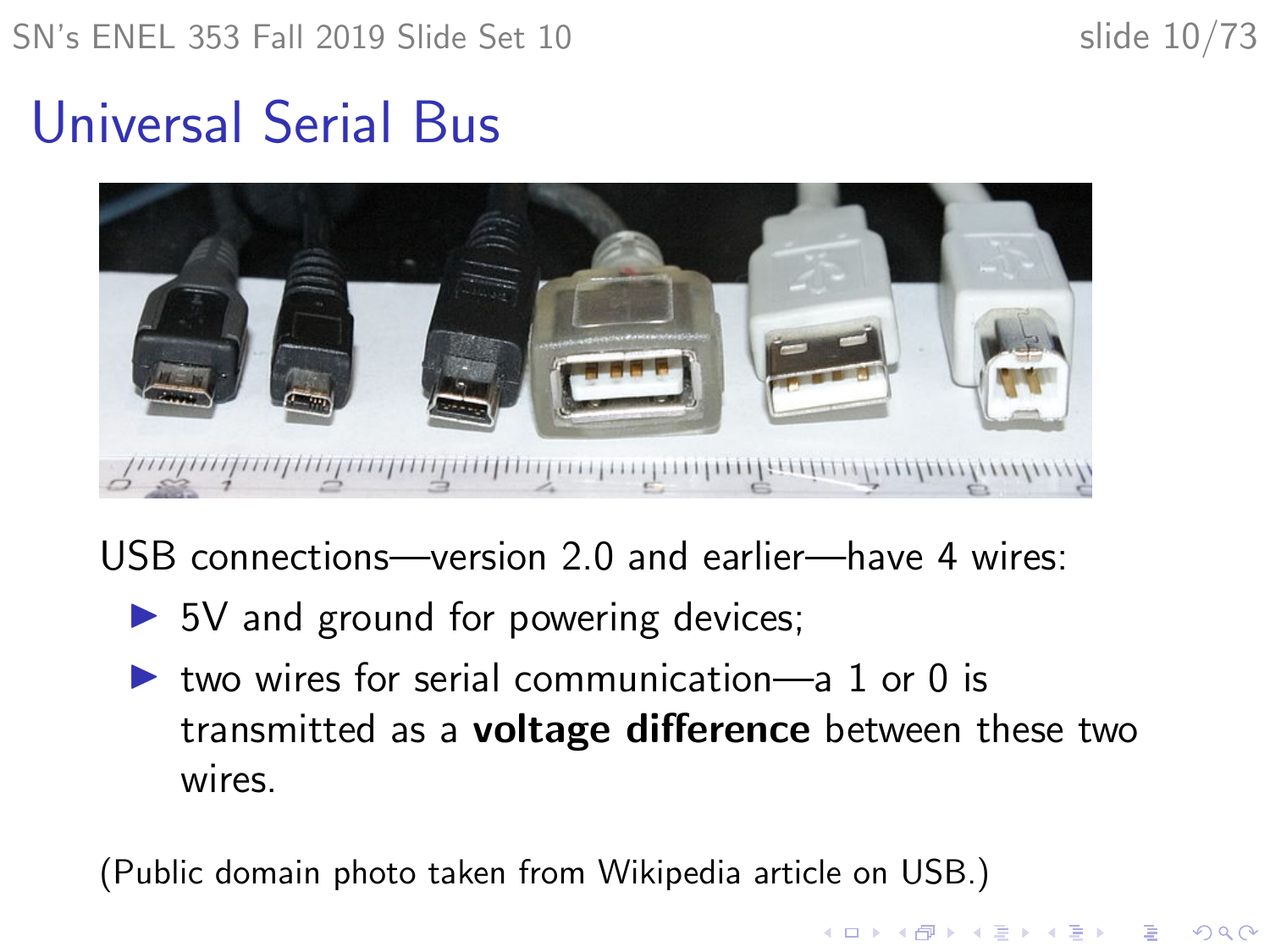# Universal Serial Bus

USB connections—version 2.0 and earlier—have 4 wires:

- 5V and ground for powering devices;
- two wires for serial communication—a 1 or 0 is transmitted as a **voltage difference** between these two wires.

(Public domain photo taken from Wikipedia article on USB.)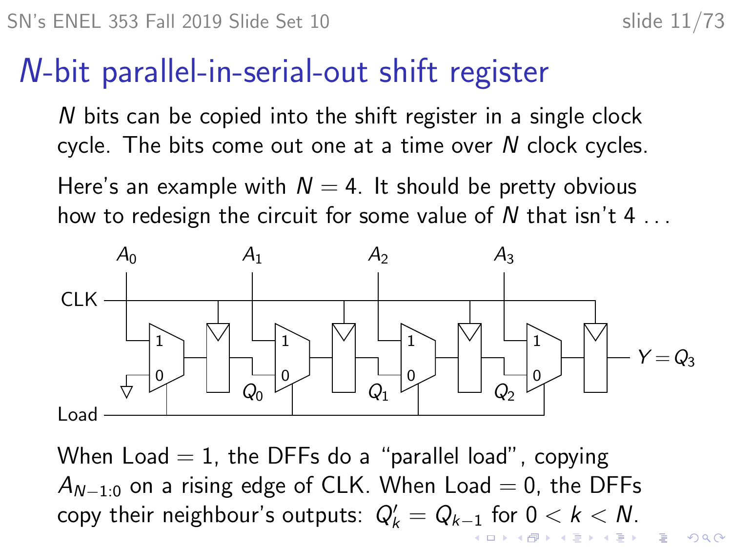# $N$-bit parallel-in-serial-out shift register

$N$ bits can be copied into the shift register in a single clock cycle. The bits come out one at a time over $N$ clock cycles.

Here's an example with $N = 4$. It should be pretty obvious how to redesign the circuit for some value of $N$ that isn't 4 . . .

When Load = 1, the DFFs do a "parallel load", copying $A_{N-1:0}$ on a rising edge of CLK. When Load = 0, the DFFs copy their neighbour's outputs: $Q'_k = Q_{k-1}$ for $0 < k < N$.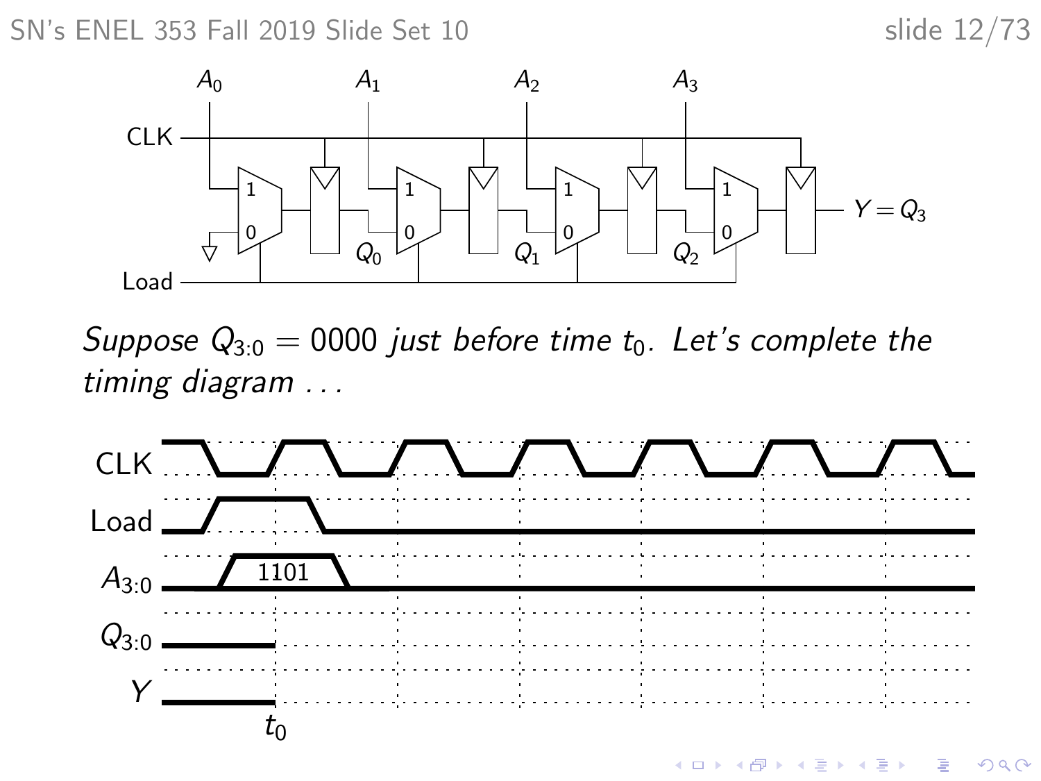Suppose $Q_{3:0} = 0000$ *just before time* $t_0$. *Let's complete the timing diagram ...*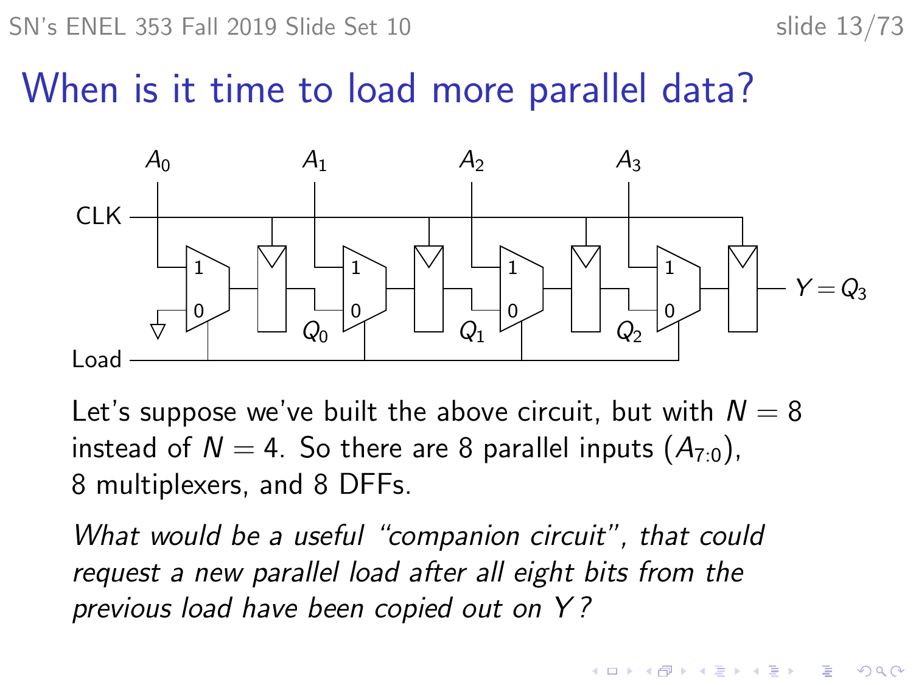# When is it time to load more parallel data?

Let's suppose we've built the above circuit, but with $N = 8$ instead of $N = 4$. So there are 8 parallel inputs ($A_{7:0}$), 8 multiplexers, and 8 DFFs.

*What would be a useful "companion circuit", that could request a new parallel load after all eight bits from the previous load have been copied out on $Y$?*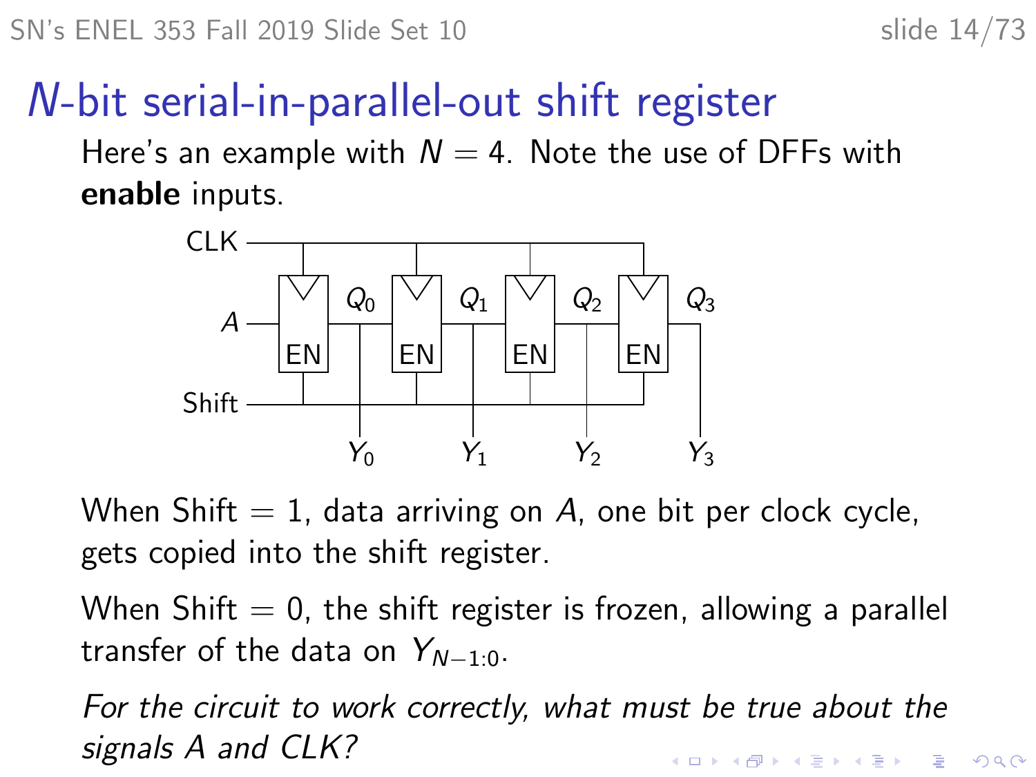# $N$-bit serial-in-parallel-out shift register

Here's an example with $N = 4$. Note the use of DFFs with **enable** inputs.

When Shift $= 1$, data arriving on $A$, one bit per clock cycle, gets copied into the shift register.

When Shift $= 0$, the shift register is frozen, allowing a parallel transfer of the data on $Y_{N-1:0}$.

*For the circuit to work correctly, what must be true about the signals A and CLK?*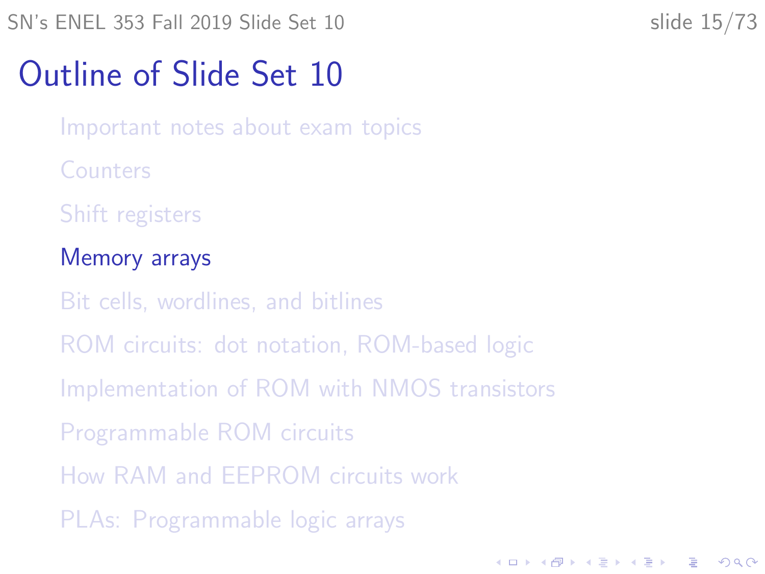# Outline of Slide Set 10

- Important notes about exam topics
- Counters
- Shift registers
- **Memory arrays**
- Bit cells, wordlines, and bitlines
- ROM circuits: dot notation, ROM-based logic
- Implementation of ROM with NMOS transistors
- Programmable ROM circuits
- How RAM and EEPROM circuits work
- PLAs: Programmable logic arrays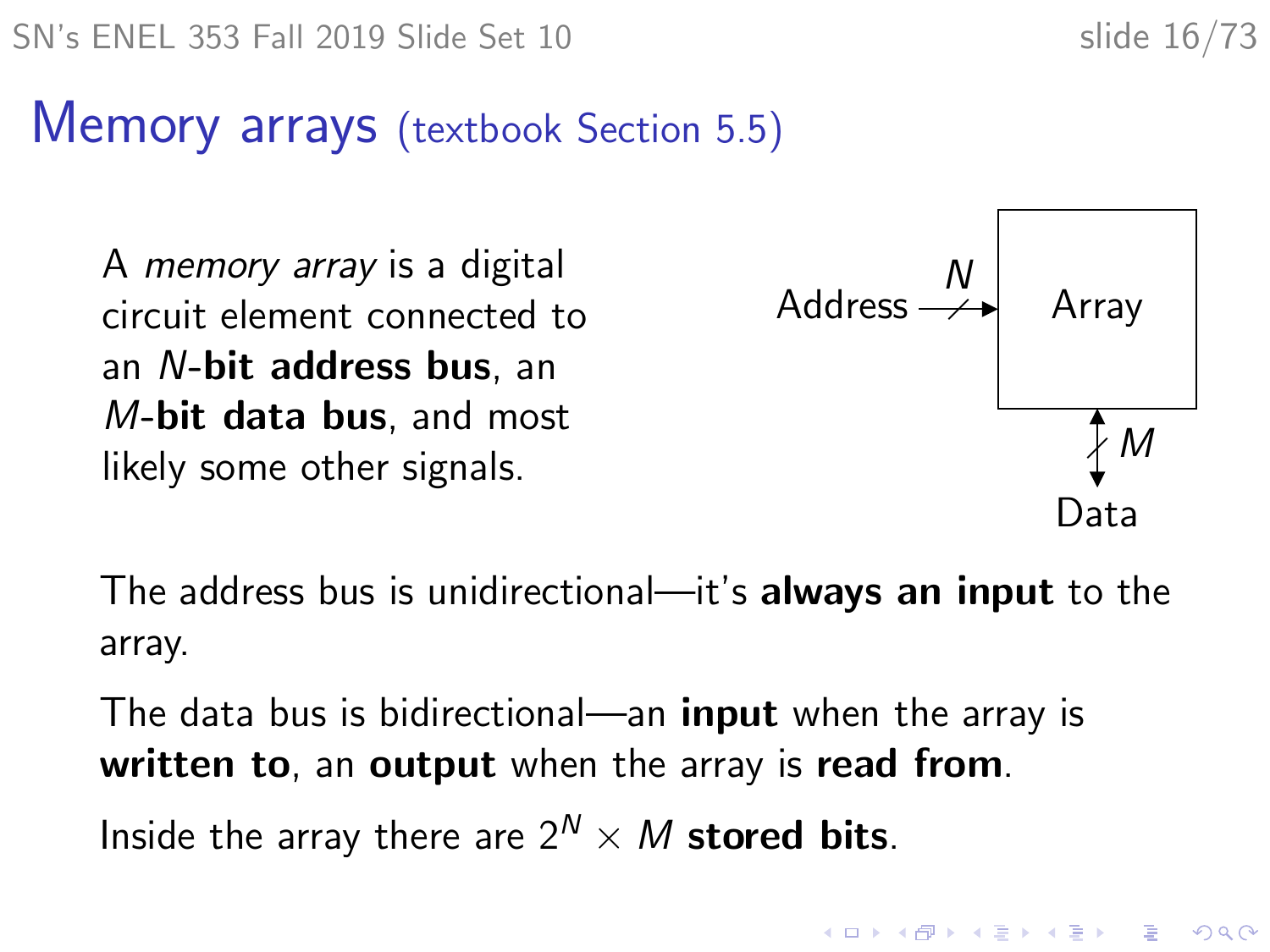# Memory arrays (textbook Section 5.5)

A *memory array* is a digital circuit element connected to an $N$-**bit address bus**, an $M$-**bit data bus**, and most likely some other signals.

Address $\xrightarrow{N}$ Array ↕ $M$ Data

The address bus is unidirectional—it's **always an input** to the array.

The data bus is bidirectional—an **input** when the array is **written to**, an **output** when the array is **read from**.

Inside the array there are $2^N \times M$ **stored bits**.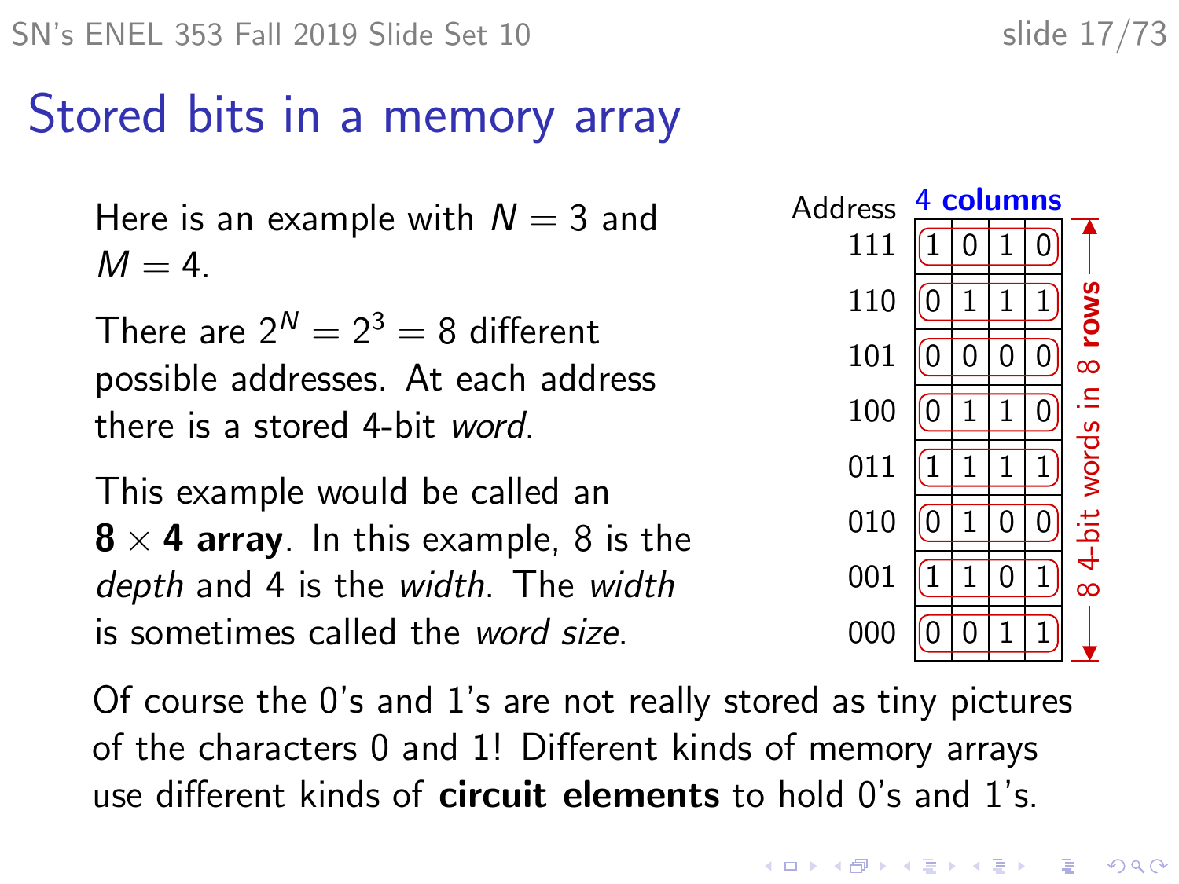# Stored bits in a memory array

Here is an example with $N = 3$ and $M = 4$.

There are $2^N = 2^3 = 8$ different possible addresses. At each address there is a stored 4-bit *word*.

This example would be called an **8 × 4 array**. In this example, 8 is the *depth* and 4 is the *width*. The *width* is sometimes called the *word size*.

| Address | 4 columns | | | |
|---|---|---|---|---|
| 111 | 1 | 0 | 1 | 0 |
| 110 | 0 | 1 | 1 | 1 |
| 101 | 0 | 0 | 0 | 0 |
| 100 | 0 | 1 | 1 | 0 |
| 011 | 1 | 1 | 1 | 1 |
| 010 | 0 | 1 | 0 | 0 |
| 001 | 1 | 1 | 0 | 1 |
| 000 | 0 | 0 | 1 | 1 |

8 4-bit words in 8 **rows**

Of course the 0's and 1's are not really stored as tiny pictures of the characters 0 and 1! Different kinds of memory arrays use different kinds of **circuit elements** to hold 0's and 1's.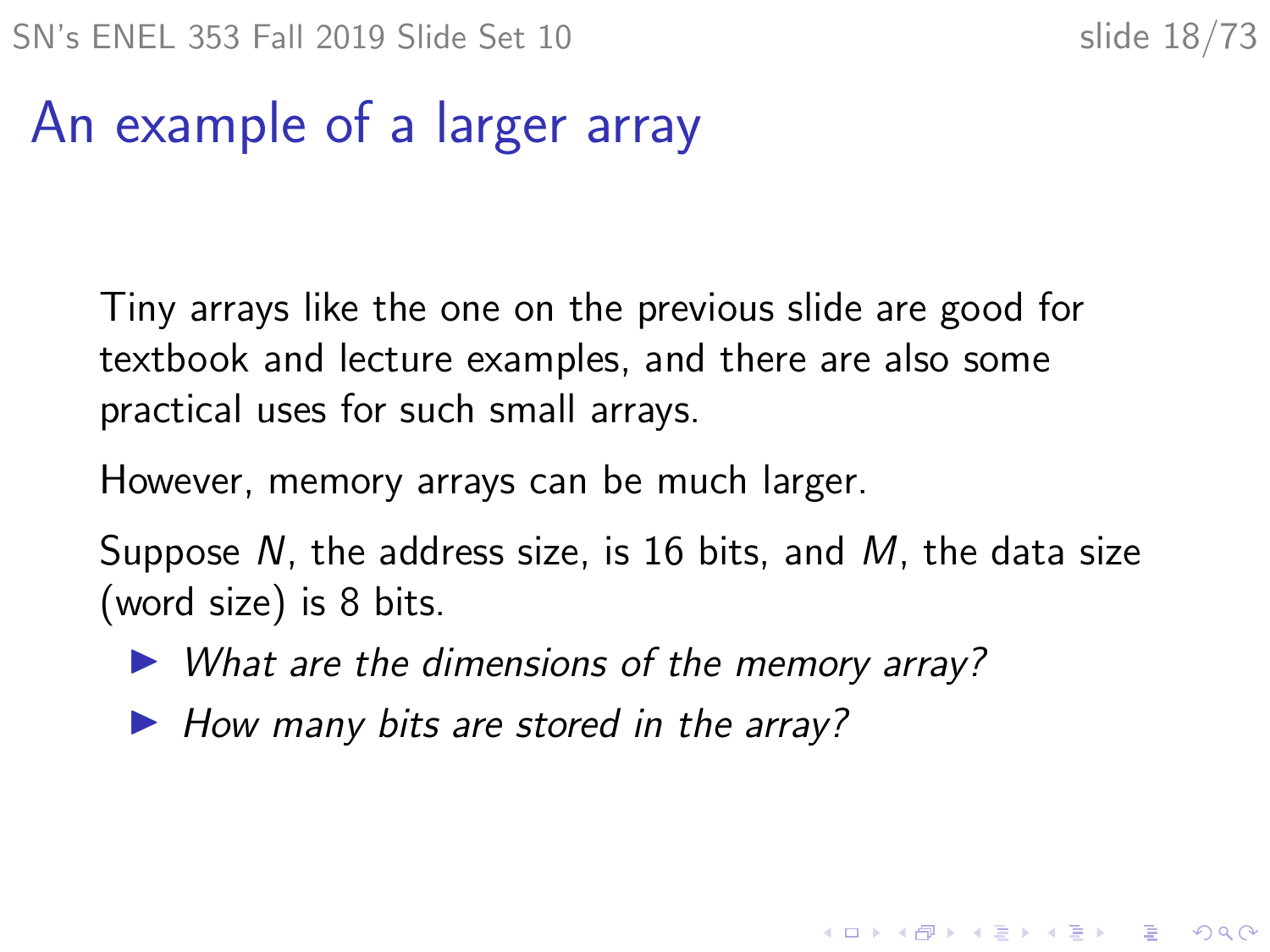# An example of a larger array

Tiny arrays like the one on the previous slide are good for textbook and lecture examples, and there are also some practical uses for such small arrays.

However, memory arrays can be much larger.

Suppose $N$, the address size, is 16 bits, and $M$, the data size (word size) is 8 bits.

- *What are the dimensions of the memory array?*
- *How many bits are stored in the array?*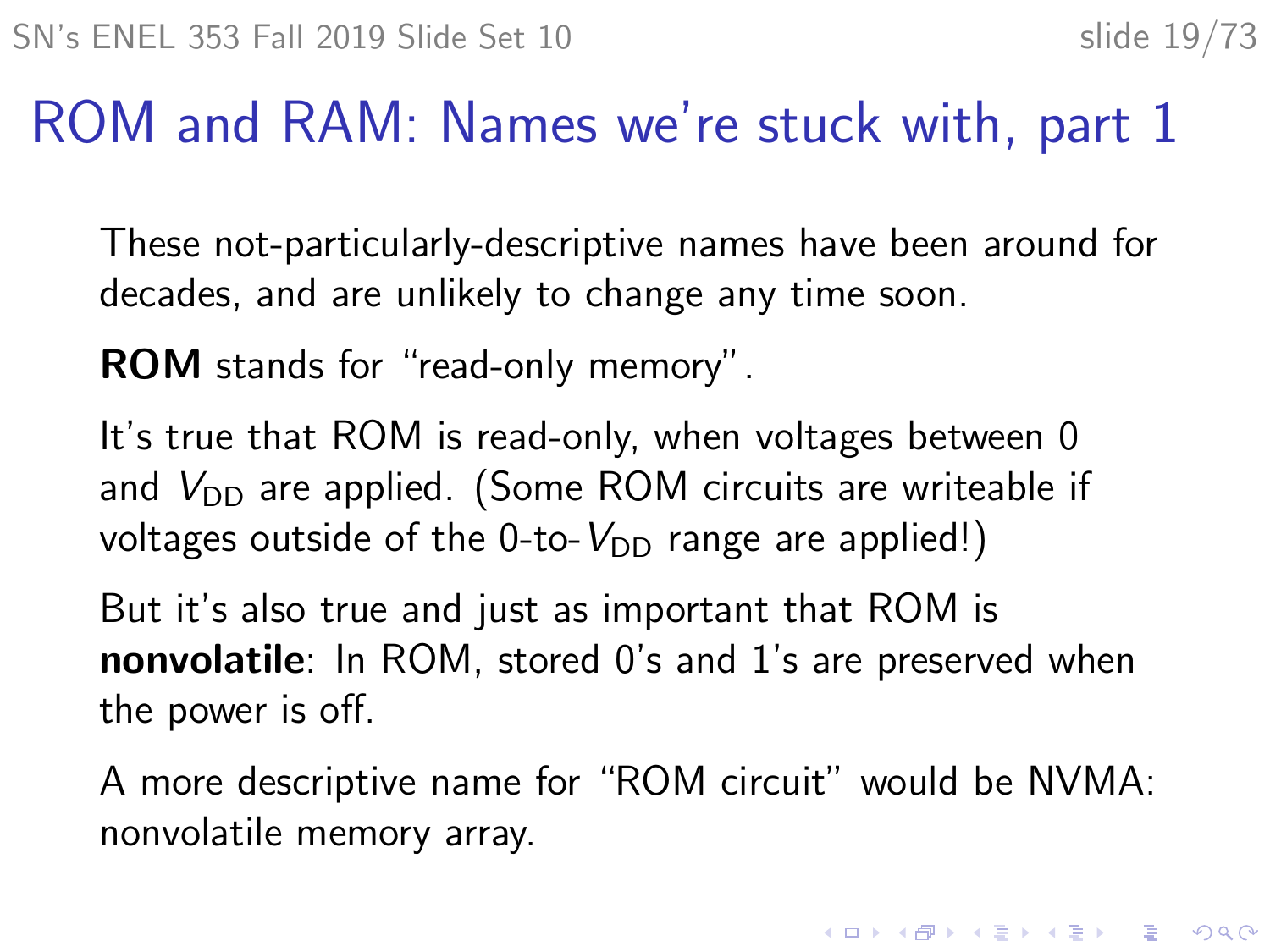# ROM and RAM: Names we're stuck with, part 1

These not-particularly-descriptive names have been around for decades, and are unlikely to change any time soon.

**ROM** stands for "read-only memory".

It's true that ROM is read-only, when voltages between 0 and $V_{DD}$ are applied. (Some ROM circuits are writeable if voltages outside of the 0-to-$V_{DD}$ range are applied!)

But it's also true and just as important that ROM is **nonvolatile**: In ROM, stored 0's and 1's are preserved when the power is off.

A more descriptive name for "ROM circuit" would be NVMA: nonvolatile memory array.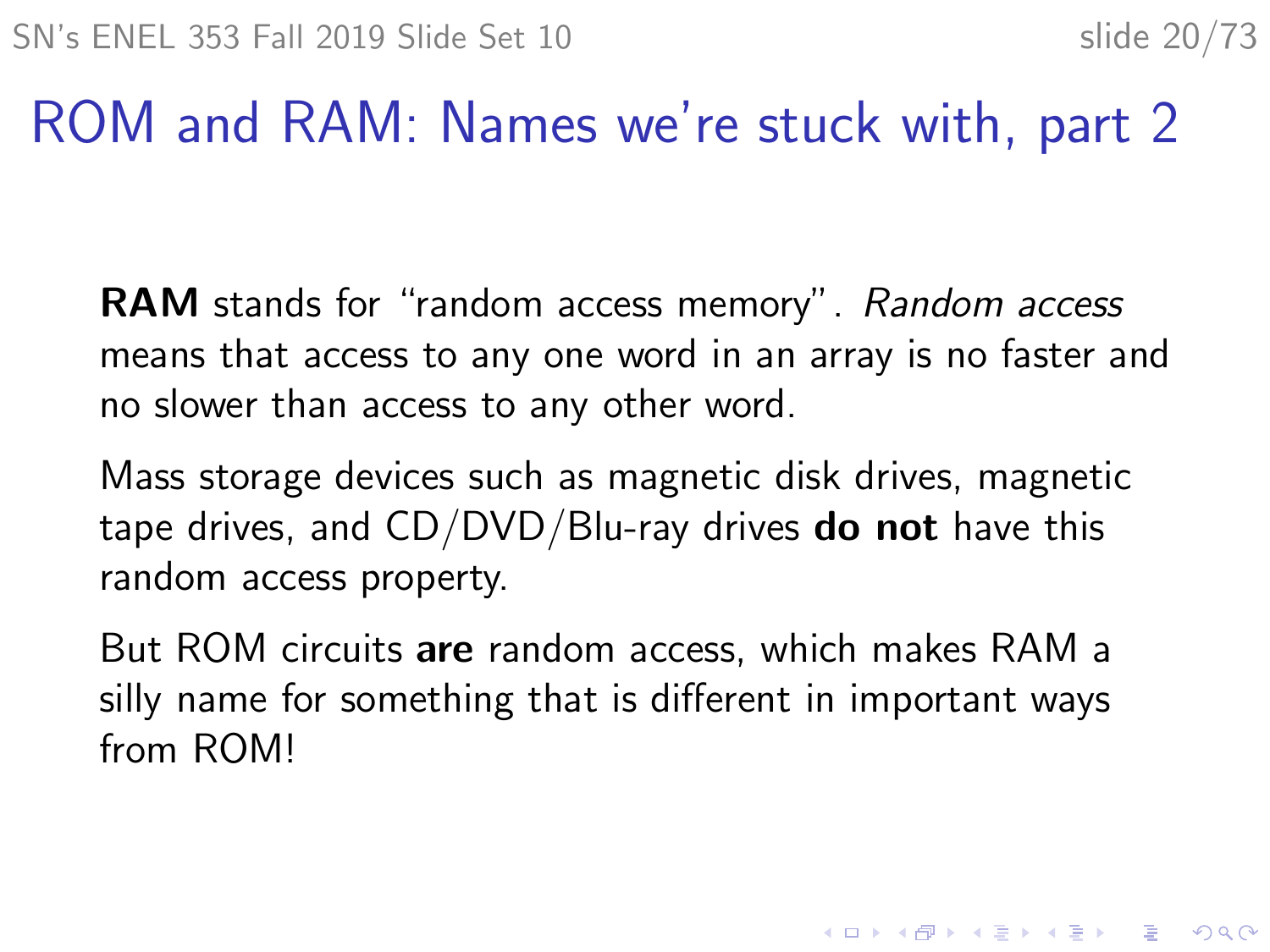# ROM and RAM: Names we're stuck with, part 2

**RAM** stands for "random access memory". *Random access* means that access to any one word in an array is no faster and no slower than access to any other word.

Mass storage devices such as magnetic disk drives, magnetic tape drives, and CD/DVD/Blu-ray drives **do not** have this random access property.

But ROM circuits **are** random access, which makes RAM a silly name for something that is different in important ways from ROM!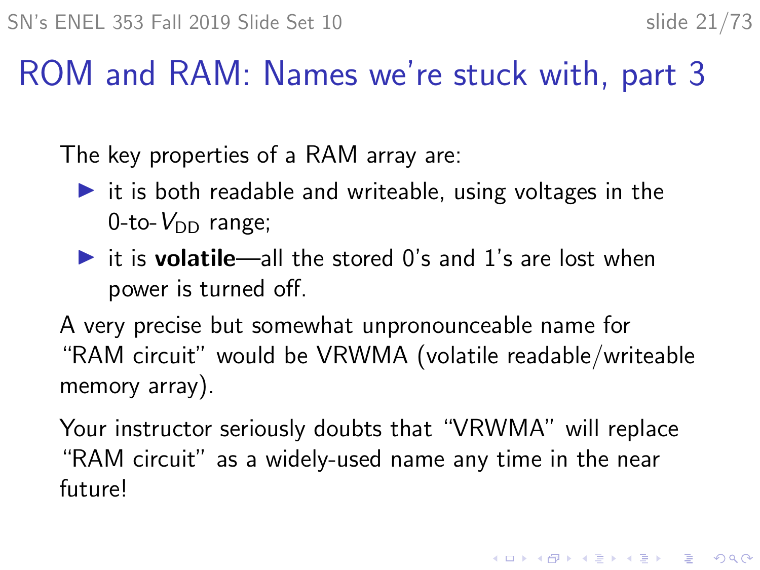# ROM and RAM: Names we're stuck with, part 3

The key properties of a RAM array are:

- it is both readable and writeable, using voltages in the 0-to-$V_{DD}$ range;
- it is **volatile**—all the stored 0's and 1's are lost when power is turned off.

A very precise but somewhat unpronounceable name for "RAM circuit" would be VRWMA (volatile readable/writeable memory array).

Your instructor seriously doubts that "VRWMA" will replace "RAM circuit" as a widely-used name any time in the near future!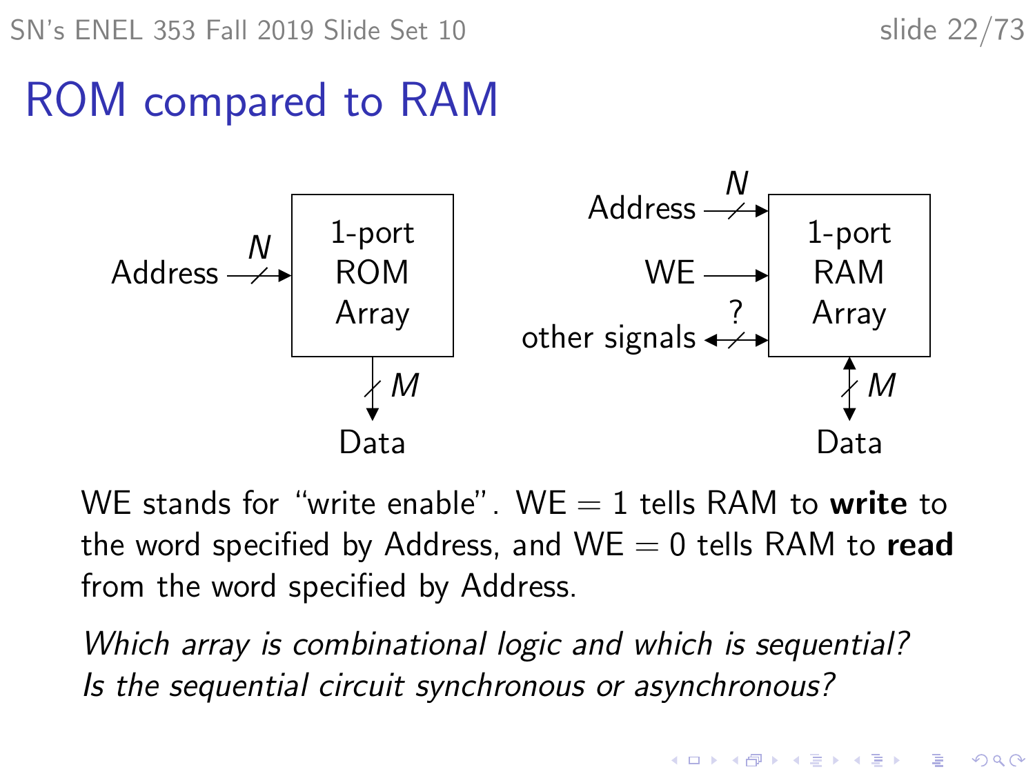# ROM compared to RAM

Address $N$ → 1-port ROM Array → $M$ Data

Address $N$, WE, other signals ? → 1-port RAM Array ↔ $M$ Data

WE stands for "write enable". WE = 1 tells RAM to **write** to the word specified by Address, and WE = 0 tells RAM to **read** from the word specified by Address.

*Which array is combinational logic and which is sequential? Is the sequential circuit synchronous or asynchronous?*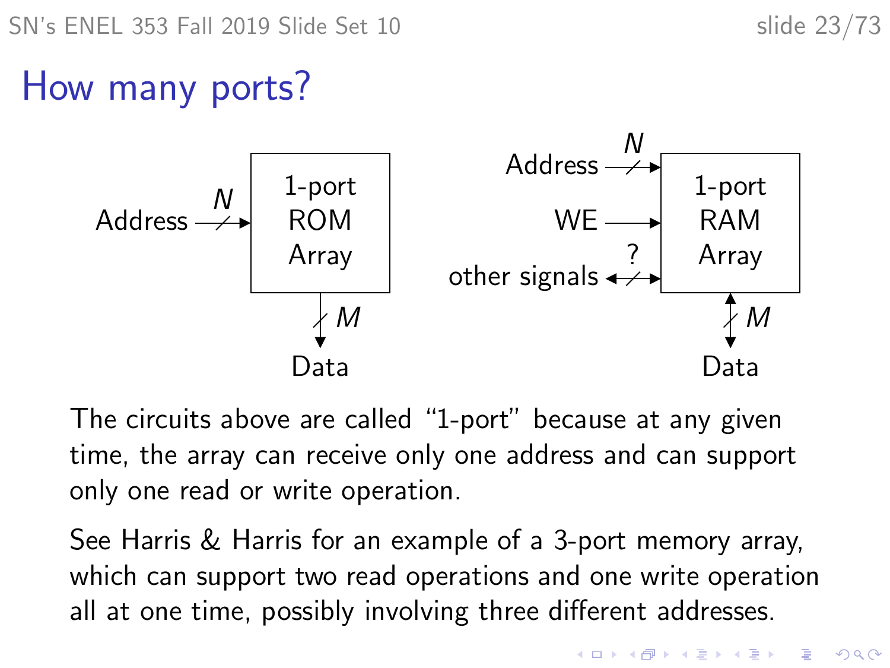# How many ports?

Address $N$ → 1-port ROM Array → $M$ Data

Address $N$, WE, other signals ? → 1-port RAM Array ↔ $M$ Data

The circuits above are called "1-port" because at any given time, the array can receive only one address and can support only one read or write operation.

See Harris & Harris for an example of a 3-port memory array, which can support two read operations and one write operation all at one time, possibly involving three different addresses.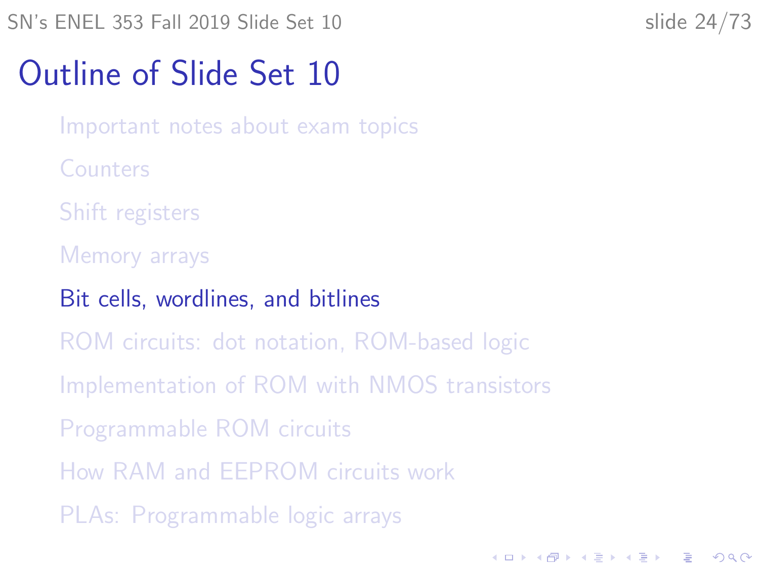# Outline of Slide Set 10

- Important notes about exam topics
- Counters
- Shift registers
- Memory arrays
- **Bit cells, wordlines, and bitlines**
- ROM circuits: dot notation, ROM-based logic
- Implementation of ROM with NMOS transistors
- Programmable ROM circuits
- How RAM and EEPROM circuits work
- PLAs: Programmable logic arrays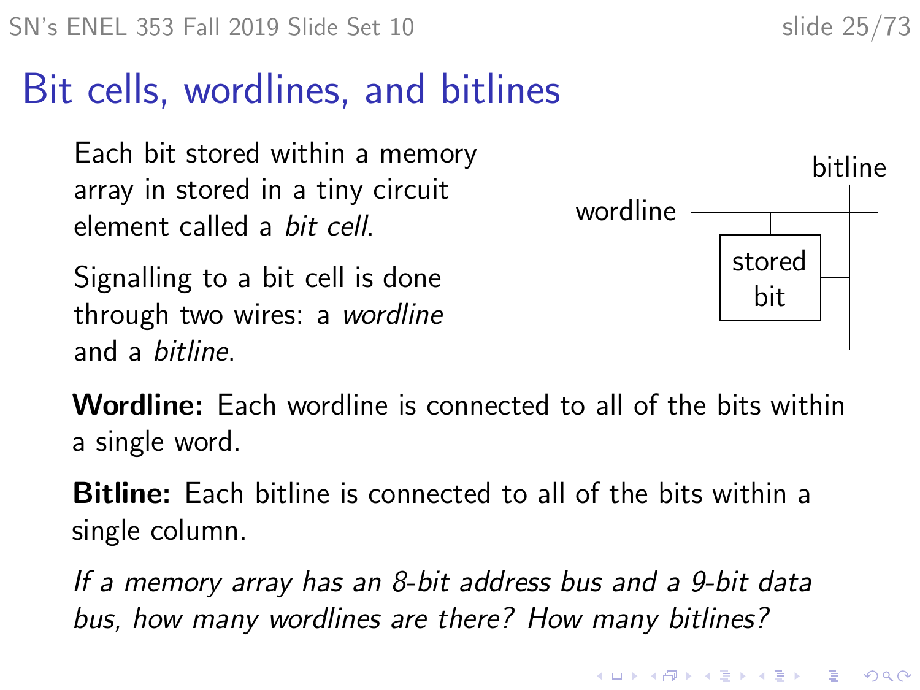# Bit cells, wordlines, and bitlines

Each bit stored within a memory array in stored in a tiny circuit element called a *bit cell*.

Signalling to a bit cell is done through two wires: a *wordline* and a *bitline*.

**Wordline:** Each wordline is connected to all of the bits within a single word.

**Bitline:** Each bitline is connected to all of the bits within a single column.

*If a memory array has an 8-bit address bus and a 9-bit data bus, how many wordlines are there? How many bitlines?*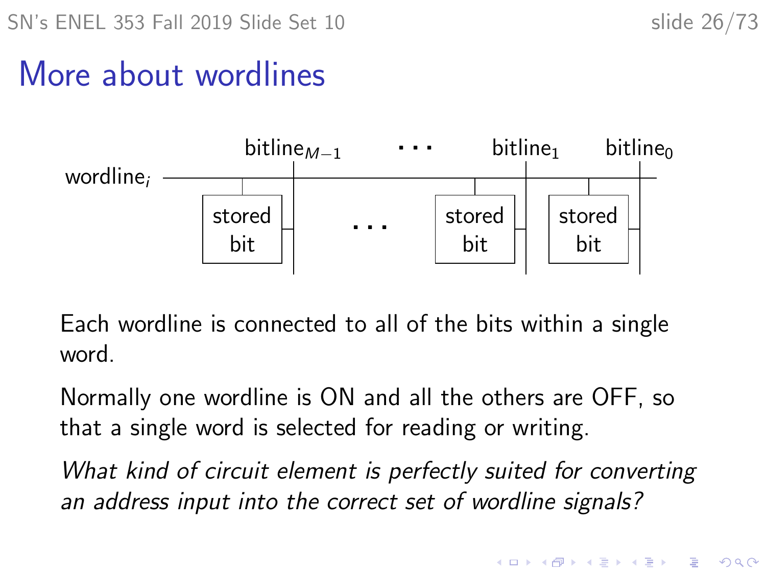# More about wordlines

wordline$_i$ — bitline$_{M-1}$ · · · bitline$_1$ bitline$_0$

stored bit · · · stored bit | stored bit

Each wordline is connected to all of the bits within a single word.

Normally one wordline is ON and all the others are OFF, so that a single word is selected for reading or writing.

*What kind of circuit element is perfectly suited for converting an address input into the correct set of wordline signals?*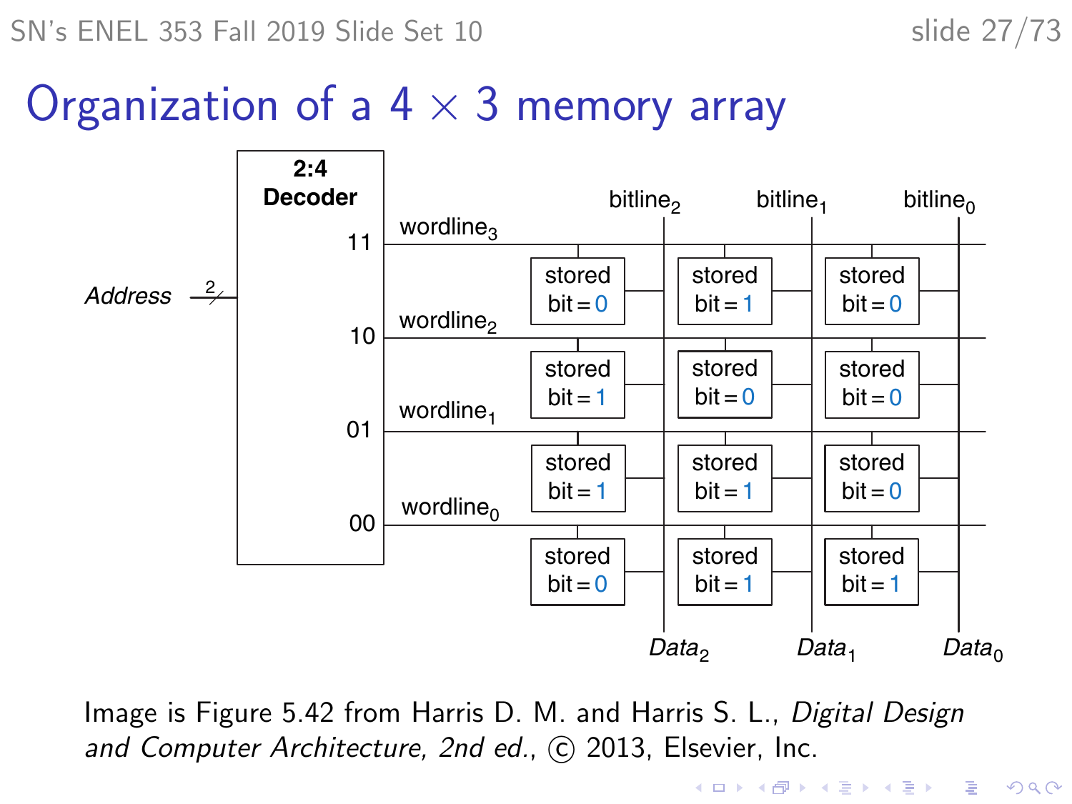# Organization of a 4 × 3 memory array

2:4 Decoder

*Address* 2

| | | bitline$_2$ | bitline$_1$ | bitline$_0$ |
|---|---|---|---|---|
| 11 | wordline$_3$ | stored bit = 0 | stored bit = 1 | stored bit = 0 |
| 10 | wordline$_2$ | stored bit = 1 | stored bit = 0 | stored bit = 0 |
| 01 | wordline$_1$ | stored bit = 1 | stored bit = 1 | stored bit = 0 |
| 00 | wordline$_0$ | stored bit = 0 | stored bit = 1 | stored bit = 1 |
| | | *Data*$_2$ | *Data*$_1$ | *Data*$_0$ |

Image is Figure 5.42 from Harris D. M. and Harris S. L., *Digital Design and Computer Architecture, 2nd ed.*, © 2013, Elsevier, Inc.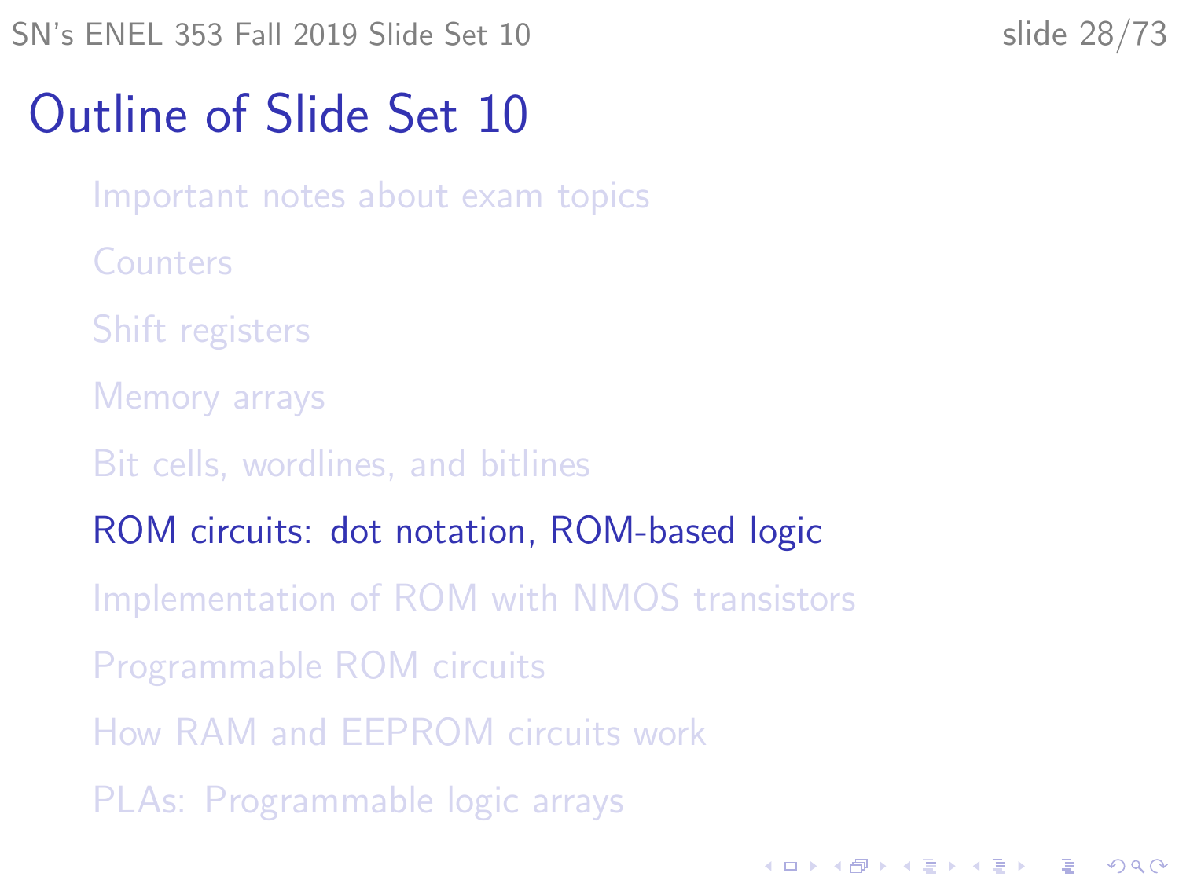# Outline of Slide Set 10

- Important notes about exam topics
- Counters
- Shift registers
- Memory arrays
- Bit cells, wordlines, and bitlines
- ROM circuits: dot notation, ROM-based logic
- Implementation of ROM with NMOS transistors
- Programmable ROM circuits
- How RAM and EEPROM circuits work
- PLAs: Programmable logic arrays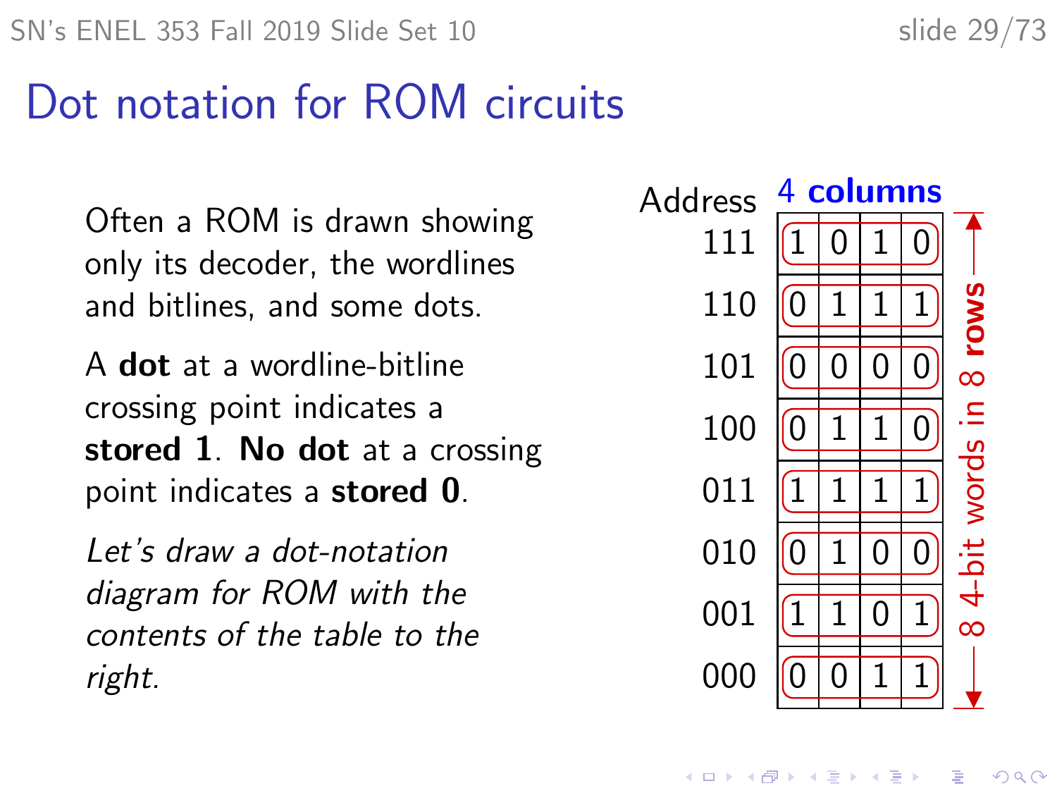# Dot notation for ROM circuits

Often a ROM is drawn showing only its decoder, the wordlines and bitlines, and some dots.

A **dot** at a wordline-bitline crossing point indicates a **stored 1**. **No dot** at a crossing point indicates a **stored 0**.

*Let's draw a dot-notation diagram for ROM with the contents of the table to the right.*

**4 columns**

| Address | | | | |
|---|---|---|---|---|
| 111 | 1 | 0 | 1 | 0 |
| 110 | 0 | 1 | 1 | 1 |
| 101 | 0 | 0 | 0 | 0 |
| 100 | 0 | 1 | 1 | 0 |
| 011 | 1 | 1 | 1 | 1 |
| 010 | 0 | 1 | 0 | 0 |
| 001 | 1 | 1 | 0 | 1 |
| 000 | 0 | 0 | 1 | 1 |

8 4-bit words in 8 **rows**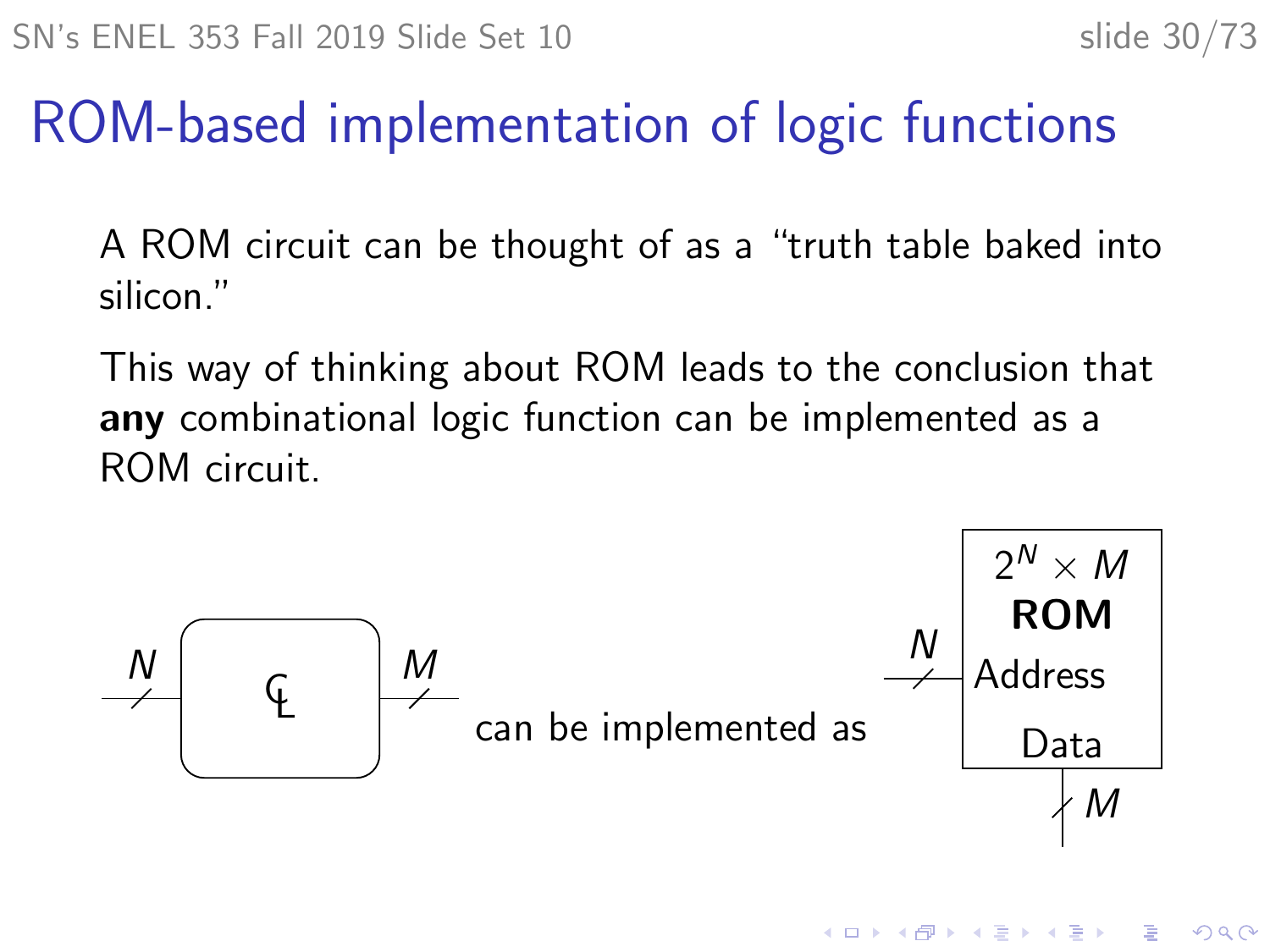# ROM-based implementation of logic functions

A ROM circuit can be thought of as a "truth table baked into silicon."

This way of thinking about ROM leads to the conclusion that **any** combinational logic function can be implemented as a ROM circuit.

$N$ — CL — $M$ can be implemented as $N$ — $2^N \times M$ **ROM** (Address, Data) — $M$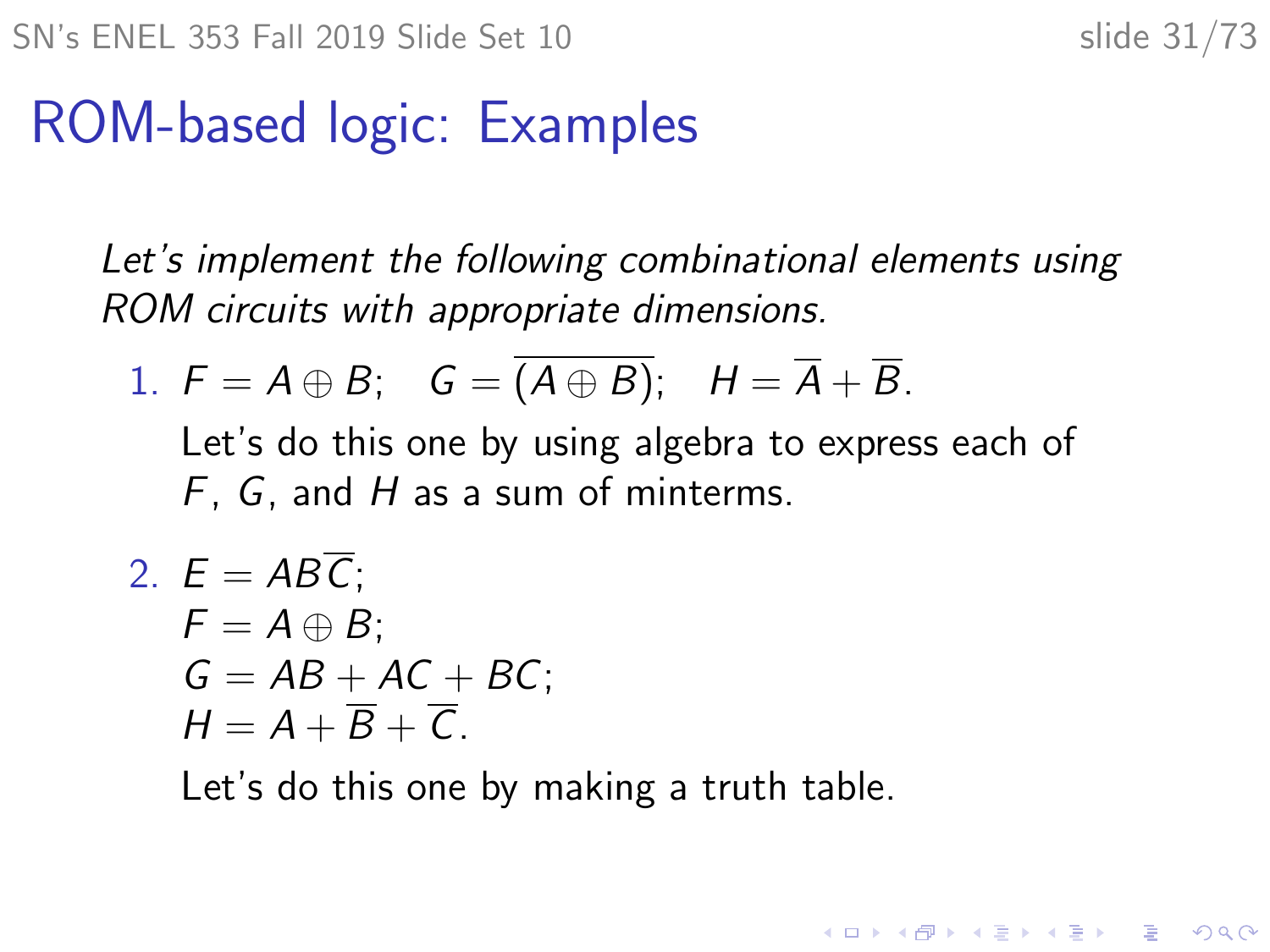# ROM-based logic: Examples

*Let's implement the following combinational elements using ROM circuits with appropriate dimensions.*

1. $F = A \oplus B$; $\quad G = \overline{(A \oplus B)}$; $\quad H = \overline{A} + \overline{B}$.

   Let's do this one by using algebra to express each of $F$, $G$, and $H$ as a sum of minterms.

2. $E = AB\overline{C}$;
   $F = A \oplus B$;
   $G = AB + AC + BC$;
   $H = A + \overline{B} + \overline{C}$.

   Let's do this one by making a truth table.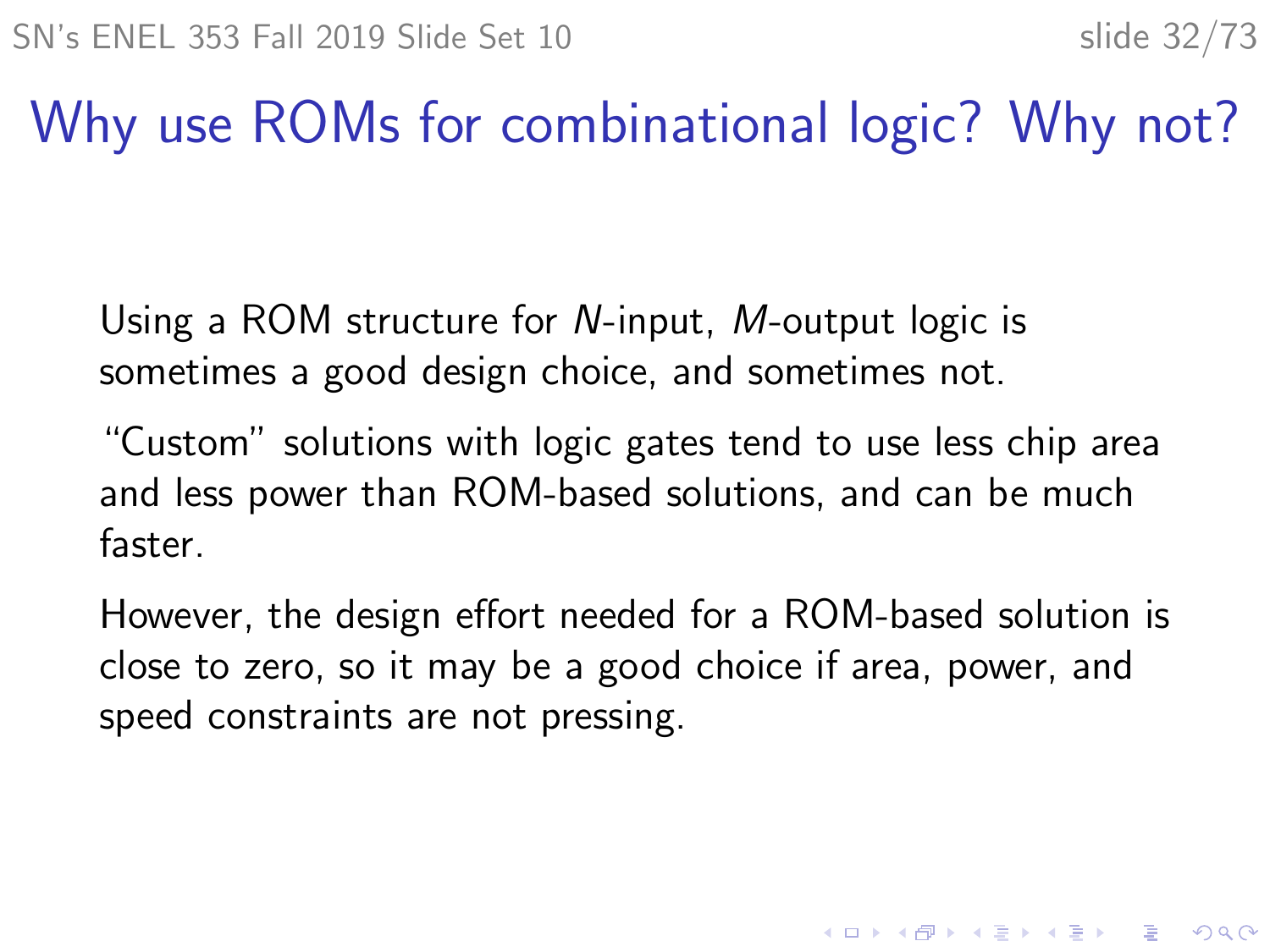# Why use ROMs for combinational logic? Why not?

Using a ROM structure for $N$-input, $M$-output logic is sometimes a good design choice, and sometimes not.

"Custom" solutions with logic gates tend to use less chip area and less power than ROM-based solutions, and can be much faster.

However, the design effort needed for a ROM-based solution is close to zero, so it may be a good choice if area, power, and speed constraints are not pressing.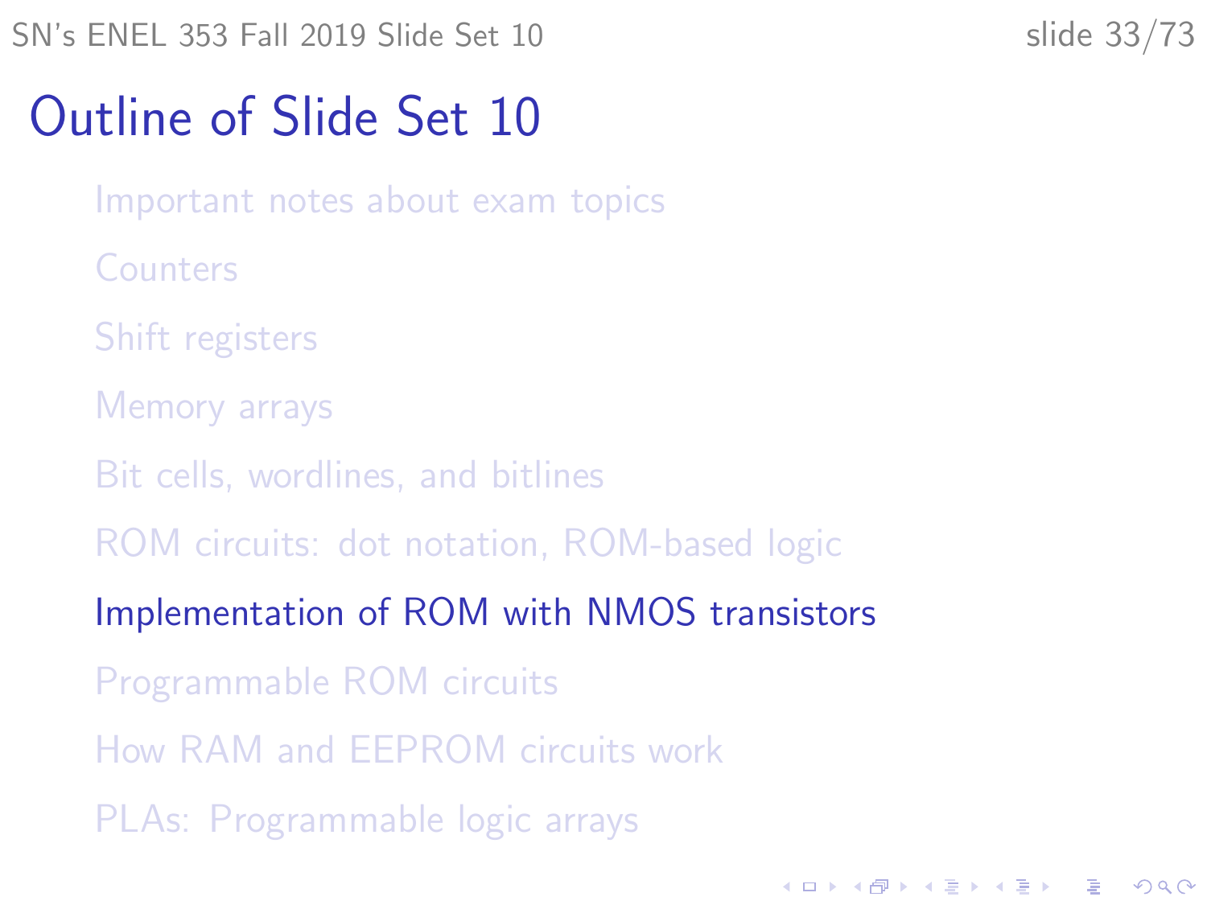# Outline of Slide Set 10

- Important notes about exam topics
- Counters
- Shift registers
- Memory arrays
- Bit cells, wordlines, and bitlines
- ROM circuits: dot notation, ROM-based logic
- **Implementation of ROM with NMOS transistors**
- Programmable ROM circuits
- How RAM and EEPROM circuits work
- PLAs: Programmable logic arrays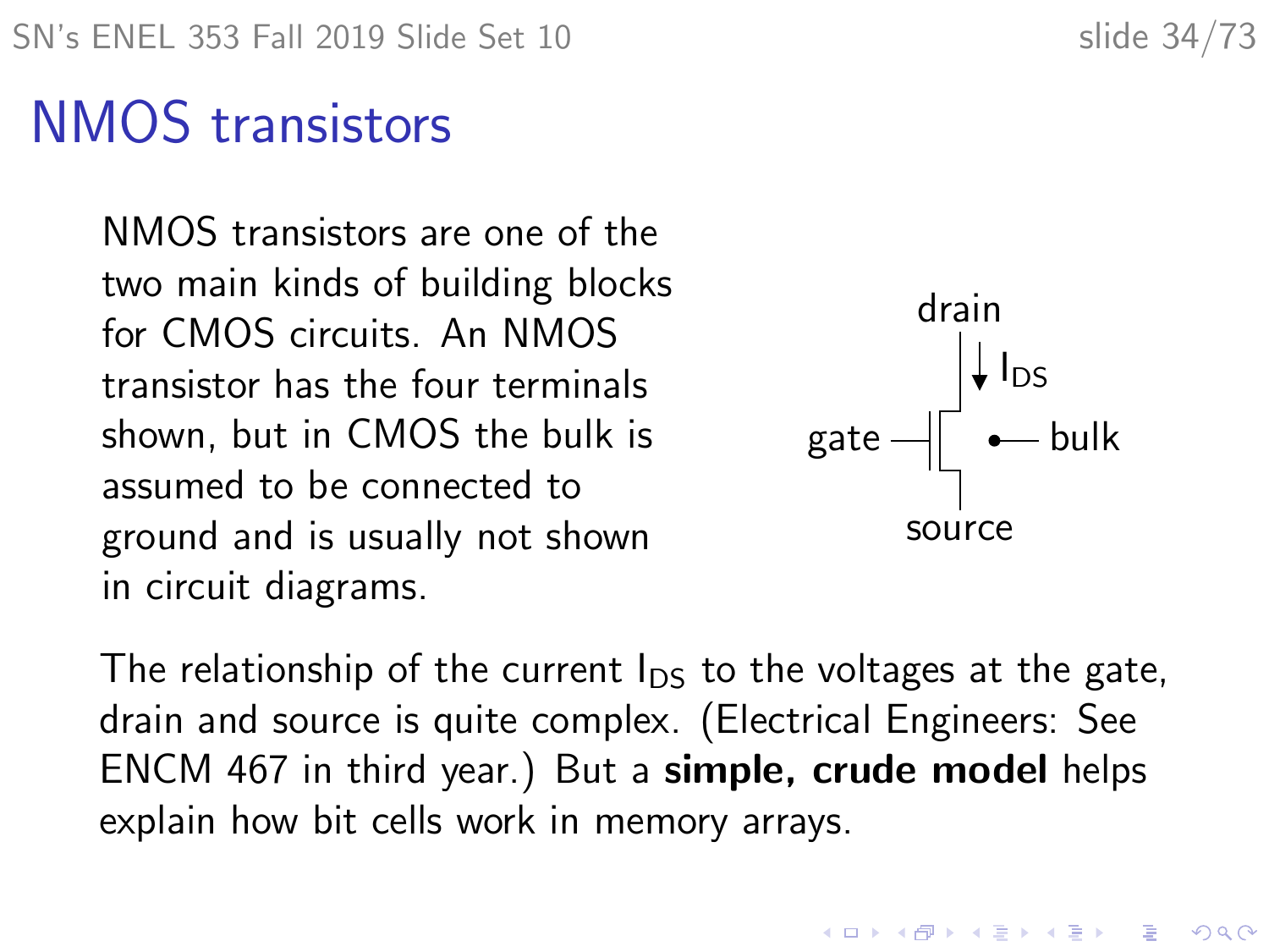# NMOS transistors

NMOS transistors are one of the two main kinds of building blocks for CMOS circuits. An NMOS transistor has the four terminals shown, but in CMOS the bulk is assumed to be connected to ground and is usually not shown in circuit diagrams.

drain

$I_{DS}$

gate

bulk

source

The relationship of the current $I_{DS}$ to the voltages at the gate, drain and source is quite complex. (Electrical Engineers: See ENCM 467 in third year.) But a **simple, crude model** helps explain how bit cells work in memory arrays.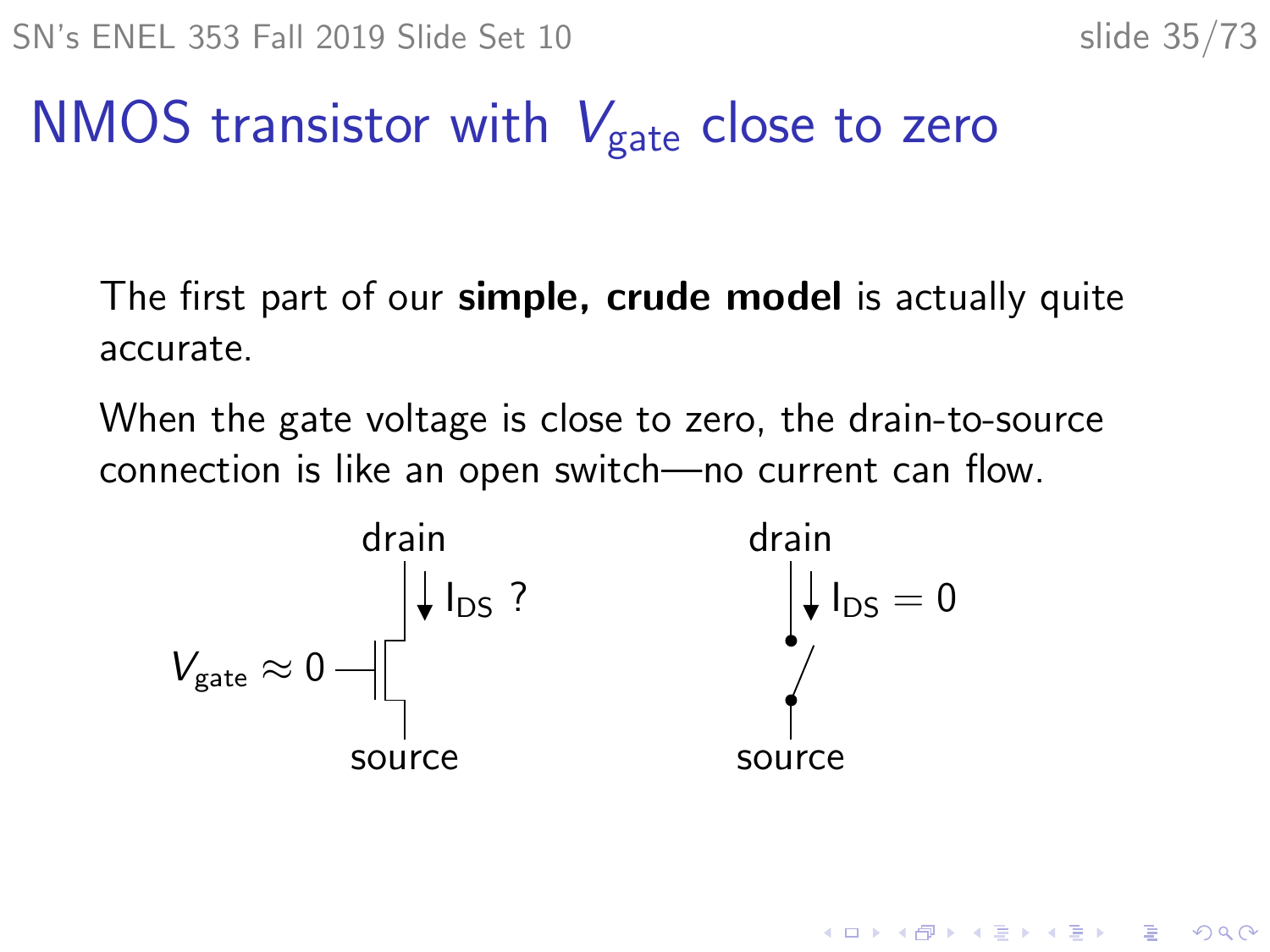# NMOS transistor with $V_{\text{gate}}$ close to zero

The first part of our **simple, crude model** is actually quite accurate.

When the gate voltage is close to zero, the drain-to-source connection is like an open switch—no current can flow.

drain

$I_{DS}$ ?

$V_{\text{gate}} \approx 0$

source

drain

$I_{DS} = 0$

source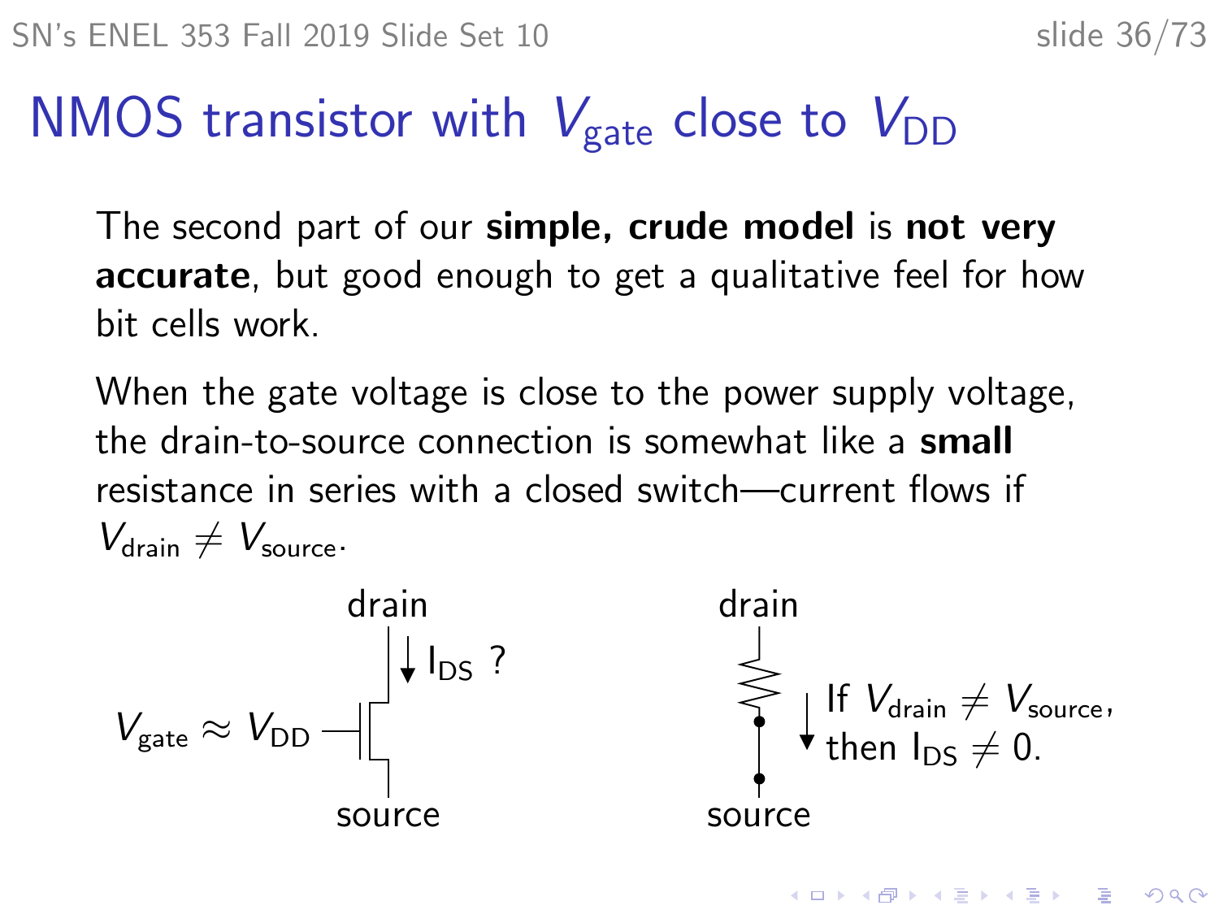# NMOS transistor with $V_{\text{gate}}$ close to $V_{\text{DD}}$

The second part of our **simple, crude model** is **not very accurate**, but good enough to get a qualitative feel for how bit cells work.

When the gate voltage is close to the power supply voltage, the drain-to-source connection is somewhat like a **small** resistance in series with a closed switch—current flows if $V_{\text{drain}} \neq V_{\text{source}}$.

drain

$I_{\text{DS}}$ ?

$V_{\text{gate}} \approx V_{\text{DD}}$

source

drain

If $V_{\text{drain}} \neq V_{\text{source}}$, then $I_{\text{DS}} \neq 0$.

source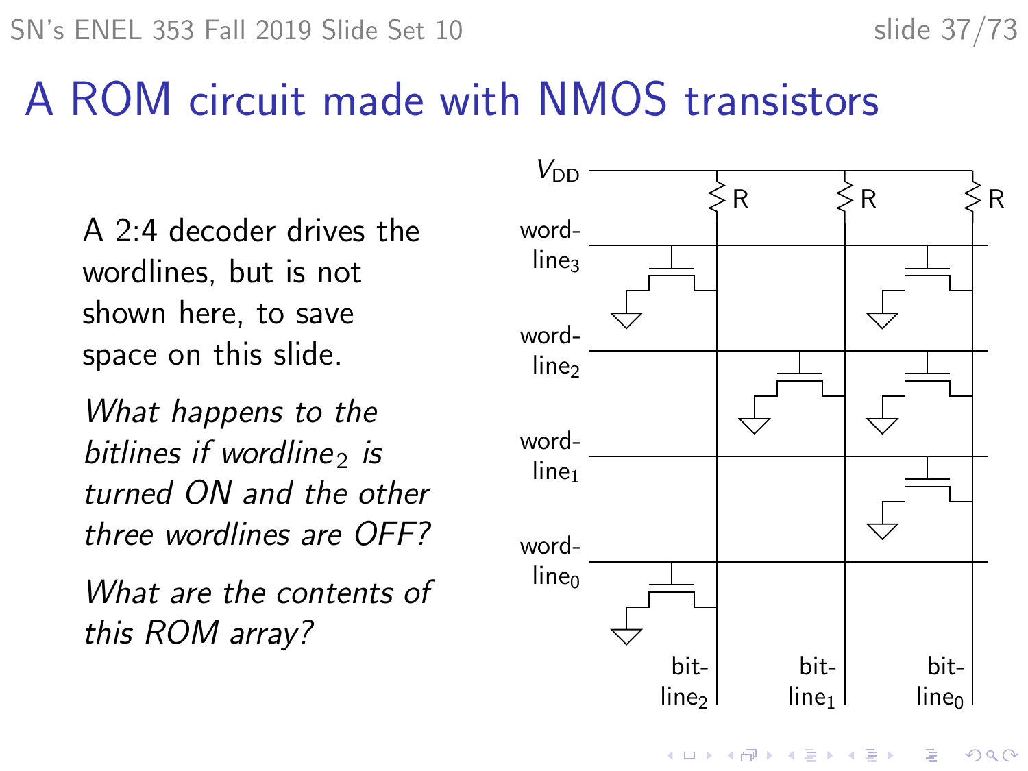# A ROM circuit made with NMOS transistors

A 2:4 decoder drives the wordlines, but is not shown here, to save space on this slide.

*What happens to the bitlines if wordline$_2$ is turned ON and the other three wordlines are OFF?*

*What are the contents of this ROM array?*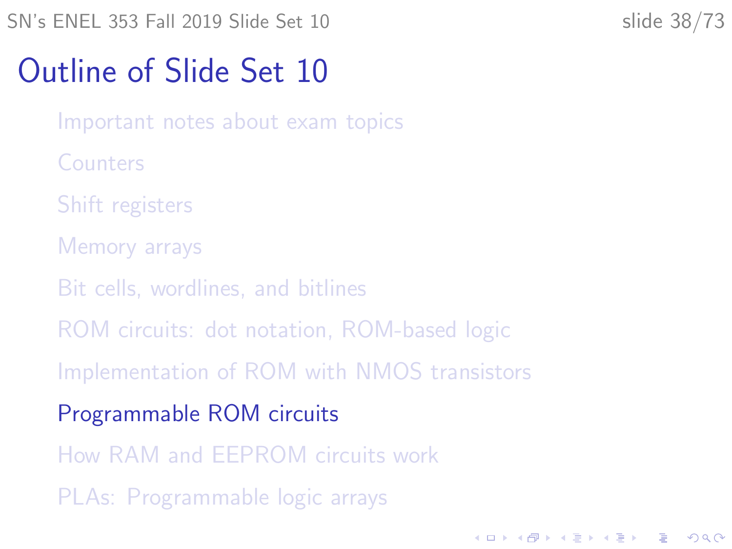# Outline of Slide Set 10

- Important notes about exam topics
- Counters
- Shift registers
- Memory arrays
- Bit cells, wordlines, and bitlines
- ROM circuits: dot notation, ROM-based logic
- Implementation of ROM with NMOS transistors
- Programmable ROM circuits
- How RAM and EEPROM circuits work
- PLAs: Programmable logic arrays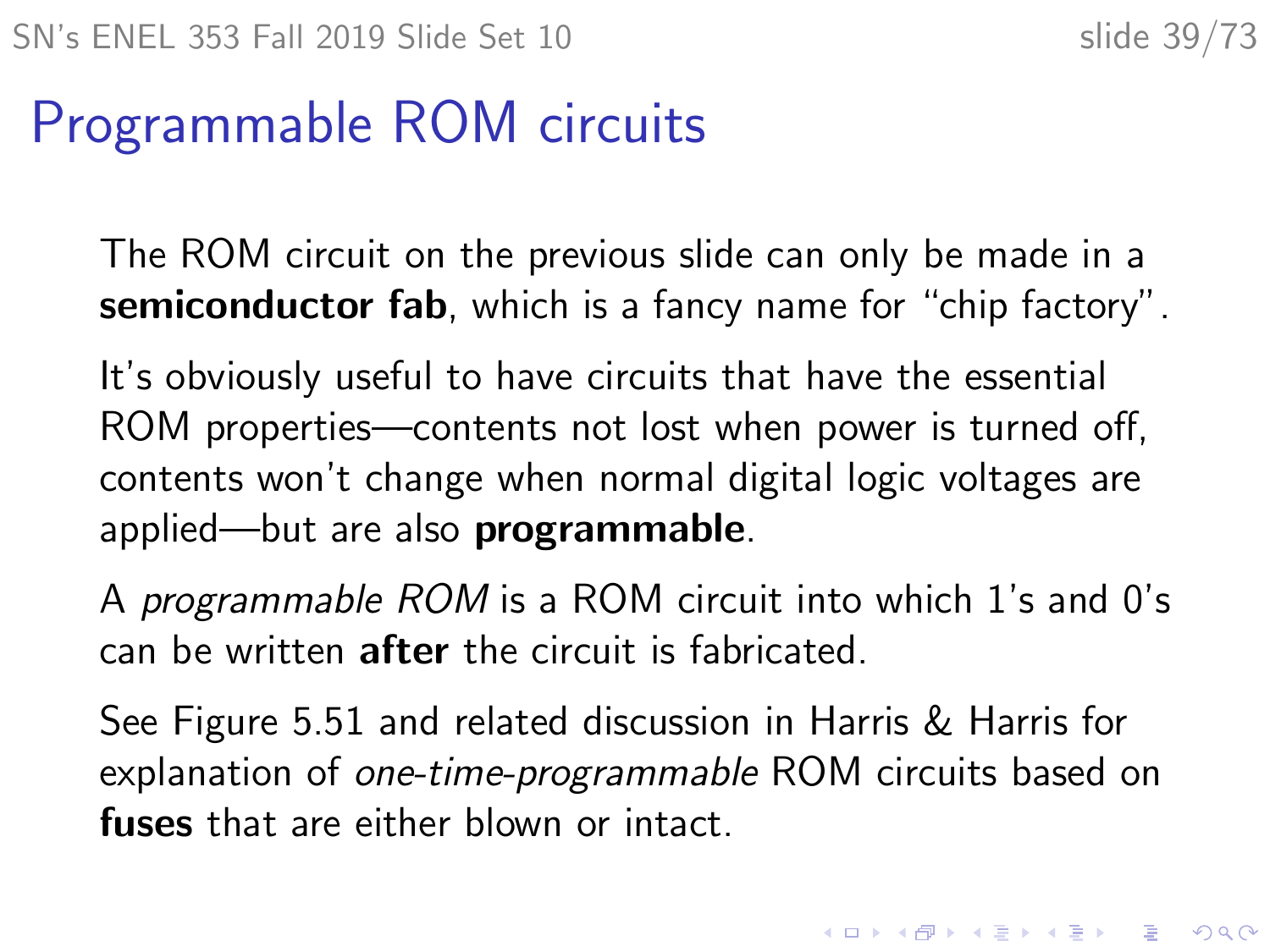# Programmable ROM circuits

The ROM circuit on the previous slide can only be made in a **semiconductor fab**, which is a fancy name for "chip factory".

It's obviously useful to have circuits that have the essential ROM properties—contents not lost when power is turned off, contents won't change when normal digital logic voltages are applied—but are also **programmable**.

A *programmable ROM* is a ROM circuit into which 1's and 0's can be written **after** the circuit is fabricated.

See Figure 5.51 and related discussion in Harris & Harris for explanation of *one-time-programmable* ROM circuits based on **fuses** that are either blown or intact.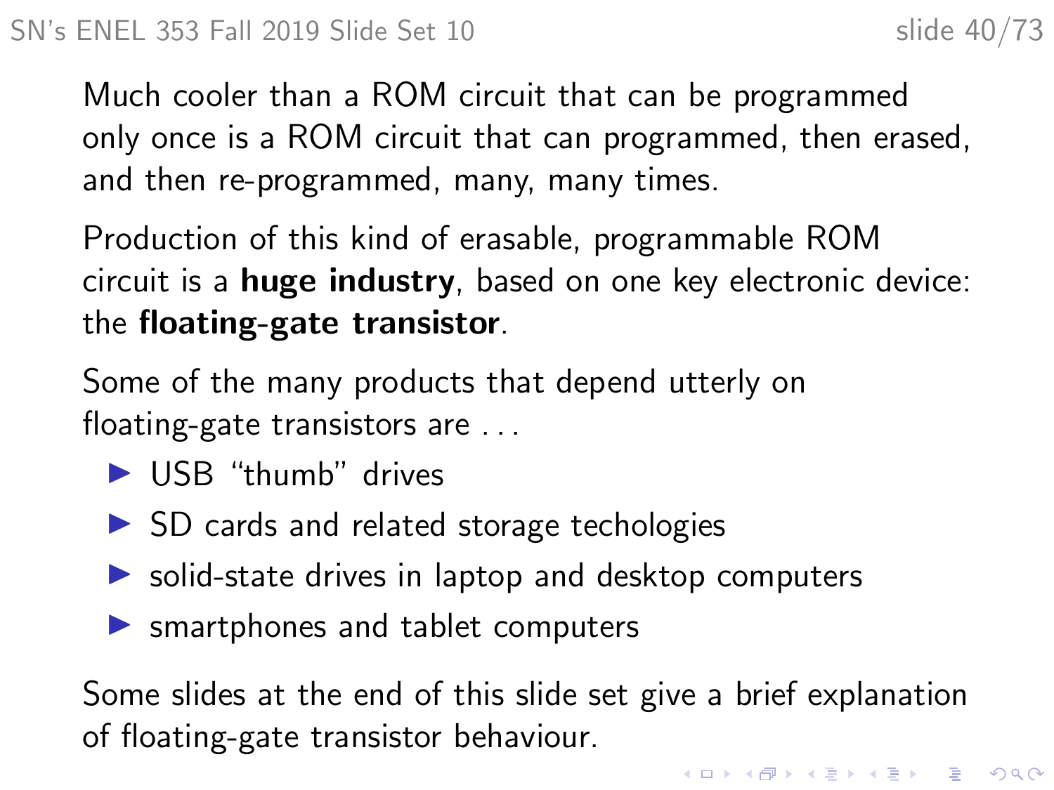Much cooler than a ROM circuit that can be programmed only once is a ROM circuit that can programmed, then erased, and then re-programmed, many, many times.

Production of this kind of erasable, programmable ROM circuit is a **huge industry**, based on one key electronic device: the **floating-gate transistor**.

Some of the many products that depend utterly on floating-gate transistors are . . .

- USB "thumb" drives
- SD cards and related storage techologies
- solid-state drives in laptop and desktop computers
- smartphones and tablet computers

Some slides at the end of this slide set give a brief explanation of floating-gate transistor behaviour.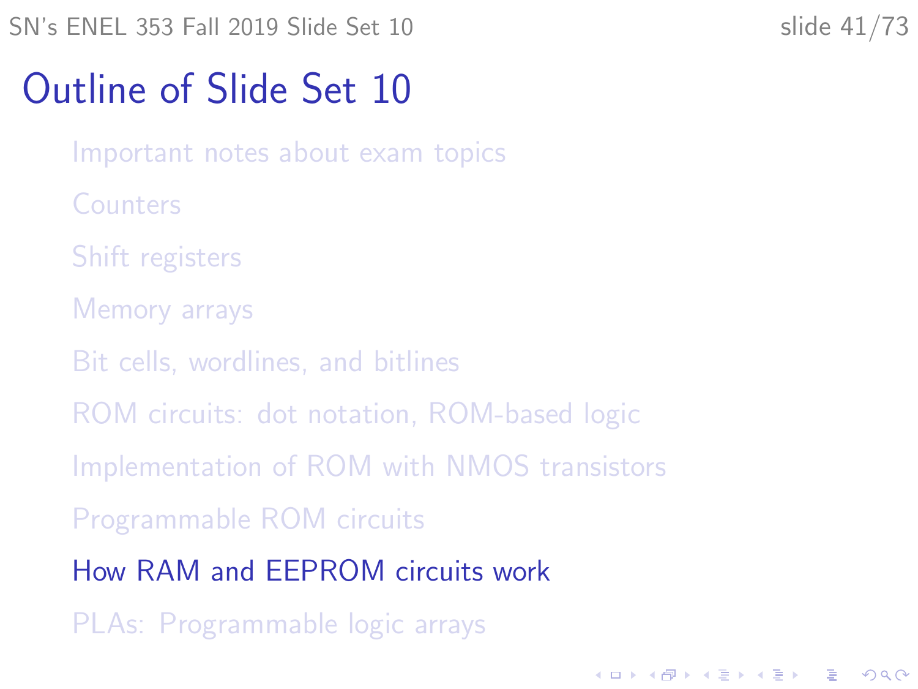# Outline of Slide Set 10

- Important notes about exam topics
- Counters
- Shift registers
- Memory arrays
- Bit cells, wordlines, and bitlines
- ROM circuits: dot notation, ROM-based logic
- Implementation of ROM with NMOS transistors
- Programmable ROM circuits
- **How RAM and EEPROM circuits work**
- PLAs: Programmable logic arrays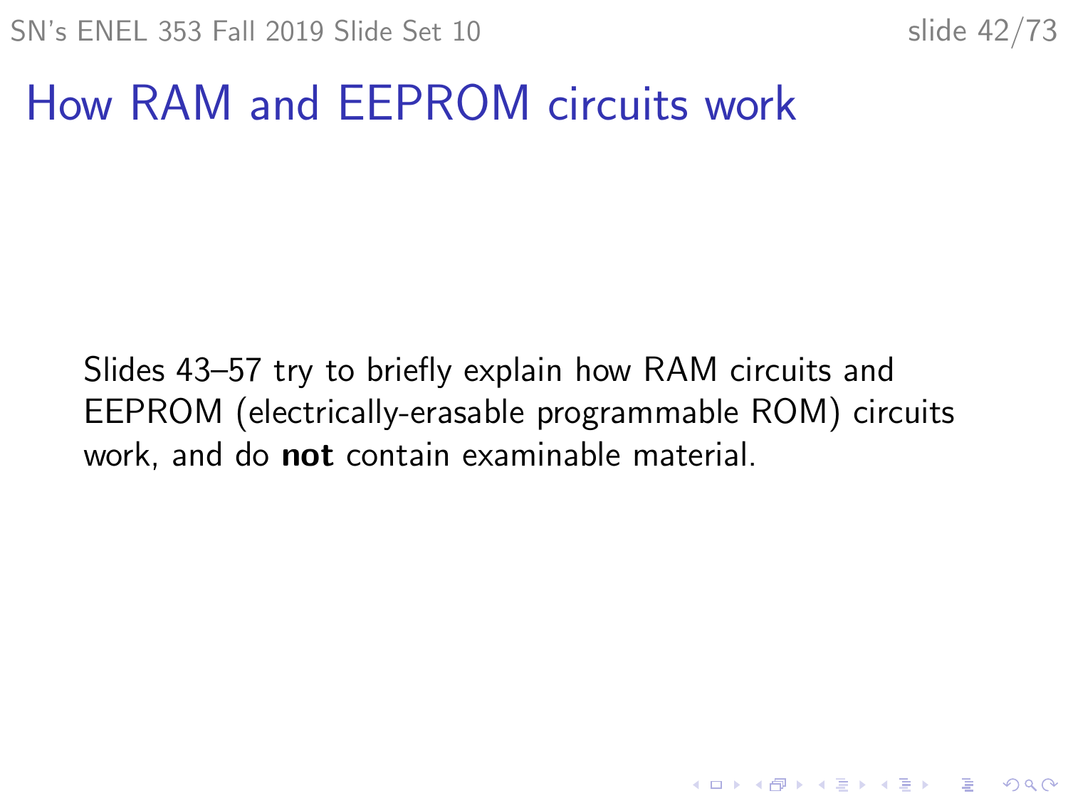# How RAM and EEPROM circuits work

Slides 43–57 try to briefly explain how RAM circuits and EEPROM (electrically-erasable programmable ROM) circuits work, and do **not** contain examinable material.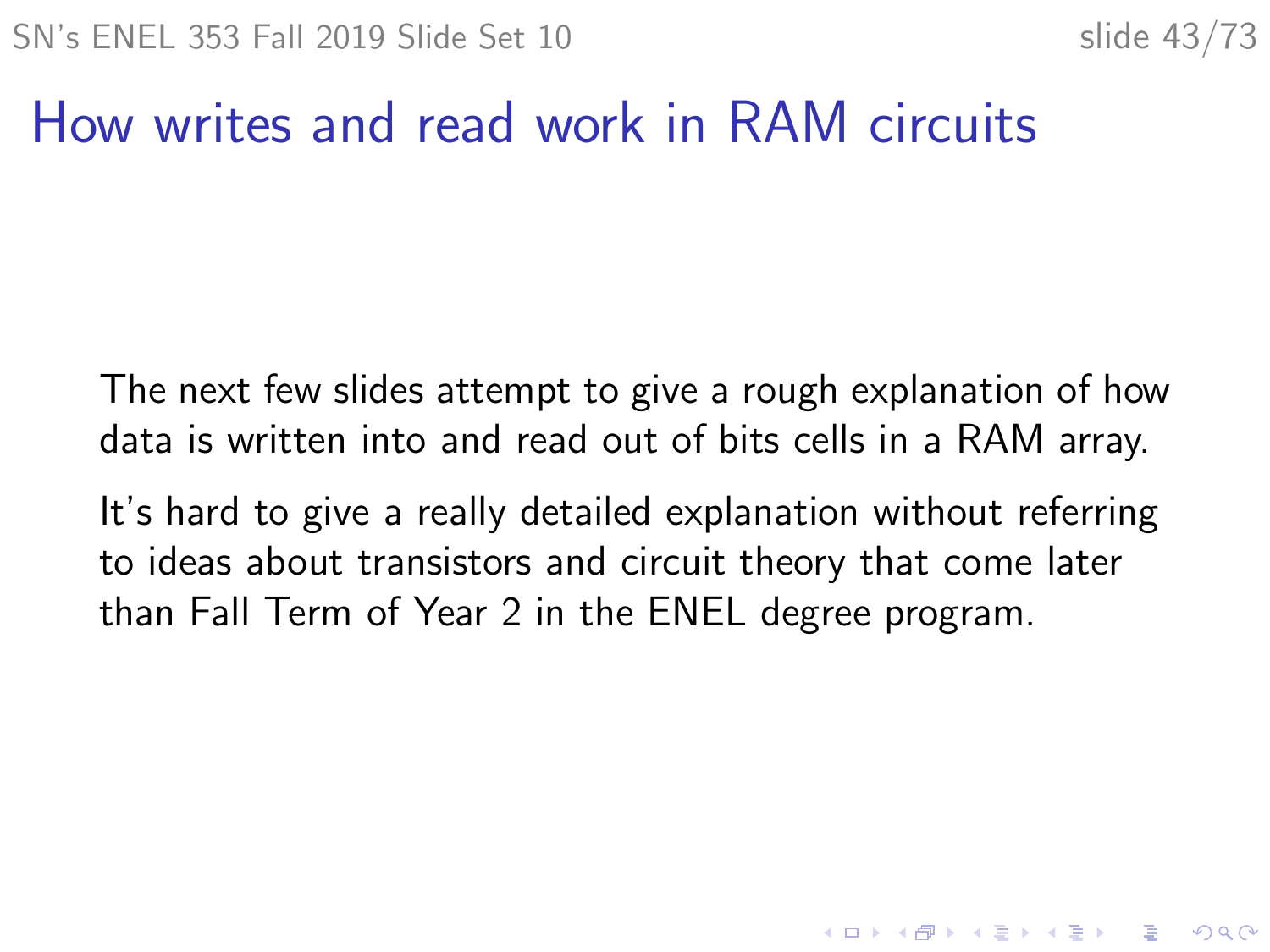# How writes and read work in RAM circuits

The next few slides attempt to give a rough explanation of how data is written into and read out of bits cells in a RAM array.

It's hard to give a really detailed explanation without referring to ideas about transistors and circuit theory that come later than Fall Term of Year 2 in the ENEL degree program.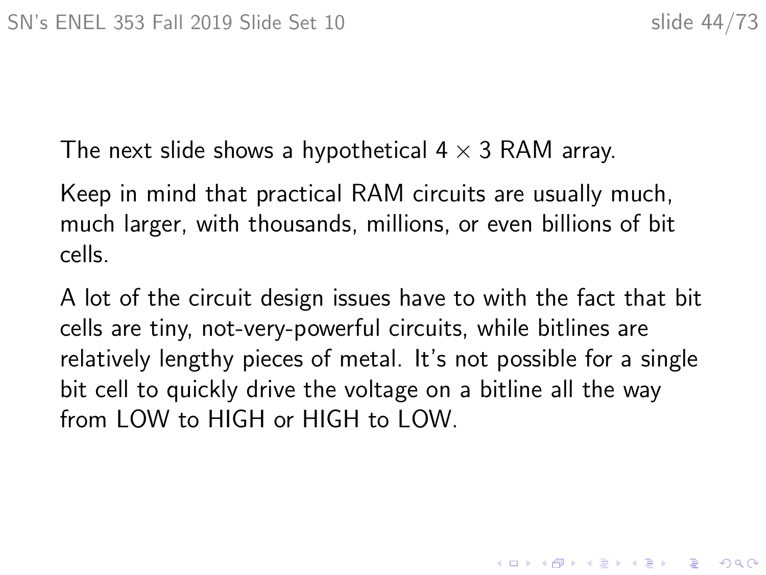The next slide shows a hypothetical $4 \times 3$ RAM array.

Keep in mind that practical RAM circuits are usually much, much larger, with thousands, millions, or even billions of bit cells.

A lot of the circuit design issues have to with the fact that bit cells are tiny, not-very-powerful circuits, while bitlines are relatively lengthy pieces of metal. It's not possible for a single bit cell to quickly drive the voltage on a bitline all the way from LOW to HIGH or HIGH to LOW.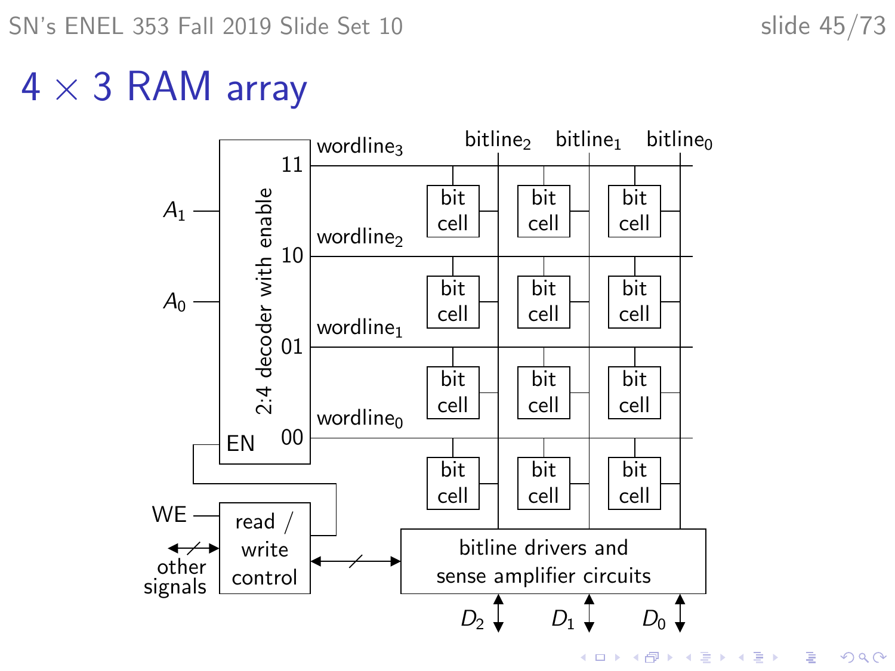# $4 \times 3$ RAM array

2:4 decoder with enable

$A_1$

$A_0$

EN

11 — $\text{wordline}_3$

10 — $\text{wordline}_2$

01 — $\text{wordline}_1$

00 — $\text{wordline}_0$

$\text{bitline}_2$ $\text{bitline}_1$ $\text{bitline}_0$

| bit cell | bit cell | bit cell |
|---|---|---|
| bit cell | bit cell | bit cell |
| bit cell | bit cell | bit cell |
| bit cell | bit cell | bit cell |

WE

other signals

read / write control

bitline drivers and sense amplifier circuits

$D_2$ $D_1$ $D_0$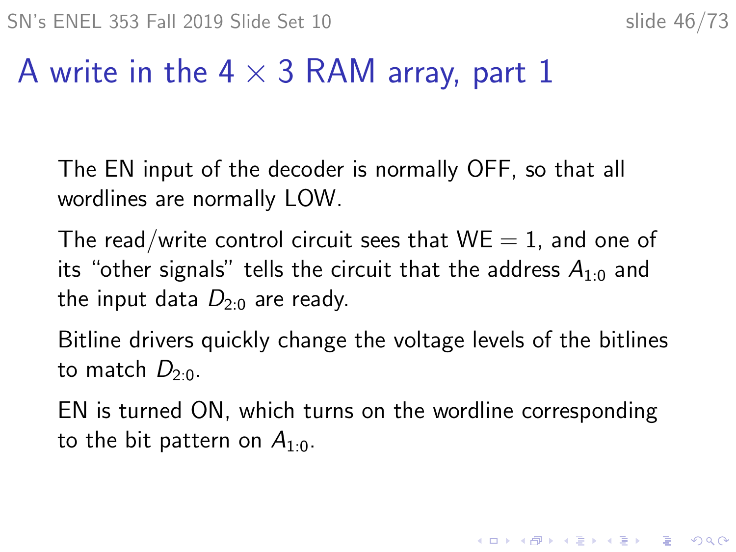# A write in the $4 \times 3$ RAM array, part 1

The EN input of the decoder is normally OFF, so that all wordlines are normally LOW.

The read/write control circuit sees that WE $= 1$, and one of its "other signals" tells the circuit that the address $A_{1:0}$ and the input data $D_{2:0}$ are ready.

Bitline drivers quickly change the voltage levels of the bitlines to match $D_{2:0}$.

EN is turned ON, which turns on the wordline corresponding to the bit pattern on $A_{1:0}$.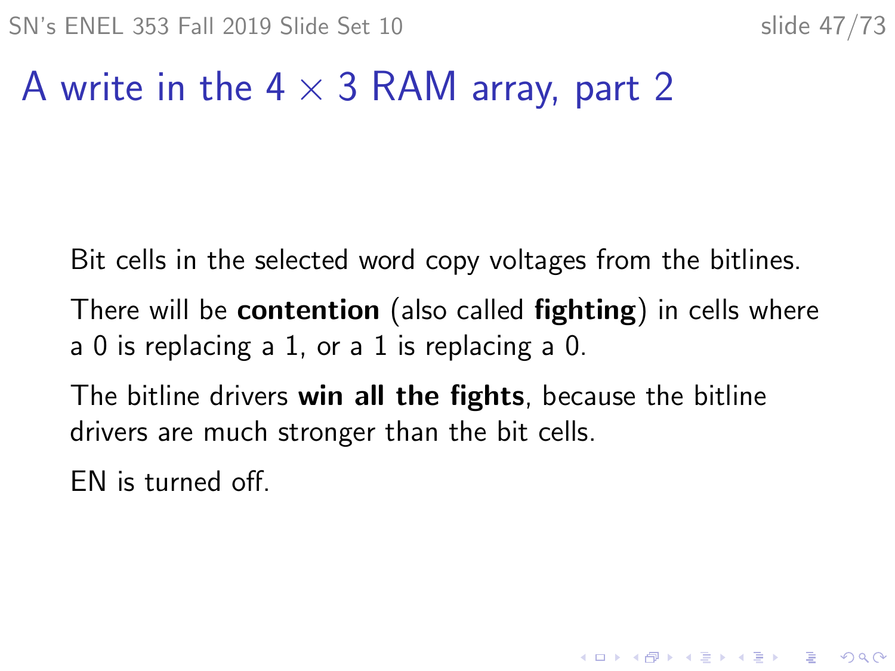# A write in the $4 \times 3$ RAM array, part 2

Bit cells in the selected word copy voltages from the bitlines.

There will be **contention** (also called **fighting**) in cells where a 0 is replacing a 1, or a 1 is replacing a 0.

The bitline drivers **win all the fights**, because the bitline drivers are much stronger than the bit cells.

EN is turned off.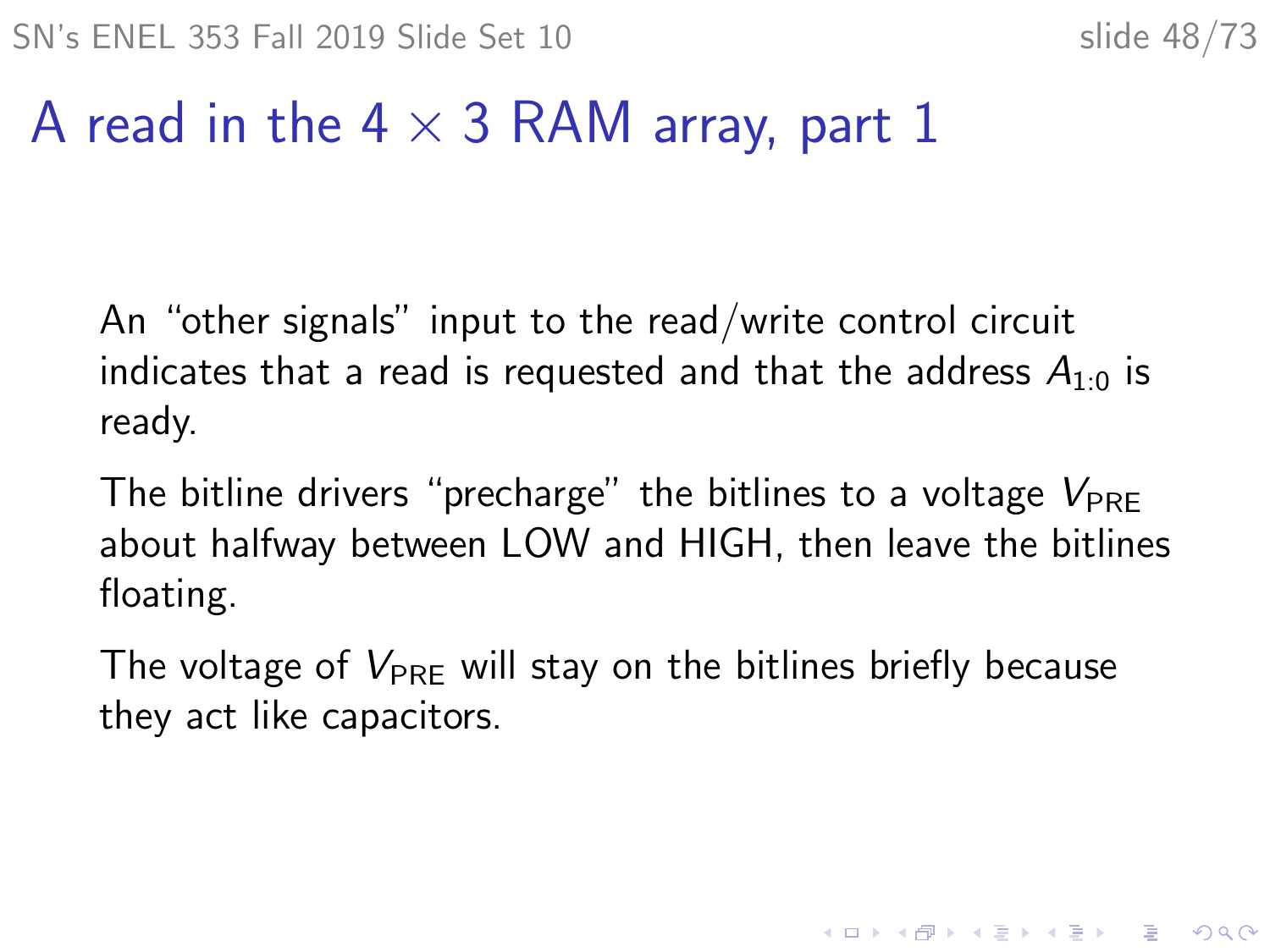# A read in the $4 \times 3$ RAM array, part 1

An "other signals" input to the read/write control circuit indicates that a read is requested and that the address $A_{1:0}$ is ready.

The bitline drivers "precharge" the bitlines to a voltage $V_{PRE}$ about halfway between LOW and HIGH, then leave the bitlines floating.

The voltage of $V_{PRE}$ will stay on the bitlines briefly because they act like capacitors.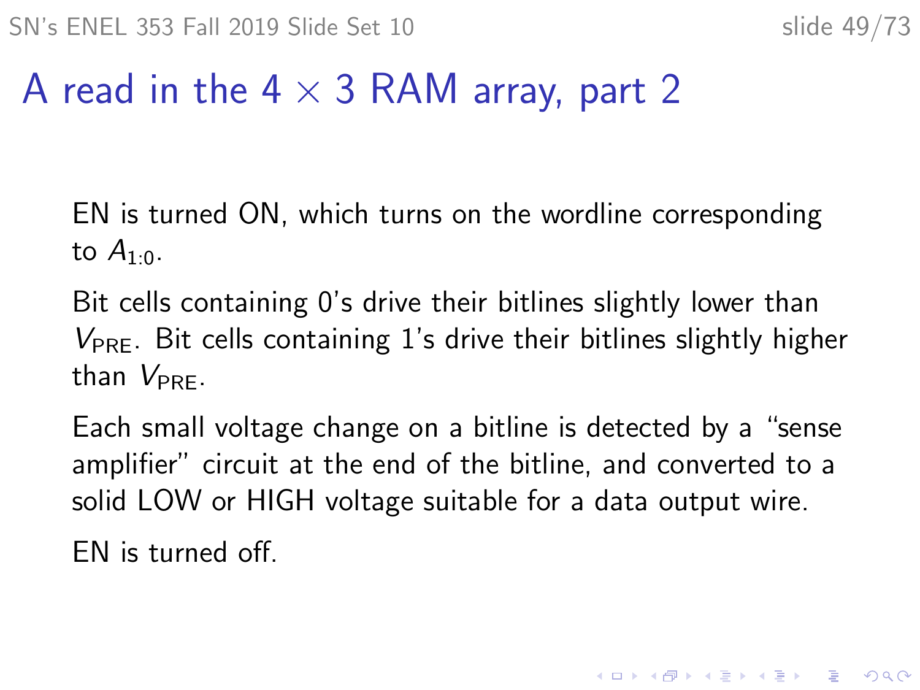# A read in the 4 × 3 RAM array, part 2

EN is turned ON, which turns on the wordline corresponding to $A_{1:0}$.

Bit cells containing 0's drive their bitlines slightly lower than $V_{\text{PRE}}$. Bit cells containing 1's drive their bitlines slightly higher than $V_{\text{PRE}}$.

Each small voltage change on a bitline is detected by a "sense amplifier" circuit at the end of the bitline, and converted to a solid LOW or HIGH voltage suitable for a data output wire.

EN is turned off.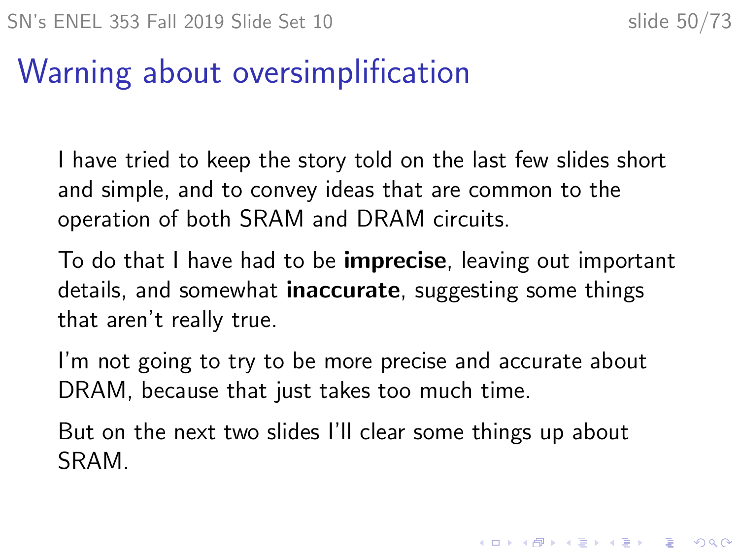# Warning about oversimplification

I have tried to keep the story told on the last few slides short and simple, and to convey ideas that are common to the operation of both SRAM and DRAM circuits.

To do that I have had to be **imprecise**, leaving out important details, and somewhat **inaccurate**, suggesting some things that aren't really true.

I'm not going to try to be more precise and accurate about DRAM, because that just takes too much time.

But on the next two slides I'll clear some things up about SRAM.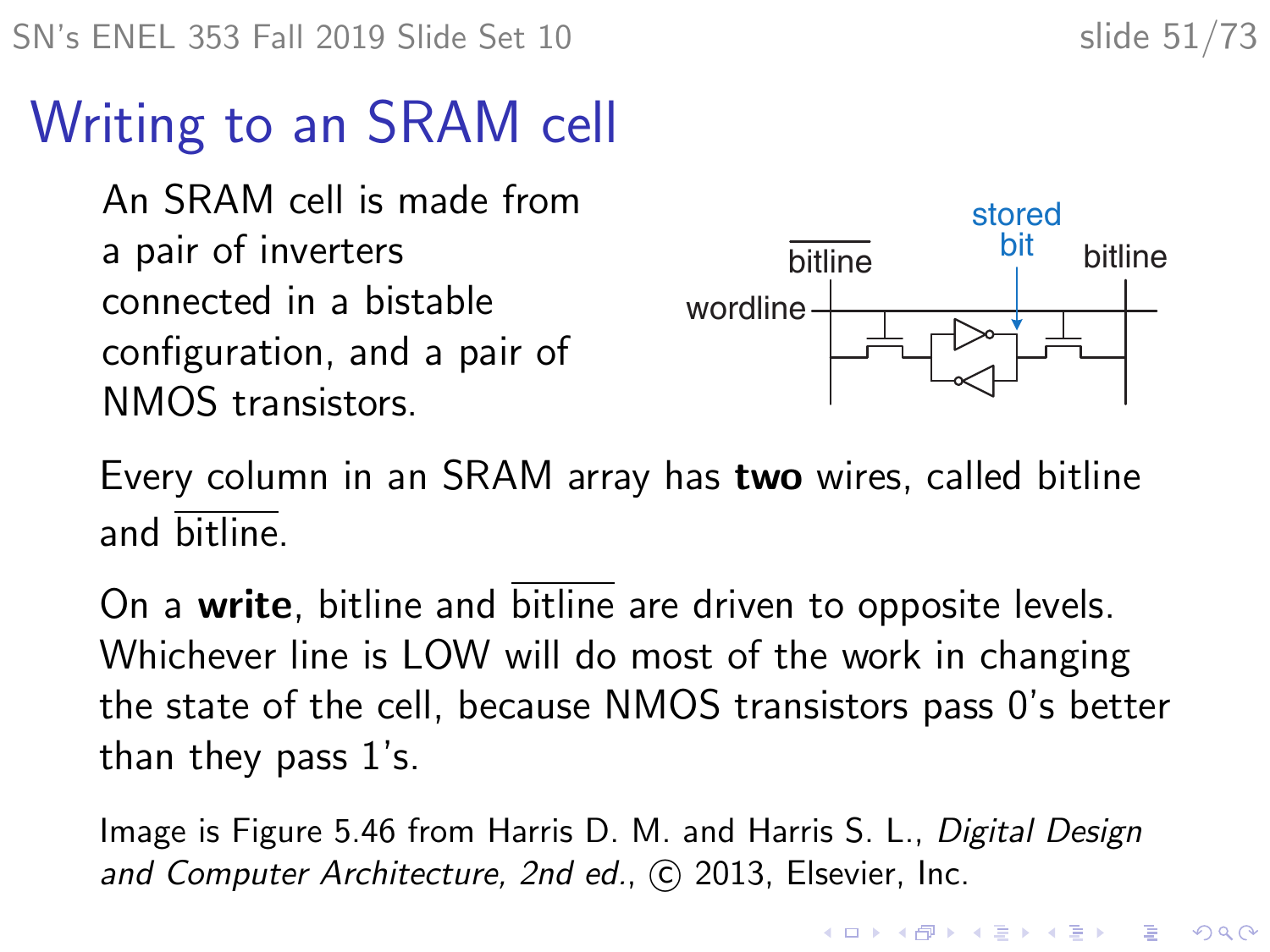# Writing to an SRAM cell

An SRAM cell is made from a pair of inverters connected in a bistable configuration, and a pair of NMOS transistors.

Every column in an SRAM array has **two** wires, called bitline and $\overline{\text{bitline}}$.

On a **write**, bitline and $\overline{\text{bitline}}$ are driven to opposite levels. Whichever line is LOW will do most of the work in changing the state of the cell, because NMOS transistors pass 0's better than they pass 1's.

Image is Figure 5.46 from Harris D. M. and Harris S. L., *Digital Design and Computer Architecture, 2nd ed.*, © 2013, Elsevier, Inc.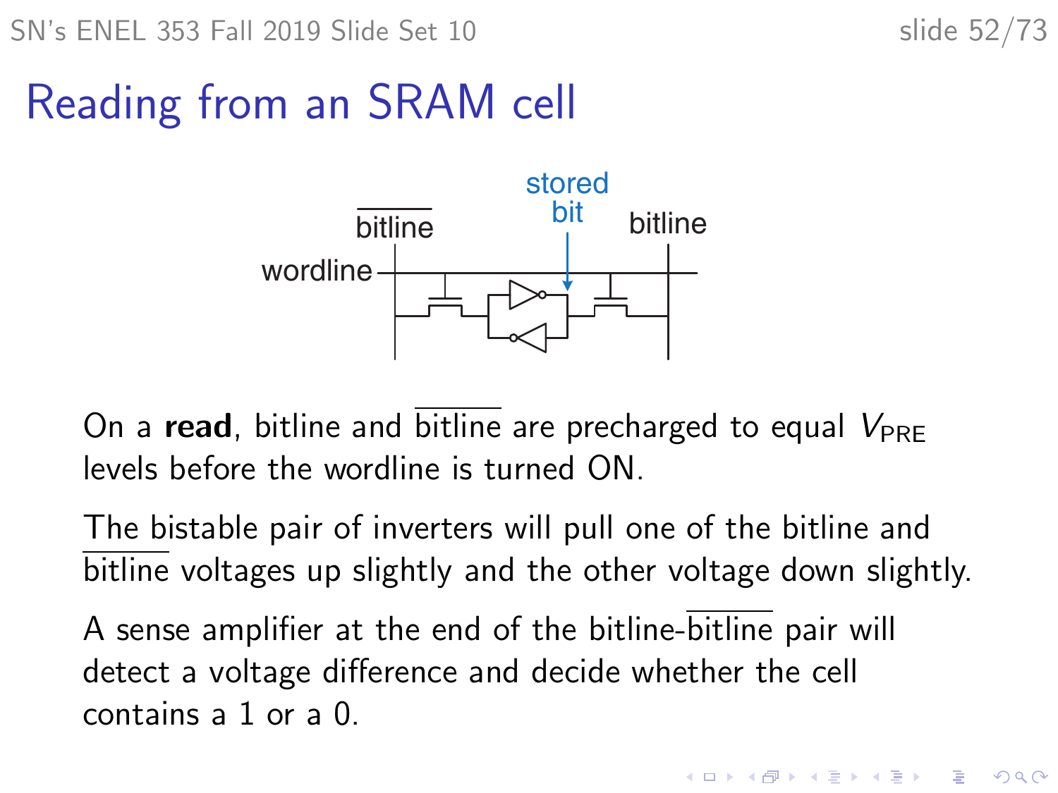# Reading from an SRAM cell

On a **read**, bitline and $\overline{\text{bitline}}$ are precharged to equal $V_{\text{PRE}}$ levels before the wordline is turned ON.

The bistable pair of inverters will pull one of the bitline and $\overline{\text{bitline}}$ voltages up slightly and the other voltage down slightly.

A sense amplifier at the end of the bitline-$\overline{\text{bitline}}$ pair will detect a voltage difference and decide whether the cell contains a 1 or a 0.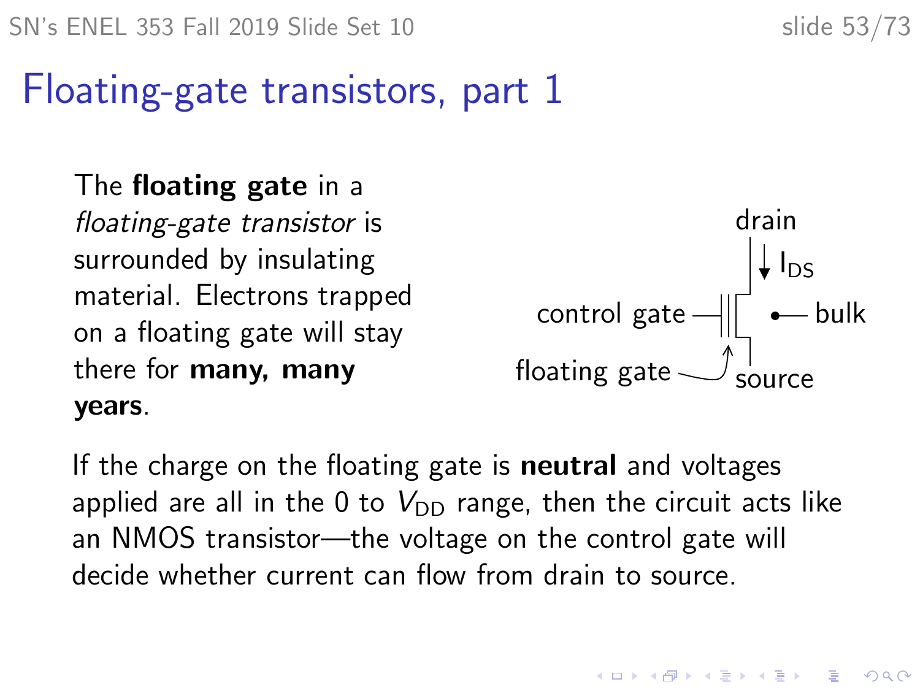# Floating-gate transistors, part 1

The **floating gate** in a *floating-gate transistor* is surrounded by insulating material. Electrons trapped on a floating gate will stay there for **many, many years**.

drain

$I_{DS}$

control gate

bulk

floating gate

source

If the charge on the floating gate is **neutral** and voltages applied are all in the 0 to $V_{DD}$ range, then the circuit acts like an NMOS transistor—the voltage on the control gate will decide whether current can flow from drain to source.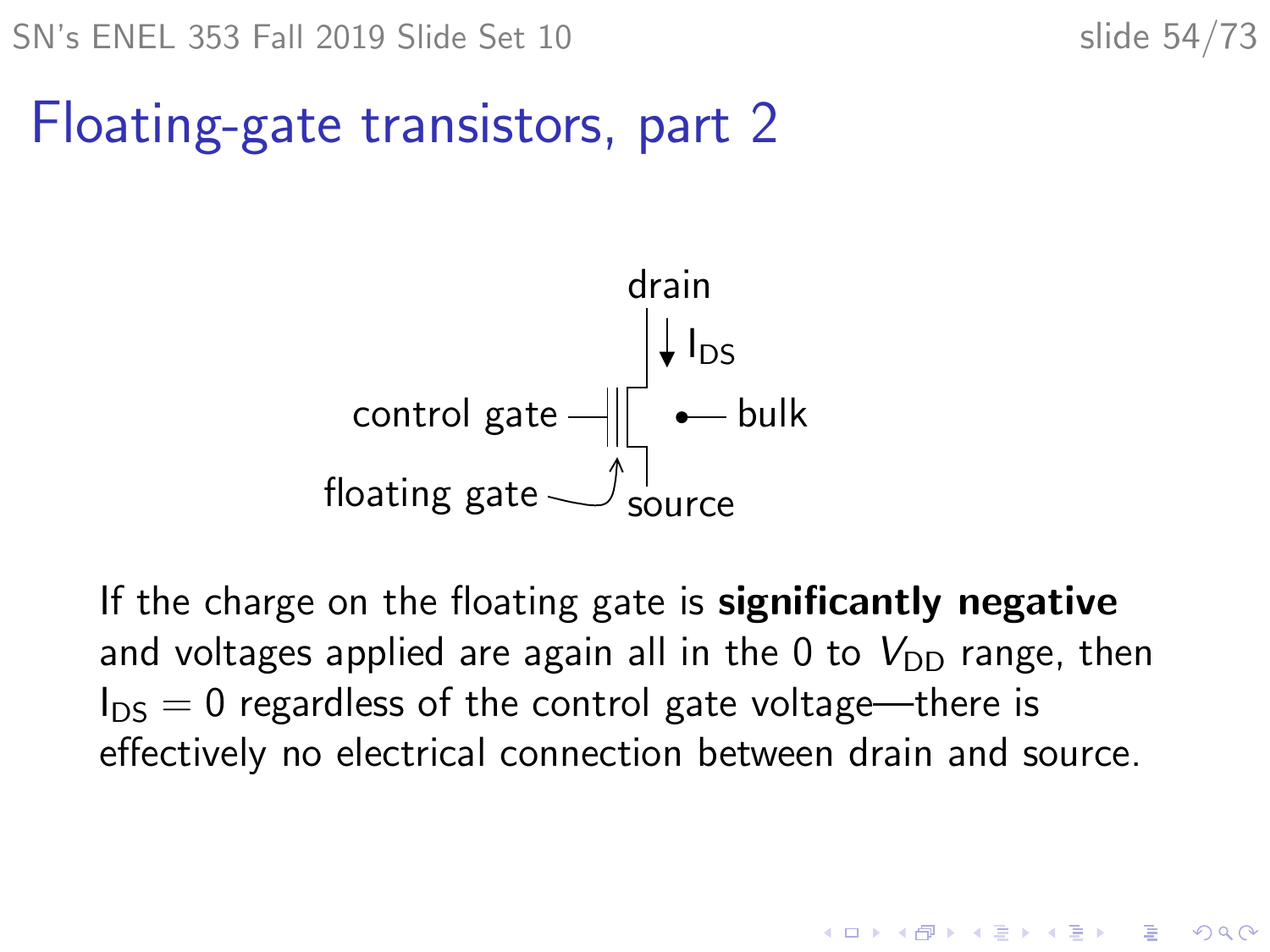# Floating-gate transistors, part 2

drain

$I_{DS}$

control gate

bulk

floating gate

source

If the charge on the floating gate is **significantly negative** and voltages applied are again all in the 0 to $V_{DD}$ range, then $I_{DS} = 0$ regardless of the control gate voltage—there is effectively no electrical connection between drain and source.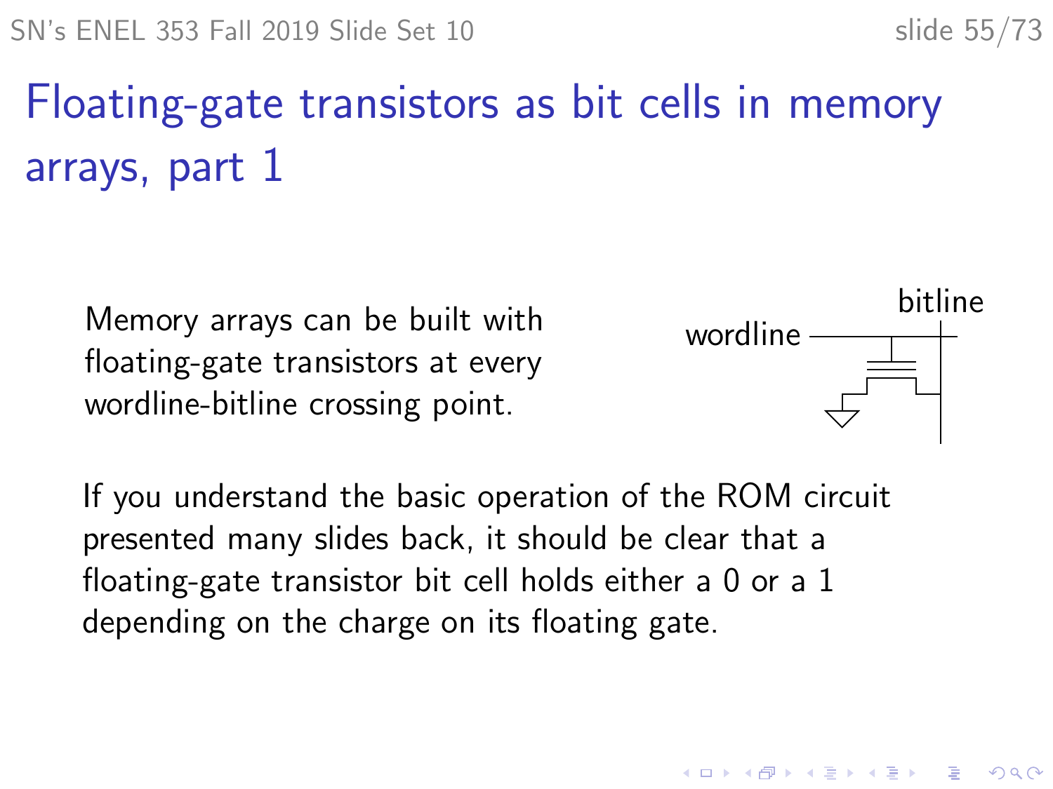# Floating-gate transistors as bit cells in memory arrays, part 1

Memory arrays can be built with floating-gate transistors at every wordline-bitline crossing point.

If you understand the basic operation of the ROM circuit presented many slides back, it should be clear that a floating-gate transistor bit cell holds either a 0 or a 1 depending on the charge on its floating gate.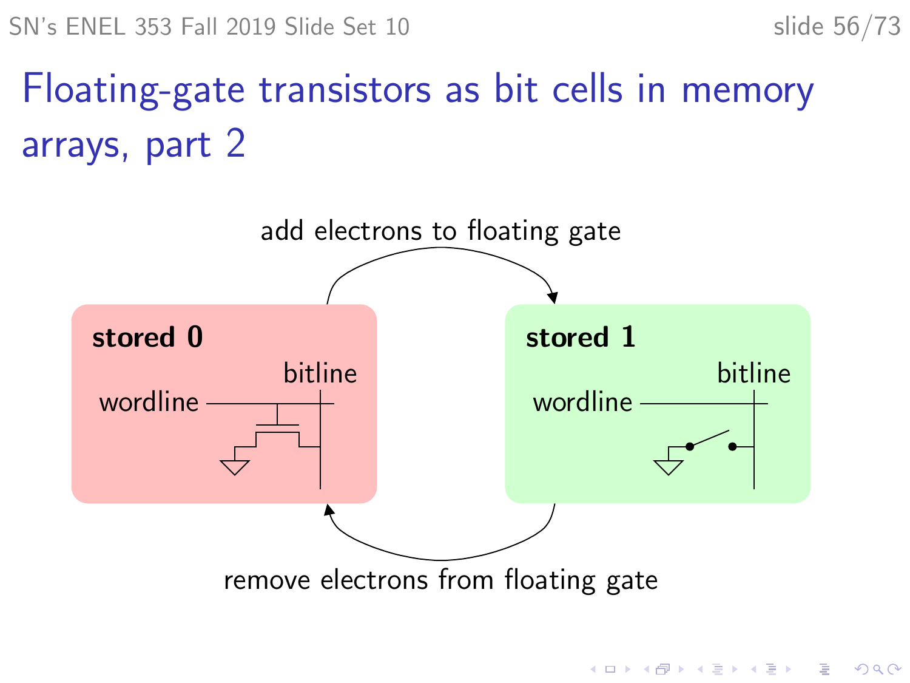# Floating-gate transistors as bit cells in memory arrays, part 2

add electrons to floating gate

**stored 0**

wordline

bitline

**stored 1**

wordline

bitline

remove electrons from floating gate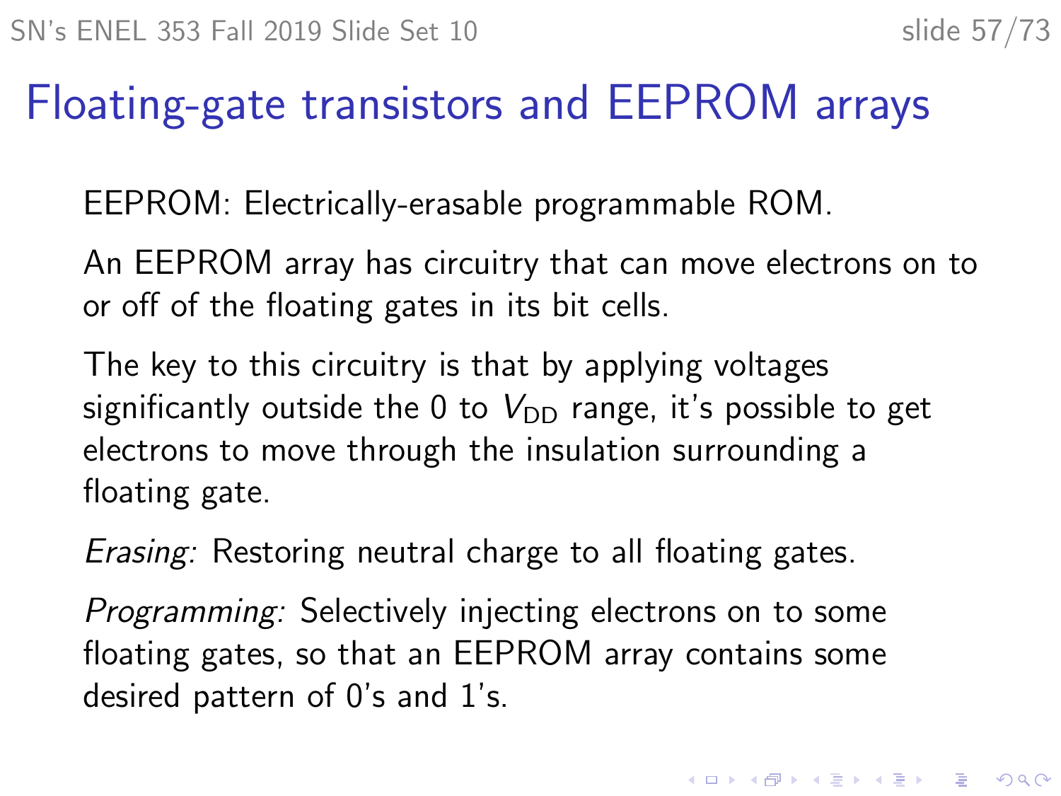# Floating-gate transistors and EEPROM arrays

EEPROM: Electrically-erasable programmable ROM.

An EEPROM array has circuitry that can move electrons on to or off of the floating gates in its bit cells.

The key to this circuitry is that by applying voltages significantly outside the 0 to $V_{\text{DD}}$ range, it's possible to get electrons to move through the insulation surrounding a floating gate.

*Erasing:* Restoring neutral charge to all floating gates.

*Programming:* Selectively injecting electrons on to some floating gates, so that an EEPROM array contains some desired pattern of 0's and 1's.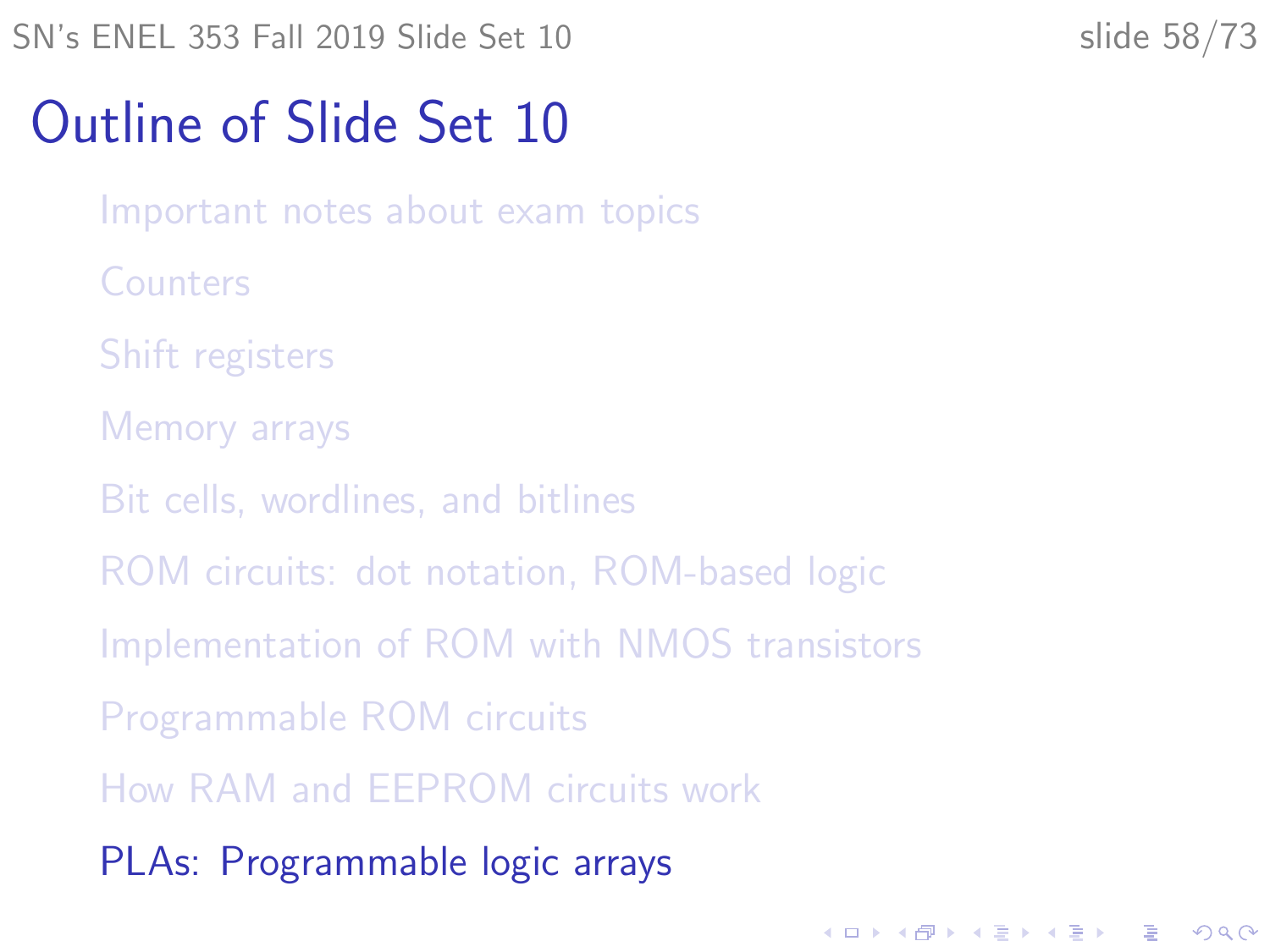# Outline of Slide Set 10

- Important notes about exam topics
- Counters
- Shift registers
- Memory arrays
- Bit cells, wordlines, and bitlines
- ROM circuits: dot notation, ROM-based logic
- Implementation of ROM with NMOS transistors
- Programmable ROM circuits
- How RAM and EEPROM circuits work
- PLAs: Programmable logic arrays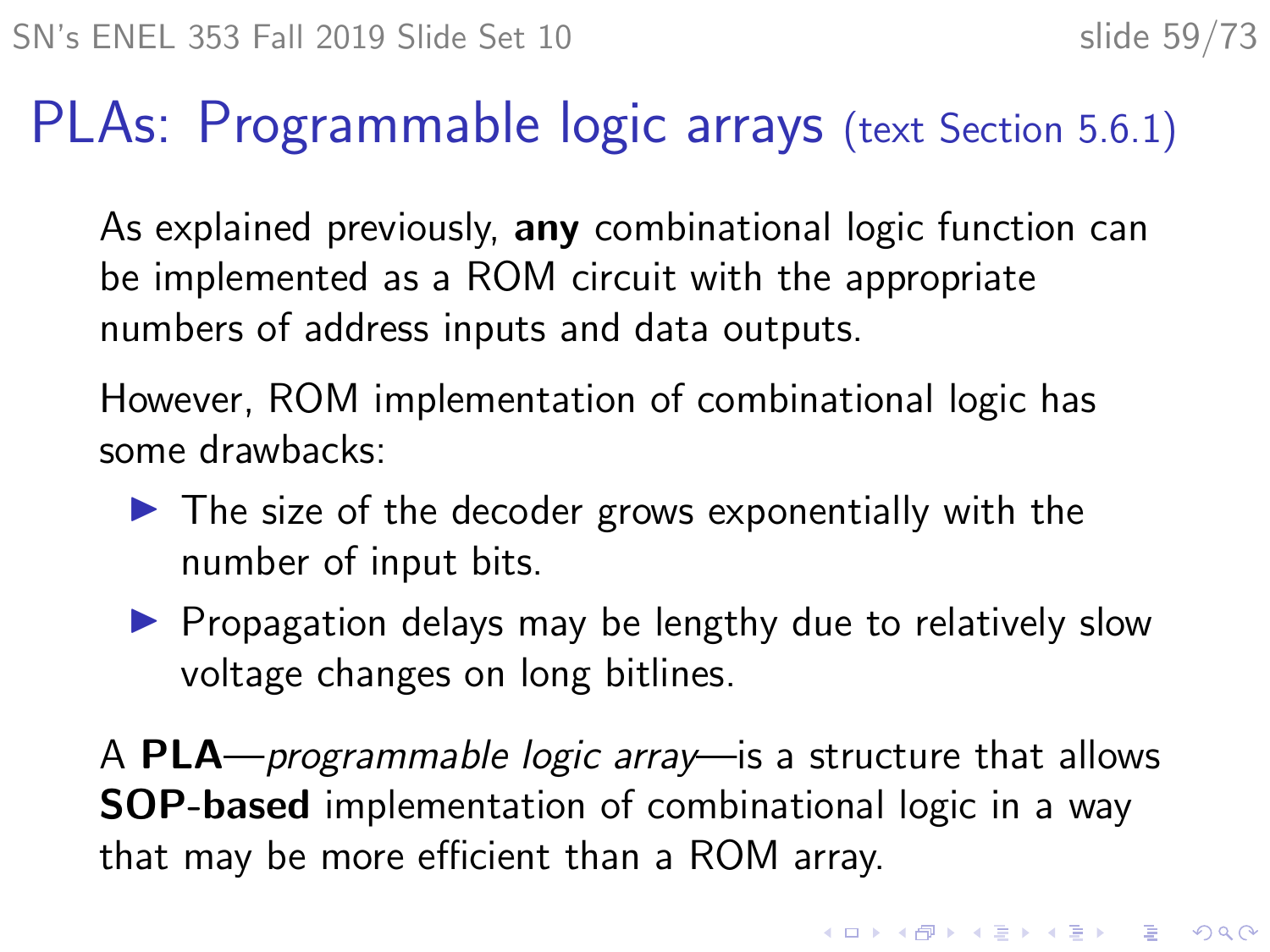# PLAs: Programmable logic arrays (text Section 5.6.1)

As explained previously, **any** combinational logic function can be implemented as a ROM circuit with the appropriate numbers of address inputs and data outputs.

However, ROM implementation of combinational logic has some drawbacks:

- The size of the decoder grows exponentially with the number of input bits.
- Propagation delays may be lengthy due to relatively slow voltage changes on long bitlines.

A **PLA**—*programmable logic array*—is a structure that allows **SOP-based** implementation of combinational logic in a way that may be more efficient than a ROM array.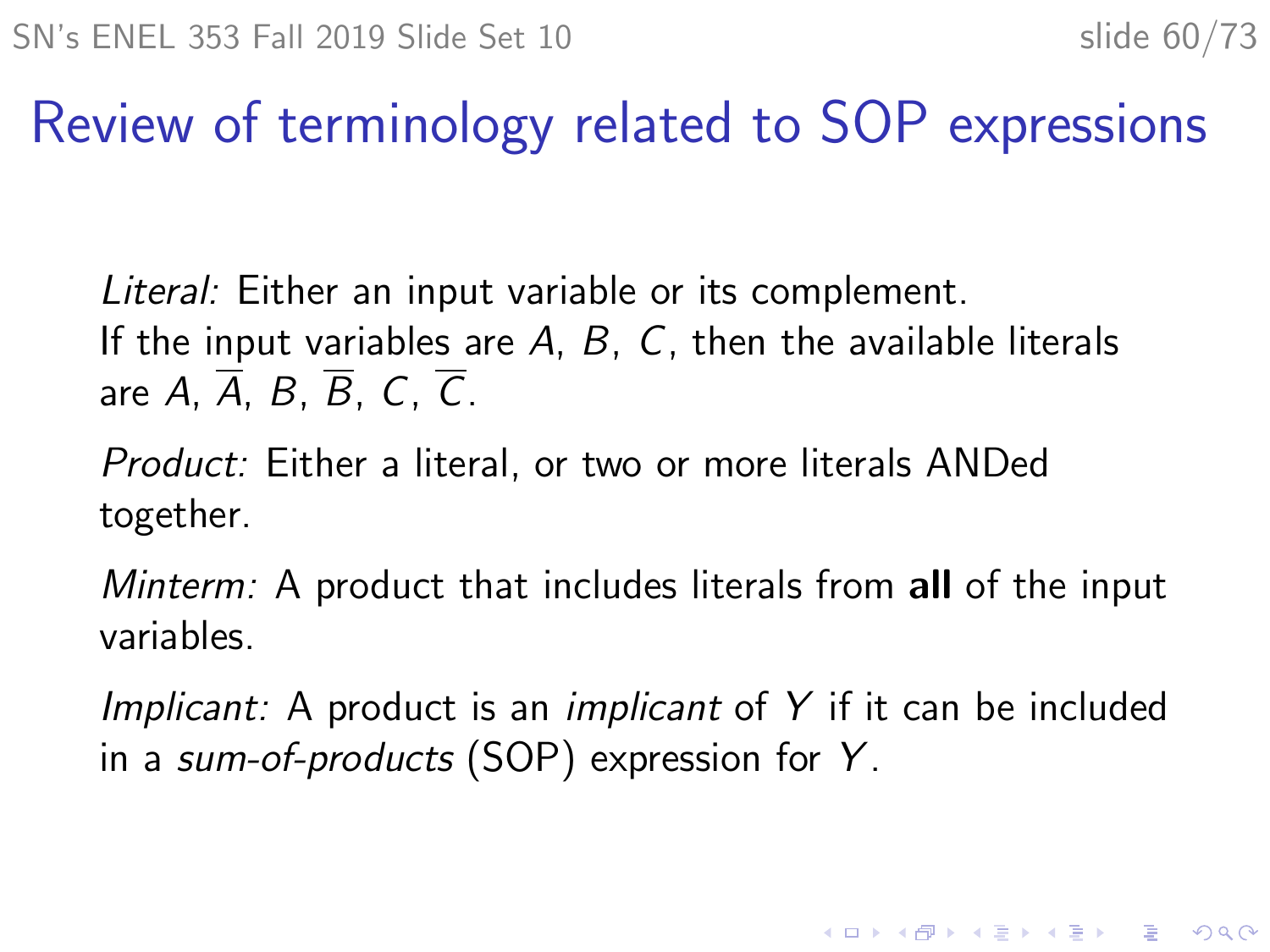# Review of terminology related to SOP expressions

*Literal:* Either an input variable or its complement.
If the input variables are $A$, $B$, $C$, then the available literals are $A$, $\overline{A}$, $B$, $\overline{B}$, $C$, $\overline{C}$.

*Product:* Either a literal, or two or more literals ANDed together.

*Minterm:* A product that includes literals from **all** of the input variables.

*Implicant:* A product is an *implicant* of $Y$ if it can be included in a *sum-of-products* (SOP) expression for $Y$.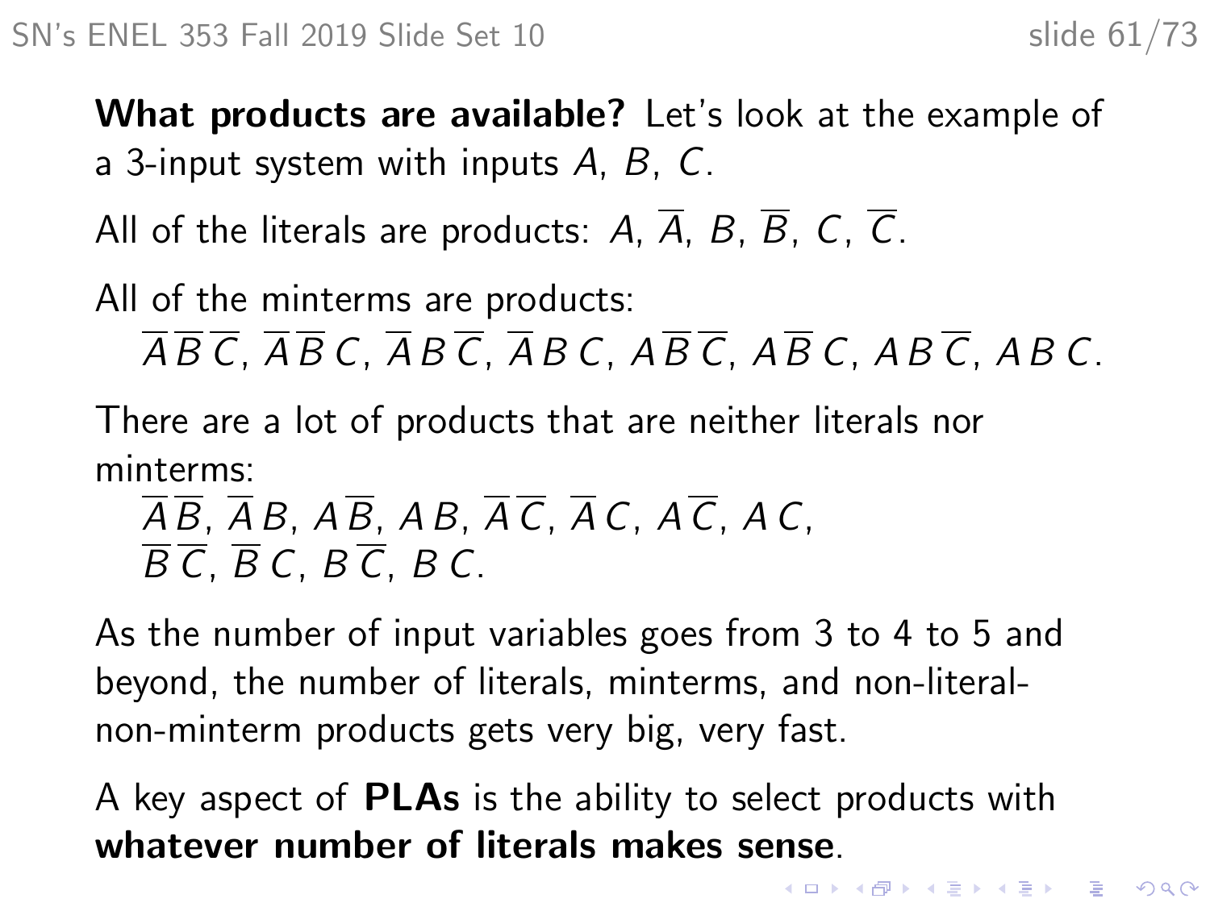**What products are available?** Let's look at the example of a 3-input system with inputs $A$, $B$, $C$.

All of the literals are products: $A$, $\overline{A}$, $B$, $\overline{B}$, $C$, $\overline{C}$.

All of the minterms are products:
$\overline{A}\,\overline{B}\,\overline{C}$, $\overline{A}\,\overline{B}\,C$, $\overline{A}\,B\,\overline{C}$, $\overline{A}\,B\,C$, $A\,\overline{B}\,\overline{C}$, $A\,\overline{B}\,C$, $A\,B\,\overline{C}$, $A\,B\,C$.

There are a lot of products that are neither literals nor minterms:
$\overline{A}\,\overline{B}$, $\overline{A}\,B$, $A\,\overline{B}$, $A\,B$, $\overline{A}\,\overline{C}$, $\overline{A}\,C$, $A\,\overline{C}$, $A\,C$,
$\overline{B}\,\overline{C}$, $\overline{B}\,C$, $B\,\overline{C}$, $B\,C$.

As the number of input variables goes from 3 to 4 to 5 and beyond, the number of literals, minterms, and non-literal-non-minterm products gets very big, very fast.

A key aspect of **PLAs** is the ability to select products with **whatever number of literals makes sense**.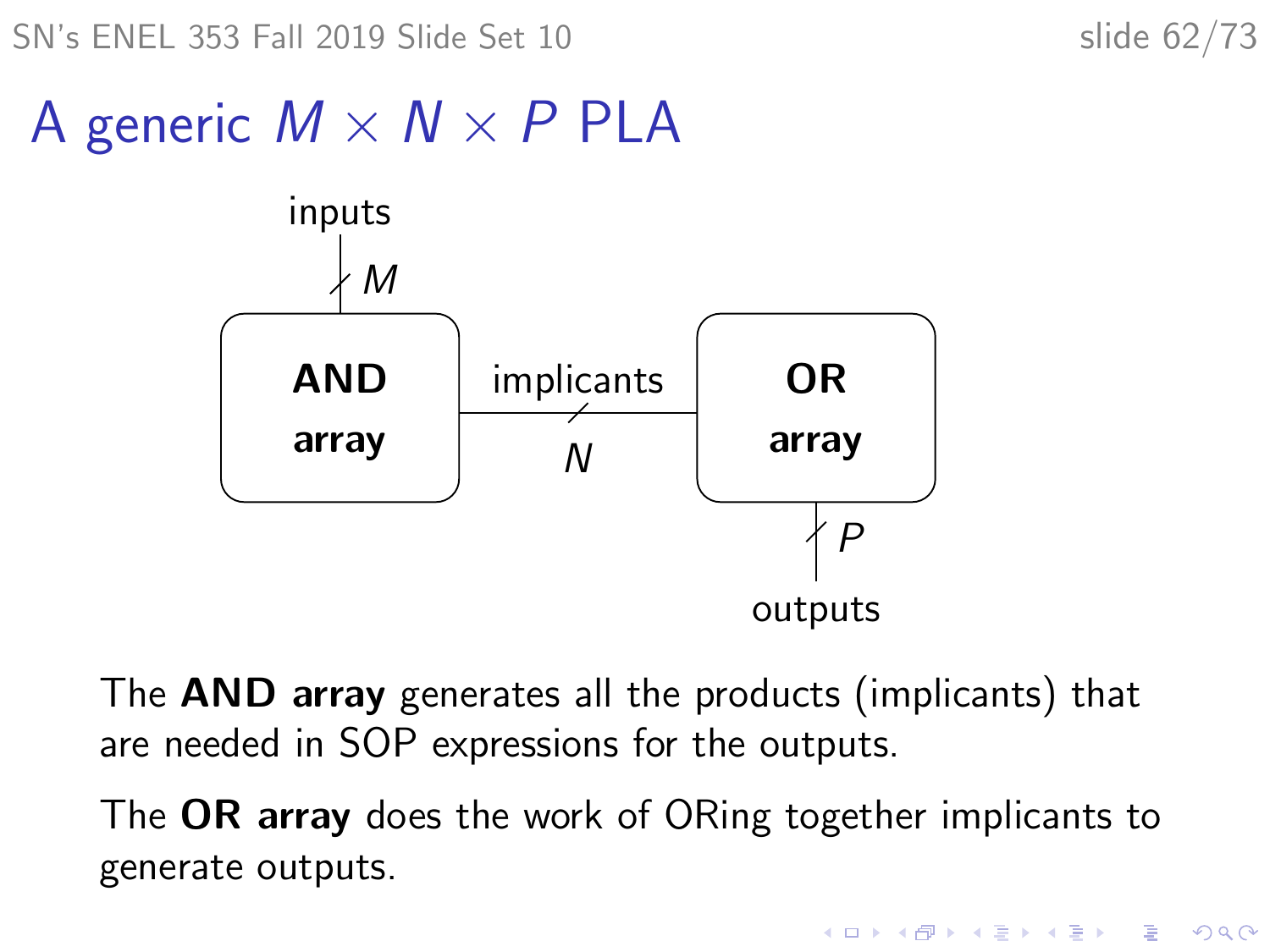# A generic $M \times N \times P$ PLA

The **AND array** generates all the products (implicants) that are needed in SOP expressions for the outputs.

The **OR array** does the work of ORing together implicants to generate outputs.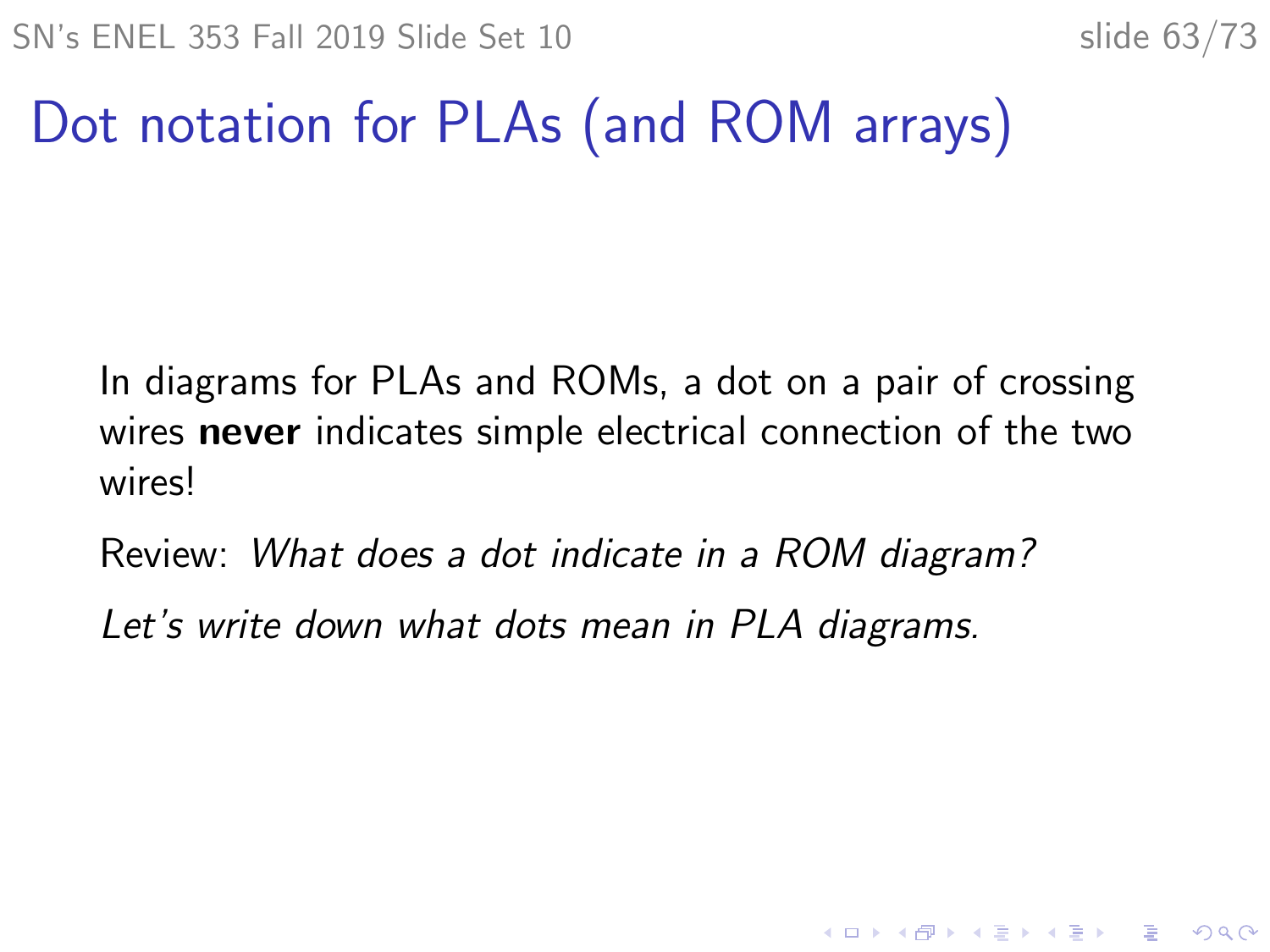# Dot notation for PLAs (and ROM arrays)

In diagrams for PLAs and ROMs, a dot on a pair of crossing wires **never** indicates simple electrical connection of the two wires!

Review: *What does a dot indicate in a ROM diagram?*

*Let's write down what dots mean in PLA diagrams.*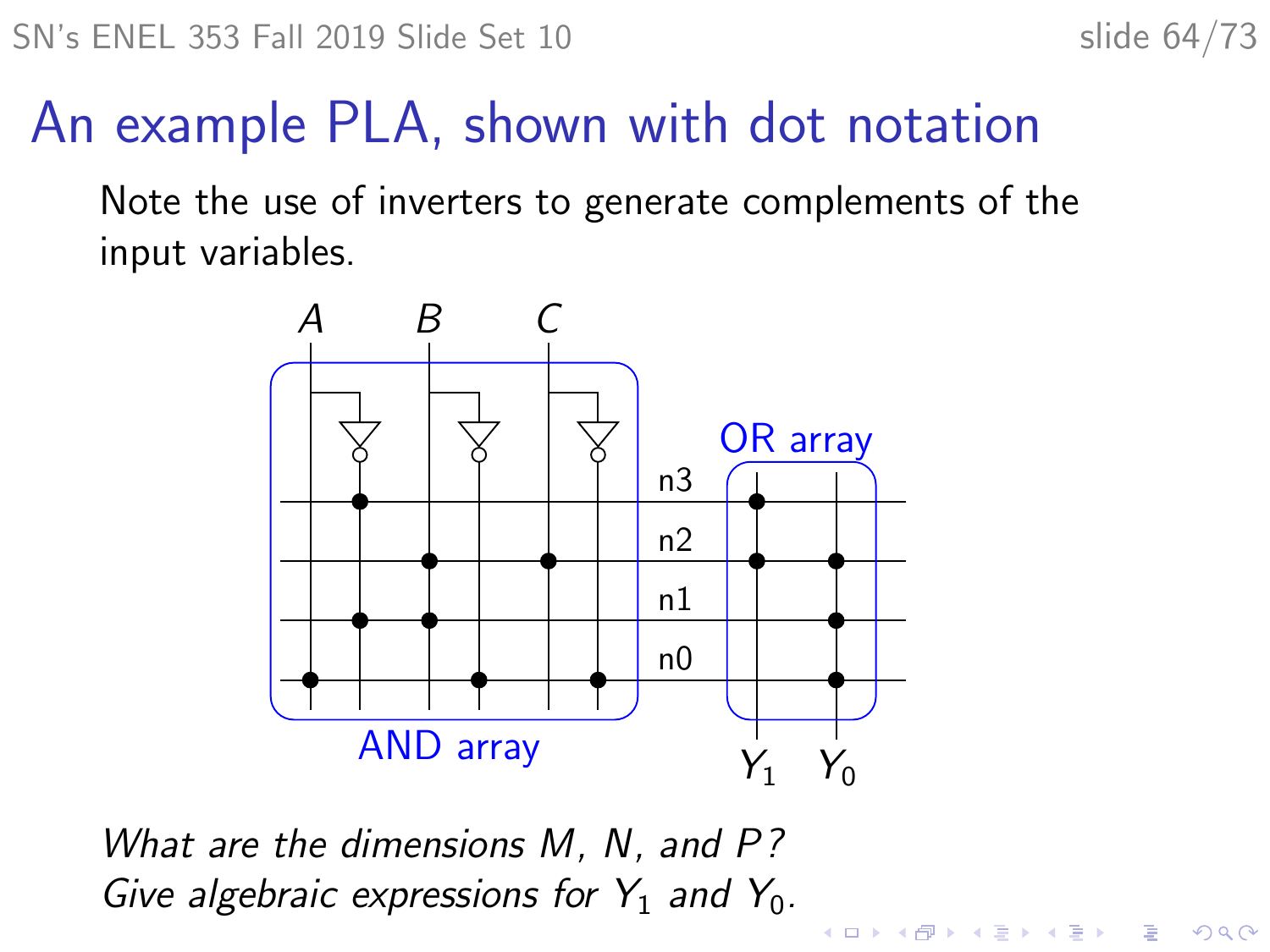# An example PLA, shown with dot notation

Note the use of inverters to generate complements of the input variables.

*What are the dimensions M, N, and P?*
*Give algebraic expressions for $Y_1$ and $Y_0$.*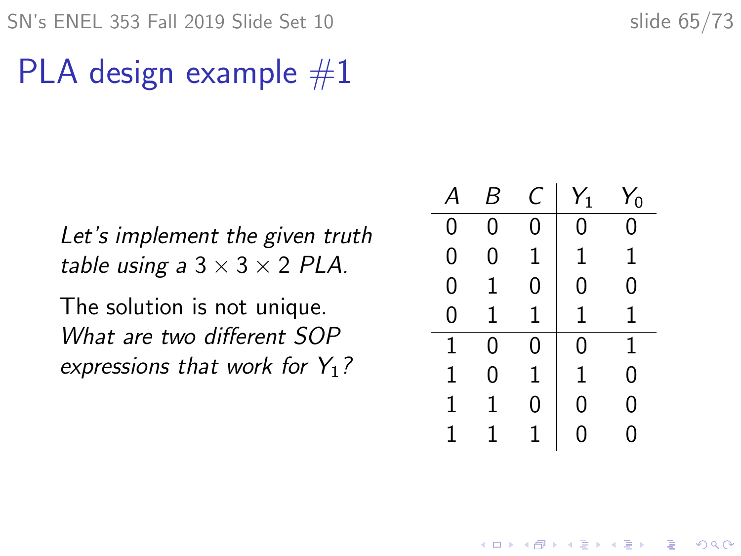# PLA design example #1

*Let's implement the given truth table using a* $3 \times 3 \times 2$ *PLA.*

The solution is not unique. *What are two different SOP expressions that work for* $Y_1$*?*

| $A$ | $B$ | $C$ | $Y_1$ | $Y_0$ |
|---|---|---|---|---|
| 0 | 0 | 0 | 0 | 0 |
| 0 | 0 | 1 | 1 | 1 |
| 0 | 1 | 0 | 0 | 0 |
| 0 | 1 | 1 | 1 | 1 |
| 1 | 0 | 0 | 0 | 1 |
| 1 | 0 | 1 | 1 | 0 |
| 1 | 1 | 0 | 0 | 0 |
| 1 | 1 | 1 | 0 | 0 |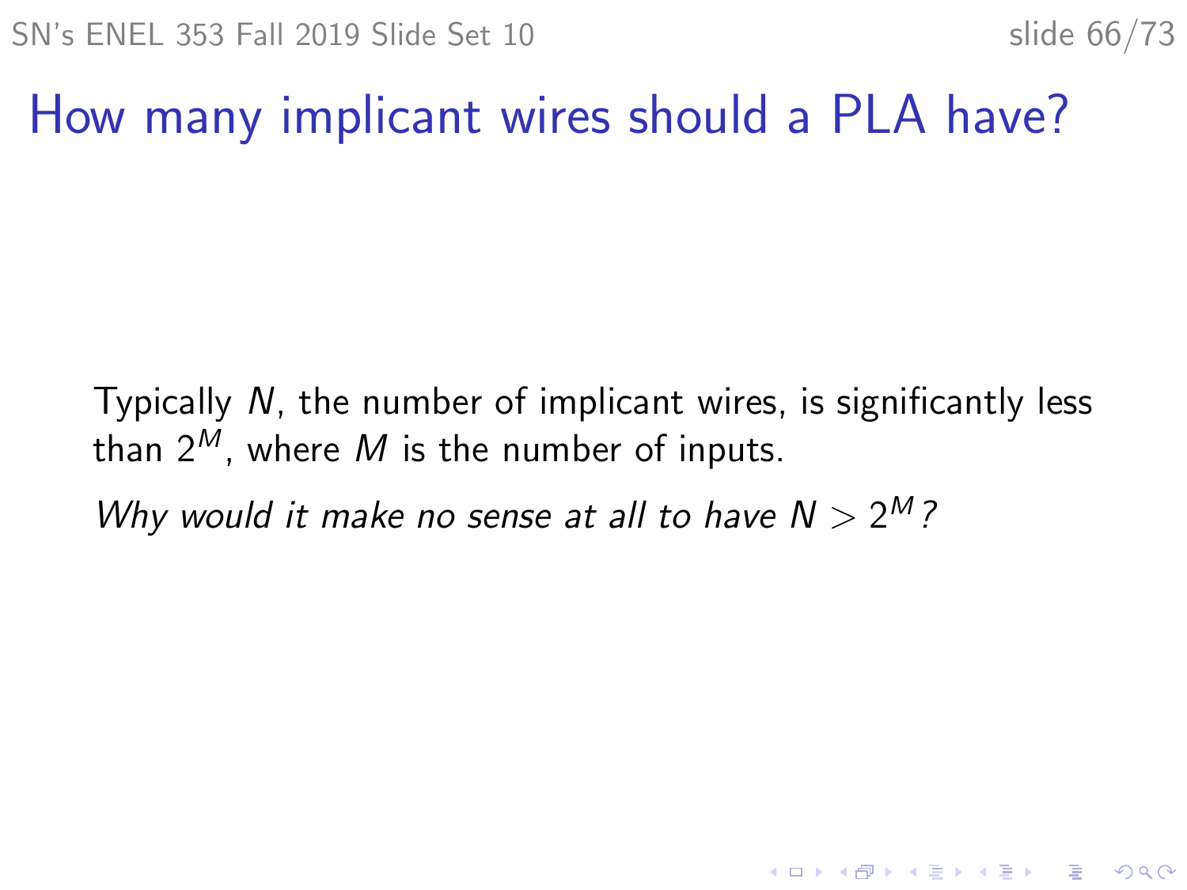# How many implicant wires should a PLA have?

Typically $N$, the number of implicant wires, is significantly less than $2^M$, where $M$ is the number of inputs.

*Why would it make no sense at all to have $N > 2^M$?*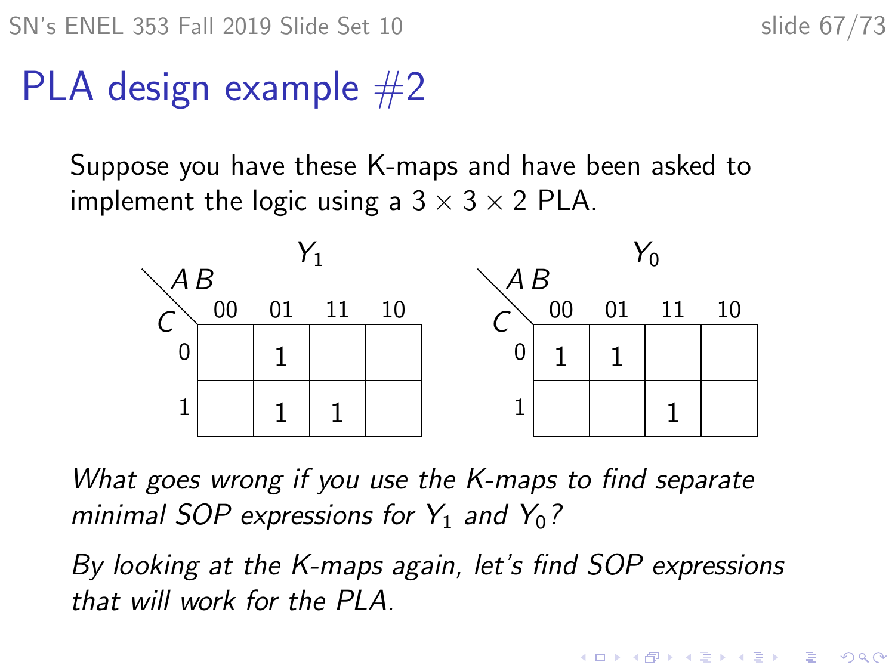# PLA design example #2

Suppose you have these K-maps and have been asked to implement the logic using a $3 \times 3 \times 2$ PLA.

$Y_1$

| $C$ \ $AB$ | 00 | 01 | 11 | 10 |
|---|---|---|---|---|
| 0 | | 1 | | |
| 1 | | 1 | 1 | |

$Y_0$

| $C$ \ $AB$ | 00 | 01 | 11 | 10 |
|---|---|---|---|---|
| 0 | 1 | 1 | | |
| 1 | | | 1 | |

*What goes wrong if you use the K-maps to find separate minimal SOP expressions for $Y_1$ and $Y_0$?*

*By looking at the K-maps again, let's find SOP expressions that will work for the PLA.*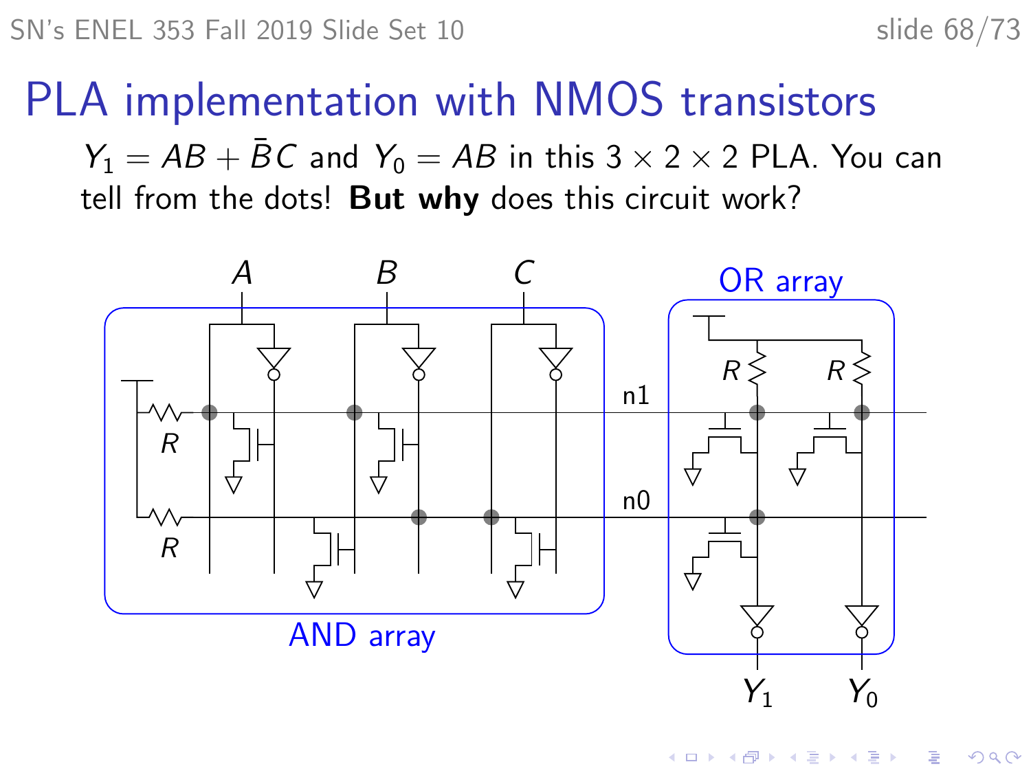# PLA implementation with NMOS transistors

$Y_1 = AB + \bar{B}C$ and $Y_0 = AB$ in this $3 \times 2 \times 2$ PLA. You can tell from the dots! **But why** does this circuit work?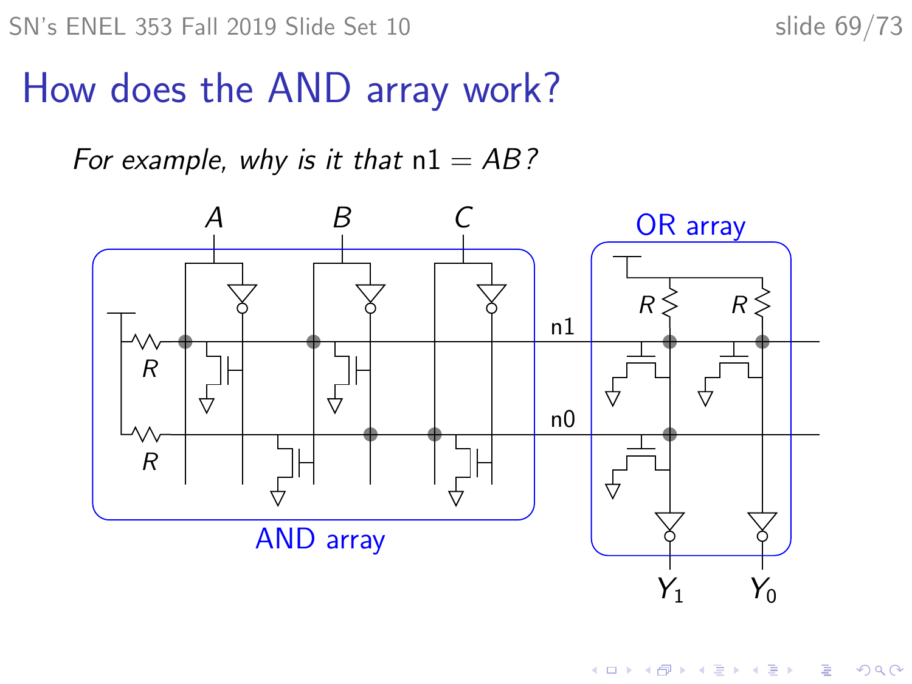# How does the AND array work?

*For example, why is it that* n1 $= AB$*?*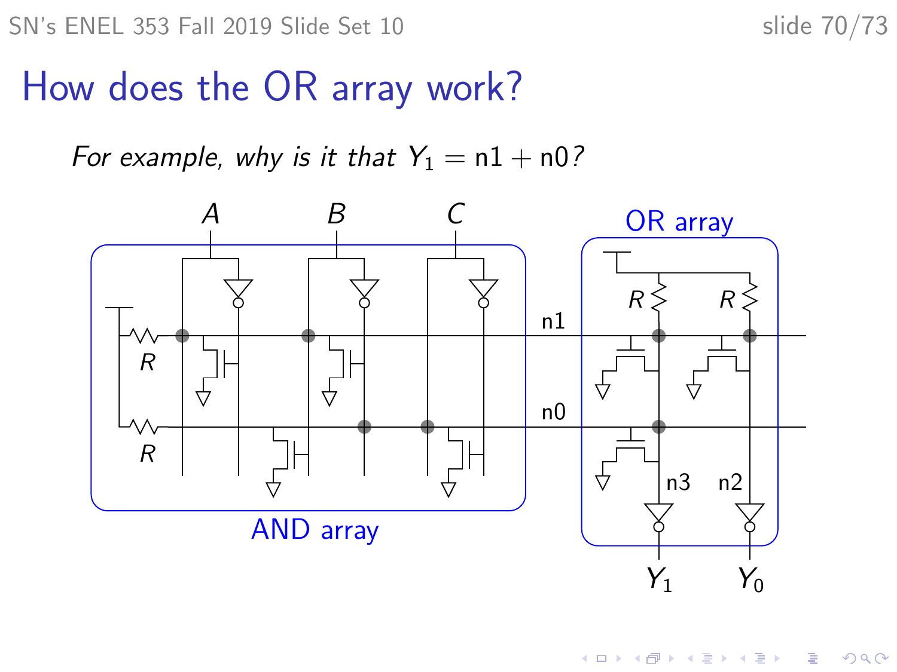# How does the OR array work?

*For example, why is it that* $Y_1 = \text{n1} + \text{n0}$*?*

A B C

OR array

R R

n1

R

n0

R

n3 n2

AND array

$Y_1$ $Y_0$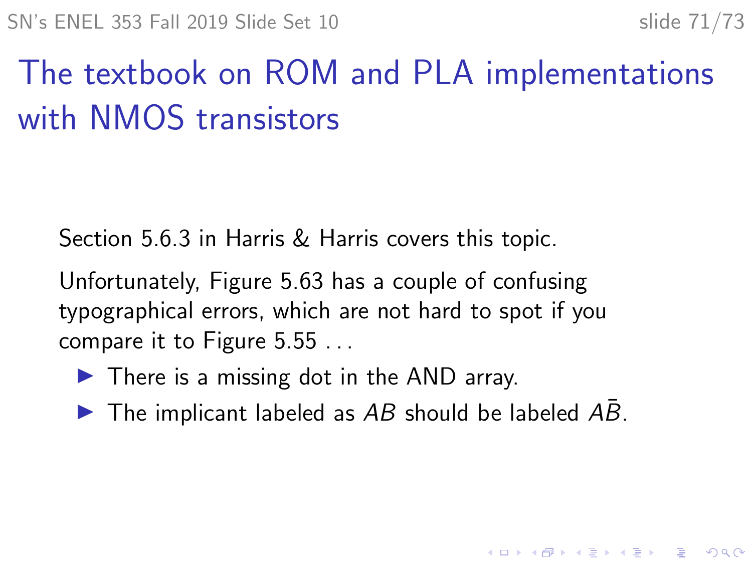# The textbook on ROM and PLA implementations with NMOS transistors

Section 5.6.3 in Harris & Harris covers this topic.

Unfortunately, Figure 5.63 has a couple of confusing typographical errors, which are not hard to spot if you compare it to Figure 5.55 ...

- There is a missing dot in the AND array.
- The implicant labeled as $AB$ should be labeled $A\bar{B}$.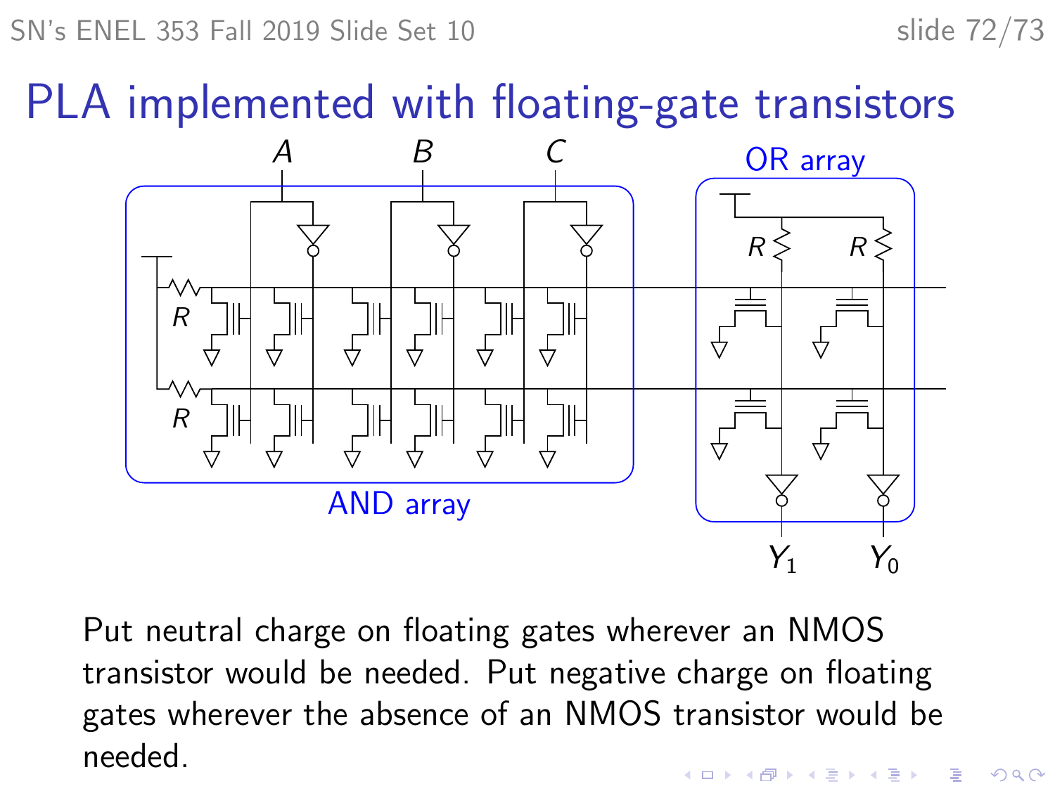# PLA implemented with floating-gate transistors

Put neutral charge on floating gates wherever an NMOS transistor would be needed. Put negative charge on floating gates wherever the absence of an NMOS transistor would be needed.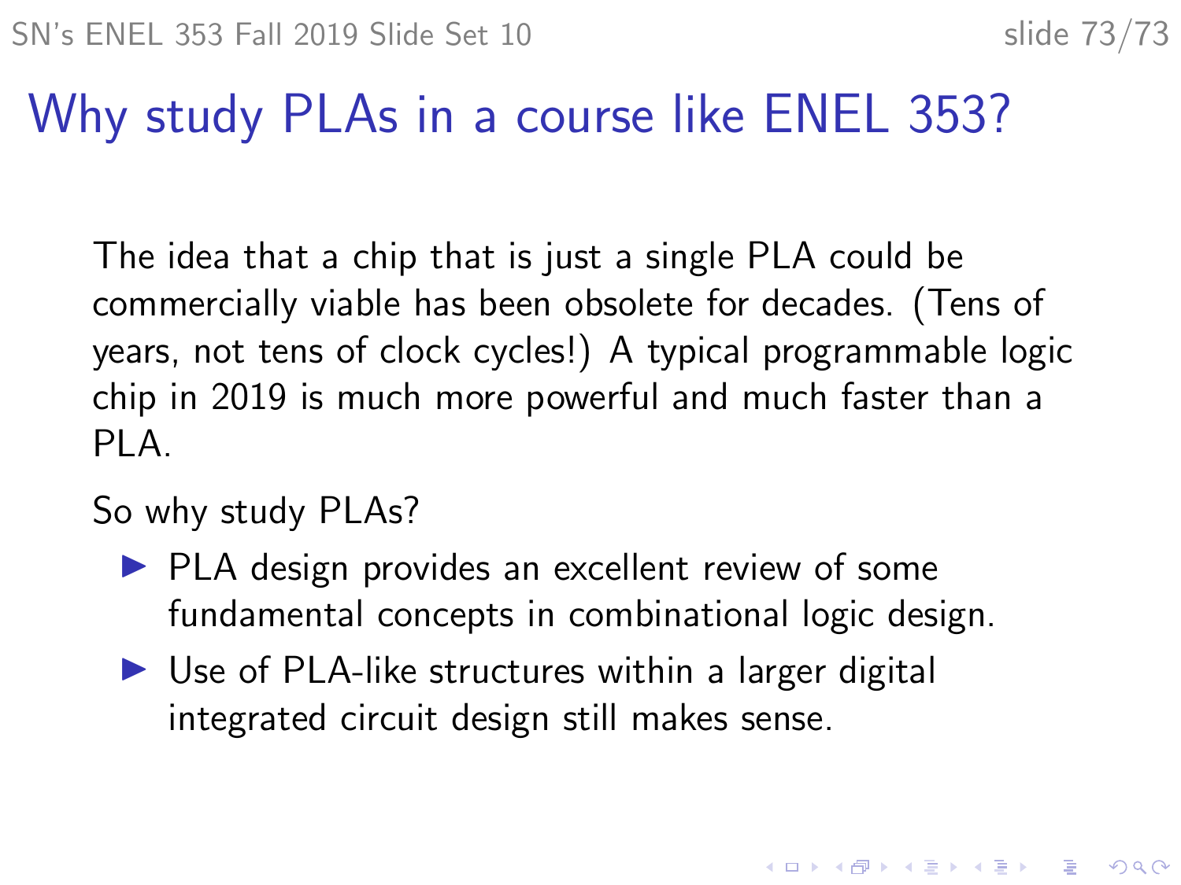# Why study PLAs in a course like ENEL 353?

The idea that a chip that is just a single PLA could be commercially viable has been obsolete for decades. (Tens of years, not tens of clock cycles!) A typical programmable logic chip in 2019 is much more powerful and much faster than a PLA.

So why study PLAs?

- PLA design provides an excellent review of some fundamental concepts in combinational logic design.
- Use of PLA-like structures within a larger digital integrated circuit design still makes sense.